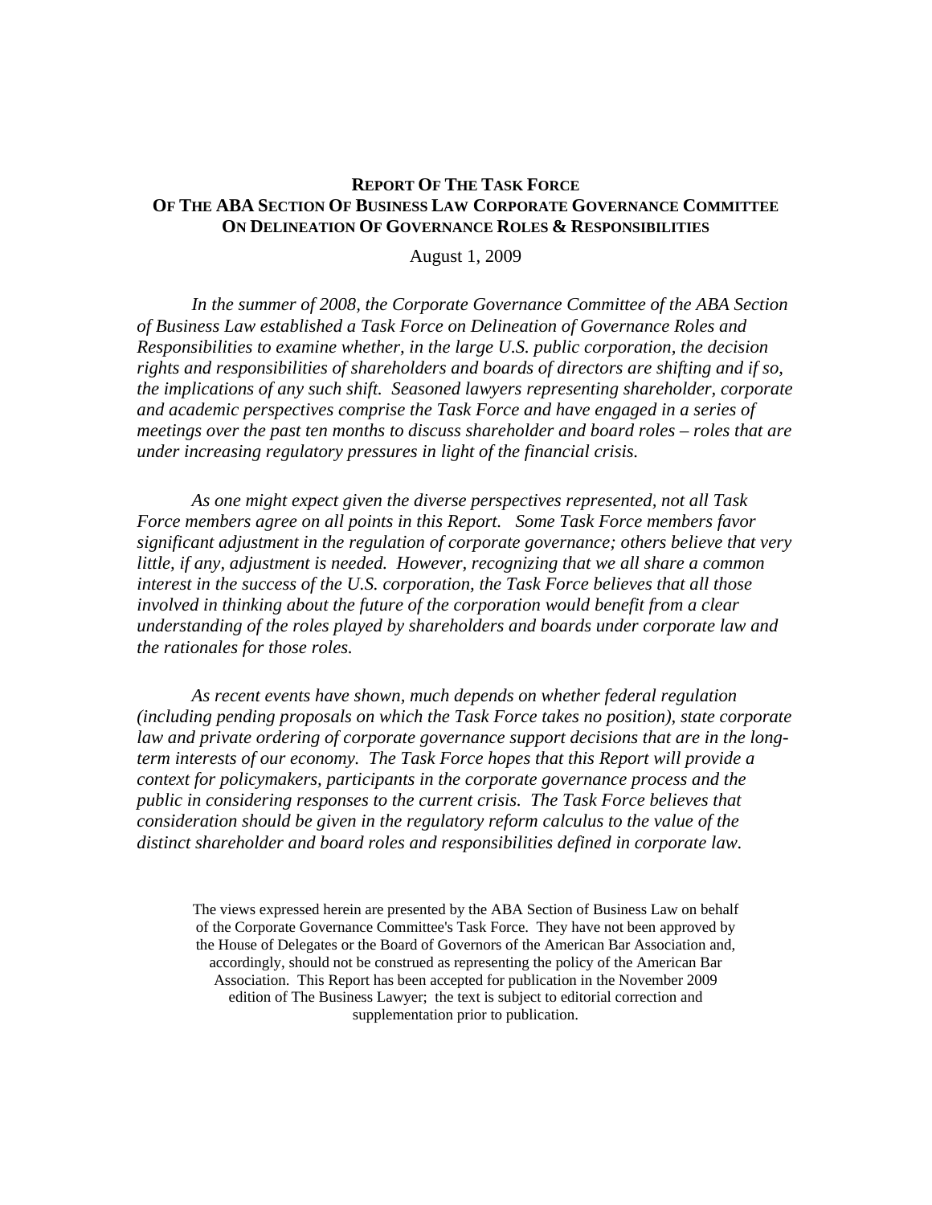# REPORT OF THE TASK FORCE OF THE ABA SECTION OF BUSINESS LAW CORPORATE GOVERNANCE COMMITTEE ON DELINEATION OF GOVERNANCE ROLES & RESPONSIBILITIES

August 1, 2009

*In the summer of 2008, the Corporate Governance Committee of the ABA Section of Business Law established a Task Force on Delineation of Governance Roles and Responsibilities to examine whether, in the large U.S. public corporation, the decision rights and responsibilities of shareholders and boards of directors are shifting and if so, the implications of any such shift. Seasoned lawyers representing shareholder, corporate and academic perspectives comprise the Task Force and have engaged in a series of meetings over the past ten months to discuss shareholder and board roles – roles that are under increasing regulatory pressures in light of the financial crisis.*

*As one might expect given the diverse perspectives represented, not all Task Force members agree on all points in this Report. Some Task Force members favor significant adjustment in the regulation of corporate governance; others believe that very little, if any, adjustment is needed. However, recognizing that we all share a common interest in the success of the U.S. corporation, the Task Force believes that all those involved in thinking about the future of the corporation would benefit from a clear understanding of the roles played by shareholders and boards under corporate law and the rationales for those roles.*

*As recent events have shown, much depends on whether federal regulation (including pending proposals on which the Task Force takes no position), state corporate law and private ordering of corporate governance support decisions that are in the long-term interests of our economy. The Task Force hopes that this Report will provide a context for policymakers, participants in the corporate governance process and the public in considering responses to the current crisis. The Task Force believes that consideration should be given in the regulatory reform calculus to the value of the distinct shareholder and board roles and responsibilities defined in corporate law.*

The views expressed herein are presented by the ABA Section of Business Law on behalf of the Corporate Governance Committee's Task Force. They have not been approved by the House of Delegates or the Board of Governors of the American Bar Association and, accordingly, should not be construed as representing the policy of the American Bar Association. This Report has been accepted for publication in the November 2009 edition of The Business Lawyer; the text is subject to editorial correction and supplementation prior to publication.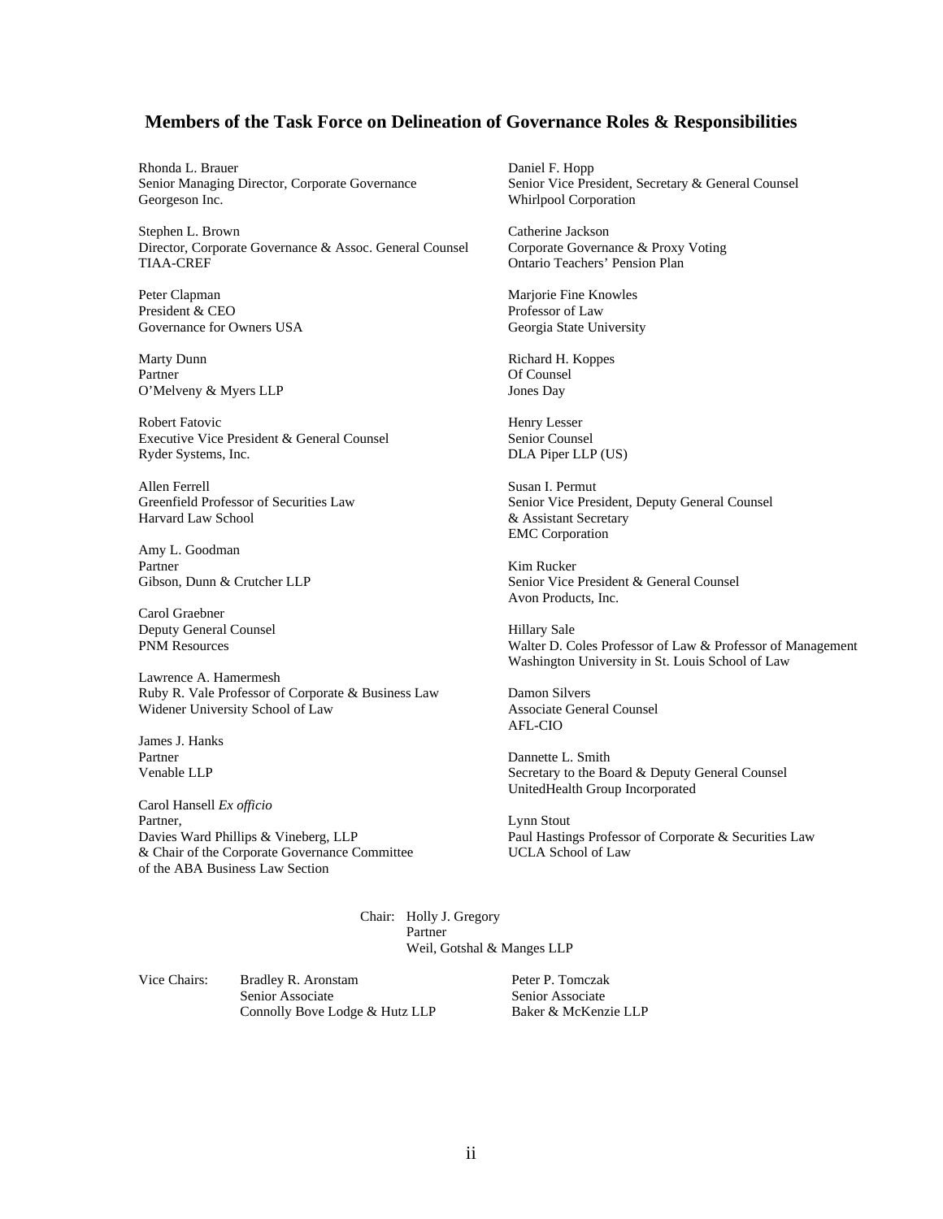## Members of the Task Force on Delineation of Governance Roles & Responsibilities

Rhonda L. Brauer
Senior Managing Director, Corporate Governance
Georgeson Inc.

Stephen L. Brown
Director, Corporate Governance & Assoc. General Counsel
TIAA-CREF

Peter Clapman
President & CEO
Governance for Owners USA

Marty Dunn
Partner
O'Melveny & Myers LLP

Robert Fatovic
Executive Vice President & General Counsel
Ryder Systems, Inc.

Allen Ferrell
Greenfield Professor of Securities Law
Harvard Law School

Amy L. Goodman
Partner
Gibson, Dunn & Crutcher LLP

Carol Graebner
Deputy General Counsel
PNM Resources

Lawrence A. Hamermesh
Ruby R. Vale Professor of Corporate & Business Law
Widener University School of Law

James J. Hanks
Partner
Venable LLP

Carol Hansell *Ex officio*
Partner,
Davies Ward Phillips & Vineberg, LLP
& Chair of the Corporate Governance Committee
of the ABA Business Law Section

Daniel F. Hopp
Senior Vice President, Secretary & General Counsel
Whirlpool Corporation

Catherine Jackson
Corporate Governance & Proxy Voting
Ontario Teachers' Pension Plan

Marjorie Fine Knowles
Professor of Law
Georgia State University

Richard H. Koppes
Of Counsel
Jones Day

Henry Lesser
Senior Counsel
DLA Piper LLP (US)

Susan I. Permut
Senior Vice President, Deputy General Counsel
& Assistant Secretary
EMC Corporation

Kim Rucker
Senior Vice President & General Counsel
Avon Products, Inc.

Hillary Sale
Walter D. Coles Professor of Law & Professor of Management
Washington University in St. Louis School of Law

Damon Silvers
Associate General Counsel
AFL-CIO

Dannette L. Smith
Secretary to the Board & Deputy General Counsel
UnitedHealth Group Incorporated

Lynn Stout
Paul Hastings Professor of Corporate & Securities Law
UCLA School of Law

Chair: Holly J. Gregory
Partner
Weil, Gotshal & Manges LLP

Vice Chairs:

Bradley R. Aronstam
Senior Associate
Connolly Bove Lodge & Hutz LLP

Peter P. Tomczak
Senior Associate
Baker & McKenzie LLP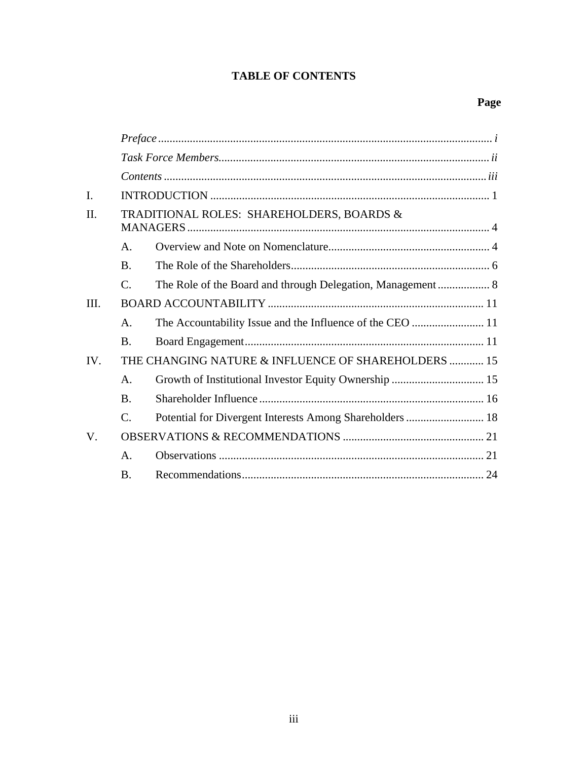# TABLE OF CONTENTS

| | | | Page |
|---|---|---|---|
| | *Preface* | | *i* |
| | *Task Force Members* | | *ii* |
| | *Contents* | | *iii* |
| I. | INTRODUCTION | | 1 |
| II. | TRADITIONAL ROLES: SHAREHOLDERS, BOARDS & MANAGERS | | 4 |
| | A. | Overview and Note on Nomenclature | 4 |
| | B. | The Role of the Shareholders | 6 |
| | C. | The Role of the Board and through Delegation, Management | 8 |
| III. | BOARD ACCOUNTABILITY | | 11 |
| | A. | The Accountability Issue and the Influence of the CEO | 11 |
| | B. | Board Engagement | 11 |
| IV. | THE CHANGING NATURE & INFLUENCE OF SHAREHOLDERS | | 15 |
| | A. | Growth of Institutional Investor Equity Ownership | 15 |
| | B. | Shareholder Influence | 16 |
| | C. | Potential for Divergent Interests Among Shareholders | 18 |
| V. | OBSERVATIONS & RECOMMENDATIONS | | 21 |
| | A. | Observations | 21 |
| | B. | Recommendations | 24 |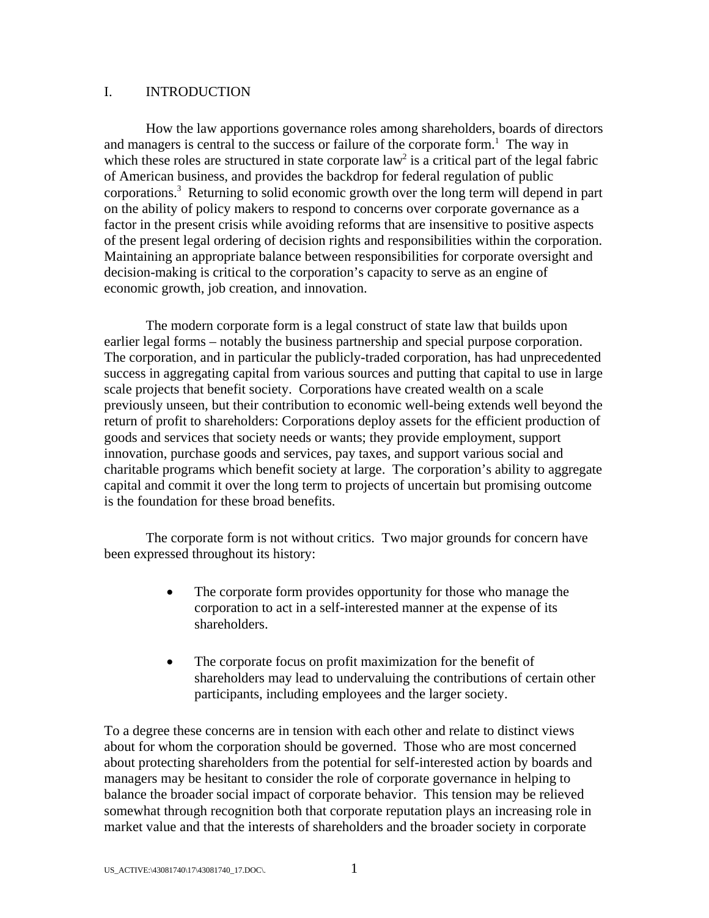## I. INTRODUCTION

How the law apportions governance roles among shareholders, boards of directors and managers is central to the success or failure of the corporate form.[1] The way in which these roles are structured in state corporate law[2] is a critical part of the legal fabric of American business, and provides the backdrop for federal regulation of public corporations.[3] Returning to solid economic growth over the long term will depend in part on the ability of policy makers to respond to concerns over corporate governance as a factor in the present crisis while avoiding reforms that are insensitive to positive aspects of the present legal ordering of decision rights and responsibilities within the corporation. Maintaining an appropriate balance between responsibilities for corporate oversight and decision-making is critical to the corporation's capacity to serve as an engine of economic growth, job creation, and innovation.

The modern corporate form is a legal construct of state law that builds upon earlier legal forms – notably the business partnership and special purpose corporation. The corporation, and in particular the publicly-traded corporation, has had unprecedented success in aggregating capital from various sources and putting that capital to use in large scale projects that benefit society. Corporations have created wealth on a scale previously unseen, but their contribution to economic well-being extends well beyond the return of profit to shareholders: Corporations deploy assets for the efficient production of goods and services that society needs or wants; they provide employment, support innovation, purchase goods and services, pay taxes, and support various social and charitable programs which benefit society at large. The corporation's ability to aggregate capital and commit it over the long term to projects of uncertain but promising outcome is the foundation for these broad benefits.

The corporate form is not without critics. Two major grounds for concern have been expressed throughout its history:

- The corporate form provides opportunity for those who manage the corporation to act in a self-interested manner at the expense of its shareholders.
- The corporate focus on profit maximization for the benefit of shareholders may lead to undervaluing the contributions of certain other participants, including employees and the larger society.

To a degree these concerns are in tension with each other and relate to distinct views about for whom the corporation should be governed. Those who are most concerned about protecting shareholders from the potential for self-interested action by boards and managers may be hesitant to consider the role of corporate governance in helping to balance the broader social impact of corporate behavior. This tension may be relieved somewhat through recognition both that corporate reputation plays an increasing role in market value and that the interests of shareholders and the broader society in corporate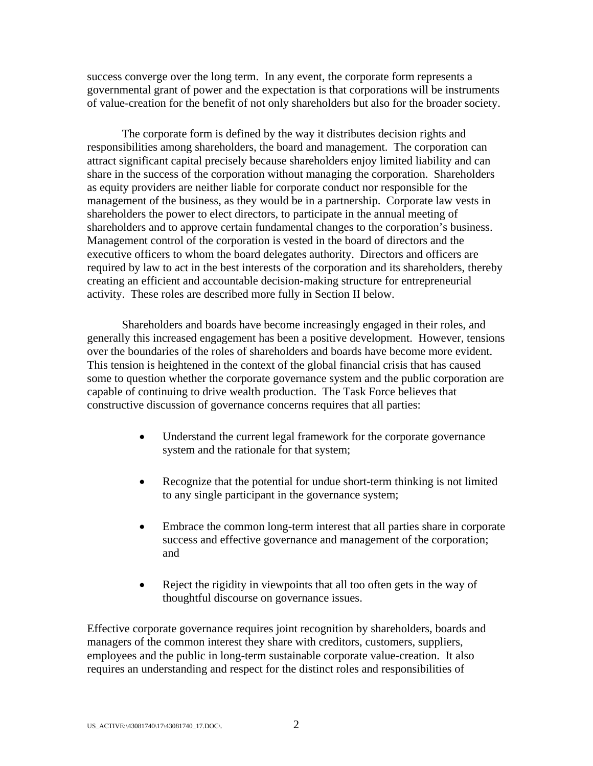success converge over the long term. In any event, the corporate form represents a governmental grant of power and the expectation is that corporations will be instruments of value-creation for the benefit of not only shareholders but also for the broader society.

The corporate form is defined by the way it distributes decision rights and responsibilities among shareholders, the board and management. The corporation can attract significant capital precisely because shareholders enjoy limited liability and can share in the success of the corporation without managing the corporation. Shareholders as equity providers are neither liable for corporate conduct nor responsible for the management of the business, as they would be in a partnership. Corporate law vests in shareholders the power to elect directors, to participate in the annual meeting of shareholders and to approve certain fundamental changes to the corporation's business. Management control of the corporation is vested in the board of directors and the executive officers to whom the board delegates authority. Directors and officers are required by law to act in the best interests of the corporation and its shareholders, thereby creating an efficient and accountable decision-making structure for entrepreneurial activity. These roles are described more fully in Section II below.

Shareholders and boards have become increasingly engaged in their roles, and generally this increased engagement has been a positive development. However, tensions over the boundaries of the roles of shareholders and boards have become more evident. This tension is heightened in the context of the global financial crisis that has caused some to question whether the corporate governance system and the public corporation are capable of continuing to drive wealth production. The Task Force believes that constructive discussion of governance concerns requires that all parties:

- Understand the current legal framework for the corporate governance system and the rationale for that system;
- Recognize that the potential for undue short-term thinking is not limited to any single participant in the governance system;
- Embrace the common long-term interest that all parties share in corporate success and effective governance and management of the corporation; and
- Reject the rigidity in viewpoints that all too often gets in the way of thoughtful discourse on governance issues.

Effective corporate governance requires joint recognition by shareholders, boards and managers of the common interest they share with creditors, customers, suppliers, employees and the public in long-term sustainable corporate value-creation. It also requires an understanding and respect for the distinct roles and responsibilities of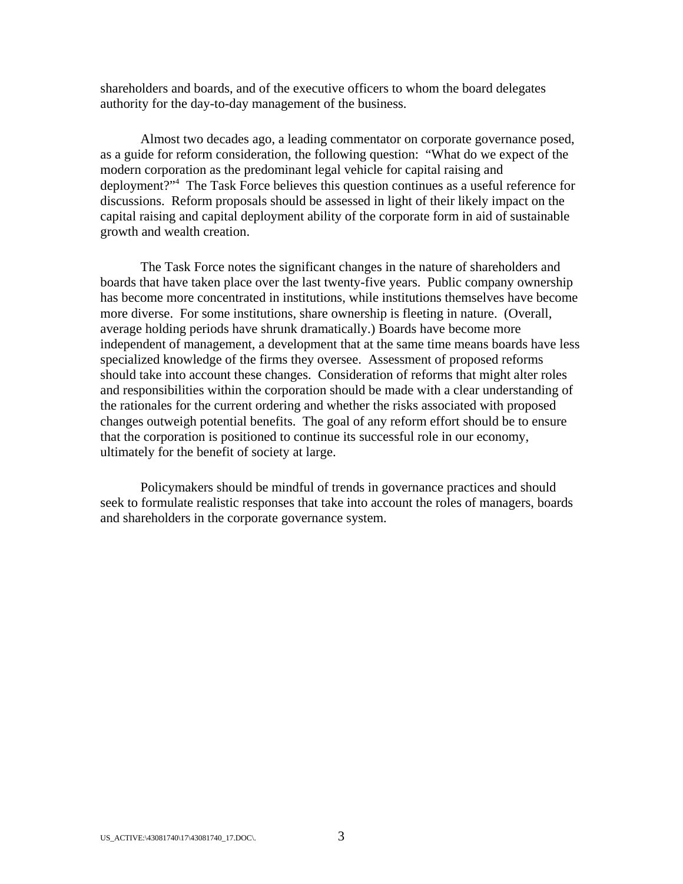shareholders and boards, and of the executive officers to whom the board delegates authority for the day-to-day management of the business.

Almost two decades ago, a leading commentator on corporate governance posed, as a guide for reform consideration, the following question: "What do we expect of the modern corporation as the predominant legal vehicle for capital raising and deployment?"[4] The Task Force believes this question continues as a useful reference for discussions. Reform proposals should be assessed in light of their likely impact on the capital raising and capital deployment ability of the corporate form in aid of sustainable growth and wealth creation.

The Task Force notes the significant changes in the nature of shareholders and boards that have taken place over the last twenty-five years. Public company ownership has become more concentrated in institutions, while institutions themselves have become more diverse. For some institutions, share ownership is fleeting in nature. (Overall, average holding periods have shrunk dramatically.) Boards have become more independent of management, a development that at the same time means boards have less specialized knowledge of the firms they oversee. Assessment of proposed reforms should take into account these changes. Consideration of reforms that might alter roles and responsibilities within the corporation should be made with a clear understanding of the rationales for the current ordering and whether the risks associated with proposed changes outweigh potential benefits. The goal of any reform effort should be to ensure that the corporation is positioned to continue its successful role in our economy, ultimately for the benefit of society at large.

Policymakers should be mindful of trends in governance practices and should seek to formulate realistic responses that take into account the roles of managers, boards and shareholders in the corporate governance system.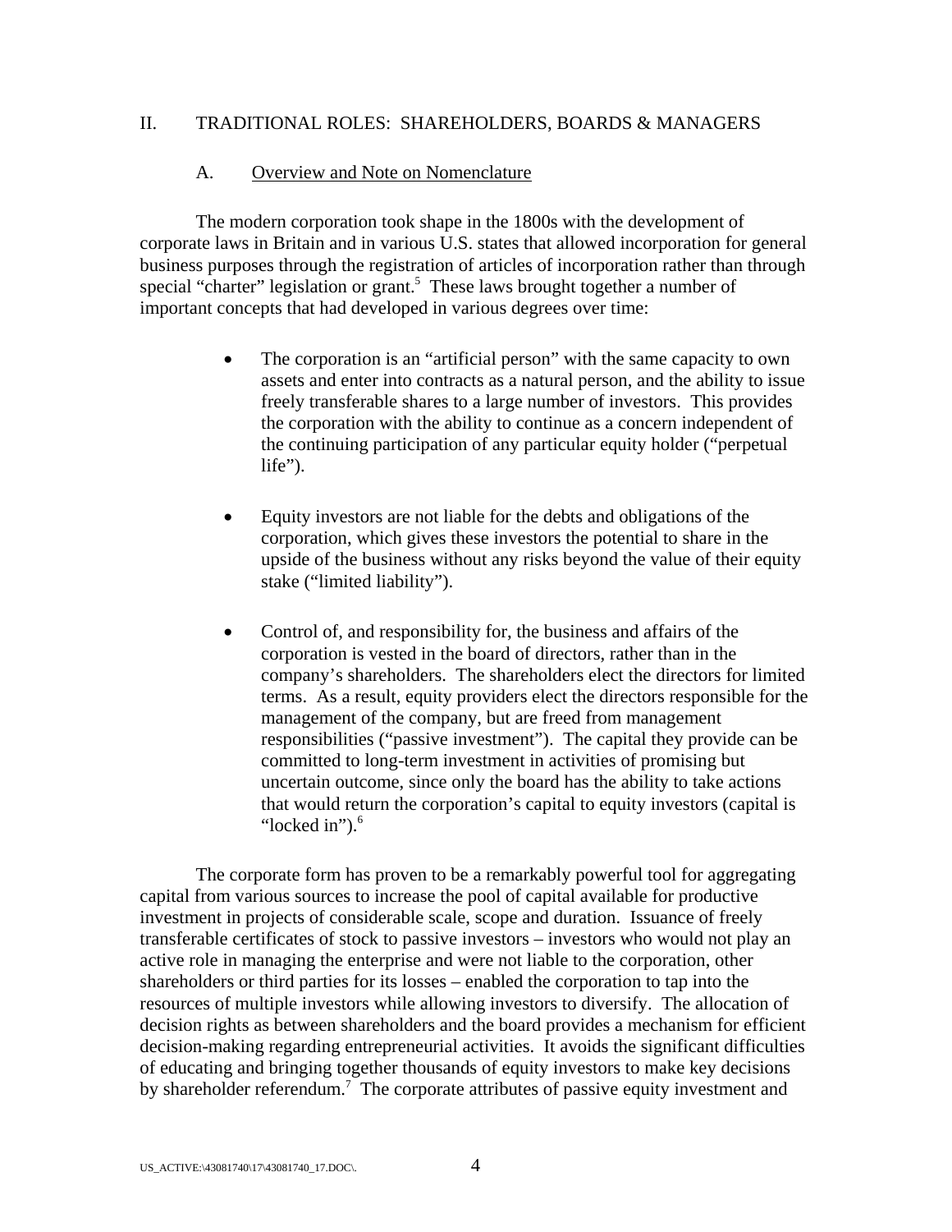## II. TRADITIONAL ROLES: SHAREHOLDERS, BOARDS & MANAGERS

### A. Overview and Note on Nomenclature

The modern corporation took shape in the 1800s with the development of corporate laws in Britain and in various U.S. states that allowed incorporation for general business purposes through the registration of articles of incorporation rather than through special "charter" legislation or grant.[5] These laws brought together a number of important concepts that had developed in various degrees over time:

- The corporation is an "artificial person" with the same capacity to own assets and enter into contracts as a natural person, and the ability to issue freely transferable shares to a large number of investors. This provides the corporation with the ability to continue as a concern independent of the continuing participation of any particular equity holder ("perpetual life").

- Equity investors are not liable for the debts and obligations of the corporation, which gives these investors the potential to share in the upside of the business without any risks beyond the value of their equity stake ("limited liability").

- Control of, and responsibility for, the business and affairs of the corporation is vested in the board of directors, rather than in the company's shareholders. The shareholders elect the directors for limited terms. As a result, equity providers elect the directors responsible for the management of the company, but are freed from management responsibilities ("passive investment"). The capital they provide can be committed to long-term investment in activities of promising but uncertain outcome, since only the board has the ability to take actions that would return the corporation's capital to equity investors (capital is "locked in").[6]

The corporate form has proven to be a remarkably powerful tool for aggregating capital from various sources to increase the pool of capital available for productive investment in projects of considerable scale, scope and duration. Issuance of freely transferable certificates of stock to passive investors – investors who would not play an active role in managing the enterprise and were not liable to the corporation, other shareholders or third parties for its losses – enabled the corporation to tap into the resources of multiple investors while allowing investors to diversify. The allocation of decision rights as between shareholders and the board provides a mechanism for efficient decision-making regarding entrepreneurial activities. It avoids the significant difficulties of educating and bringing together thousands of equity investors to make key decisions by shareholder referendum.[7] The corporate attributes of passive equity investment and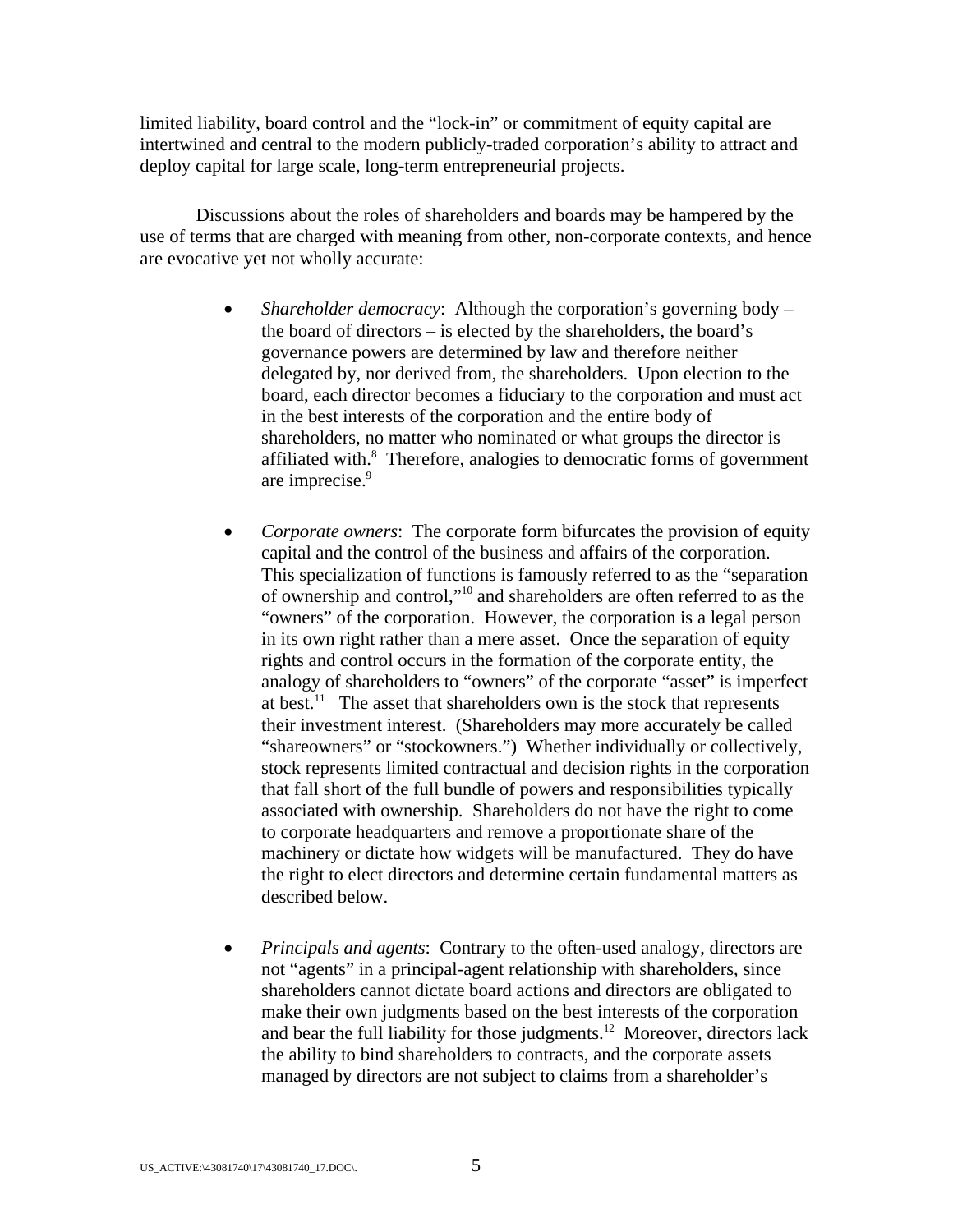limited liability, board control and the "lock-in" or commitment of equity capital are intertwined and central to the modern publicly-traded corporation's ability to attract and deploy capital for large scale, long-term entrepreneurial projects.

Discussions about the roles of shareholders and boards may be hampered by the use of terms that are charged with meaning from other, non-corporate contexts, and hence are evocative yet not wholly accurate:

- *Shareholder democracy*: Although the corporation's governing body – the board of directors – is elected by the shareholders, the board's governance powers are determined by law and therefore neither delegated by, nor derived from, the shareholders. Upon election to the board, each director becomes a fiduciary to the corporation and must act in the best interests of the corporation and the entire body of shareholders, no matter who nominated or what groups the director is affiliated with.[8] Therefore, analogies to democratic forms of government are imprecise.[9]

- *Corporate owners*: The corporate form bifurcates the provision of equity capital and the control of the business and affairs of the corporation. This specialization of functions is famously referred to as the "separation of ownership and control,"[10] and shareholders are often referred to as the "owners" of the corporation. However, the corporation is a legal person in its own right rather than a mere asset. Once the separation of equity rights and control occurs in the formation of the corporate entity, the analogy of shareholders to "owners" of the corporate "asset" is imperfect at best.[11] The asset that shareholders own is the stock that represents their investment interest. (Shareholders may more accurately be called "shareowners" or "stockowners.") Whether individually or collectively, stock represents limited contractual and decision rights in the corporation that fall short of the full bundle of powers and responsibilities typically associated with ownership. Shareholders do not have the right to come to corporate headquarters and remove a proportionate share of the machinery or dictate how widgets will be manufactured. They do have the right to elect directors and determine certain fundamental matters as described below.

- *Principals and agents*: Contrary to the often-used analogy, directors are not "agents" in a principal-agent relationship with shareholders, since shareholders cannot dictate board actions and directors are obligated to make their own judgments based on the best interests of the corporation and bear the full liability for those judgments.[12] Moreover, directors lack the ability to bind shareholders to contracts, and the corporate assets managed by directors are not subject to claims from a shareholder's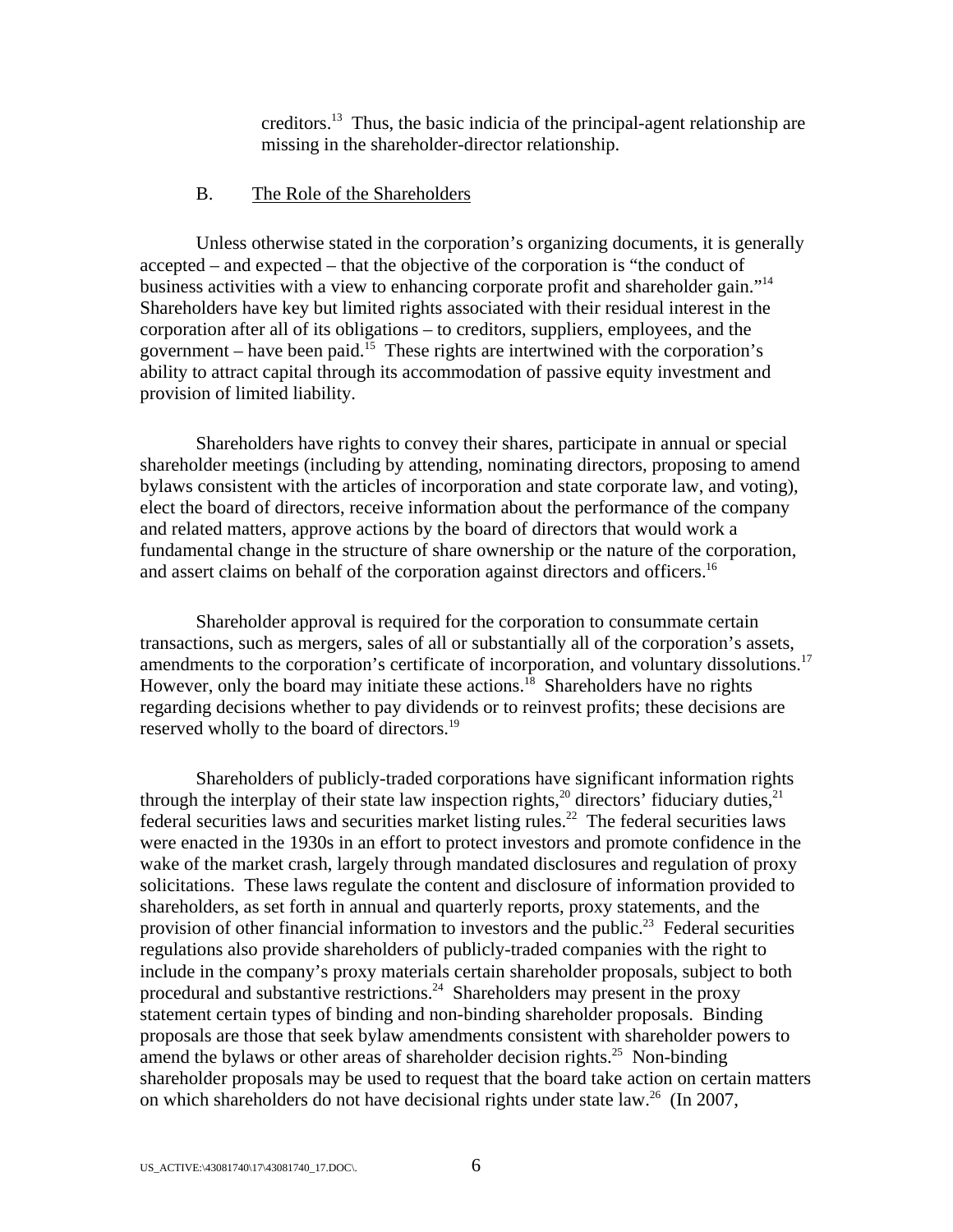creditors.[13] Thus, the basic indicia of the principal-agent relationship are missing in the shareholder-director relationship.

## B. The Role of the Shareholders

Unless otherwise stated in the corporation's organizing documents, it is generally accepted – and expected – that the objective of the corporation is "the conduct of business activities with a view to enhancing corporate profit and shareholder gain."[14] Shareholders have key but limited rights associated with their residual interest in the corporation after all of its obligations – to creditors, suppliers, employees, and the government – have been paid.[15] These rights are intertwined with the corporation's ability to attract capital through its accommodation of passive equity investment and provision of limited liability.

Shareholders have rights to convey their shares, participate in annual or special shareholder meetings (including by attending, nominating directors, proposing to amend bylaws consistent with the articles of incorporation and state corporate law, and voting), elect the board of directors, receive information about the performance of the company and related matters, approve actions by the board of directors that would work a fundamental change in the structure of share ownership or the nature of the corporation, and assert claims on behalf of the corporation against directors and officers.[16]

Shareholder approval is required for the corporation to consummate certain transactions, such as mergers, sales of all or substantially all of the corporation's assets, amendments to the corporation's certificate of incorporation, and voluntary dissolutions.[17] However, only the board may initiate these actions.[18] Shareholders have no rights regarding decisions whether to pay dividends or to reinvest profits; these decisions are reserved wholly to the board of directors.[19]

Shareholders of publicly-traded corporations have significant information rights through the interplay of their state law inspection rights,[20] directors' fiduciary duties,[21] federal securities laws and securities market listing rules.[22] The federal securities laws were enacted in the 1930s in an effort to protect investors and promote confidence in the wake of the market crash, largely through mandated disclosures and regulation of proxy solicitations. These laws regulate the content and disclosure of information provided to shareholders, as set forth in annual and quarterly reports, proxy statements, and the provision of other financial information to investors and the public.[23] Federal securities regulations also provide shareholders of publicly-traded companies with the right to include in the company's proxy materials certain shareholder proposals, subject to both procedural and substantive restrictions.[24] Shareholders may present in the proxy statement certain types of binding and non-binding shareholder proposals. Binding proposals are those that seek bylaw amendments consistent with shareholder powers to amend the bylaws or other areas of shareholder decision rights.[25] Non-binding shareholder proposals may be used to request that the board take action on certain matters on which shareholders do not have decisional rights under state law.[26] (In 2007,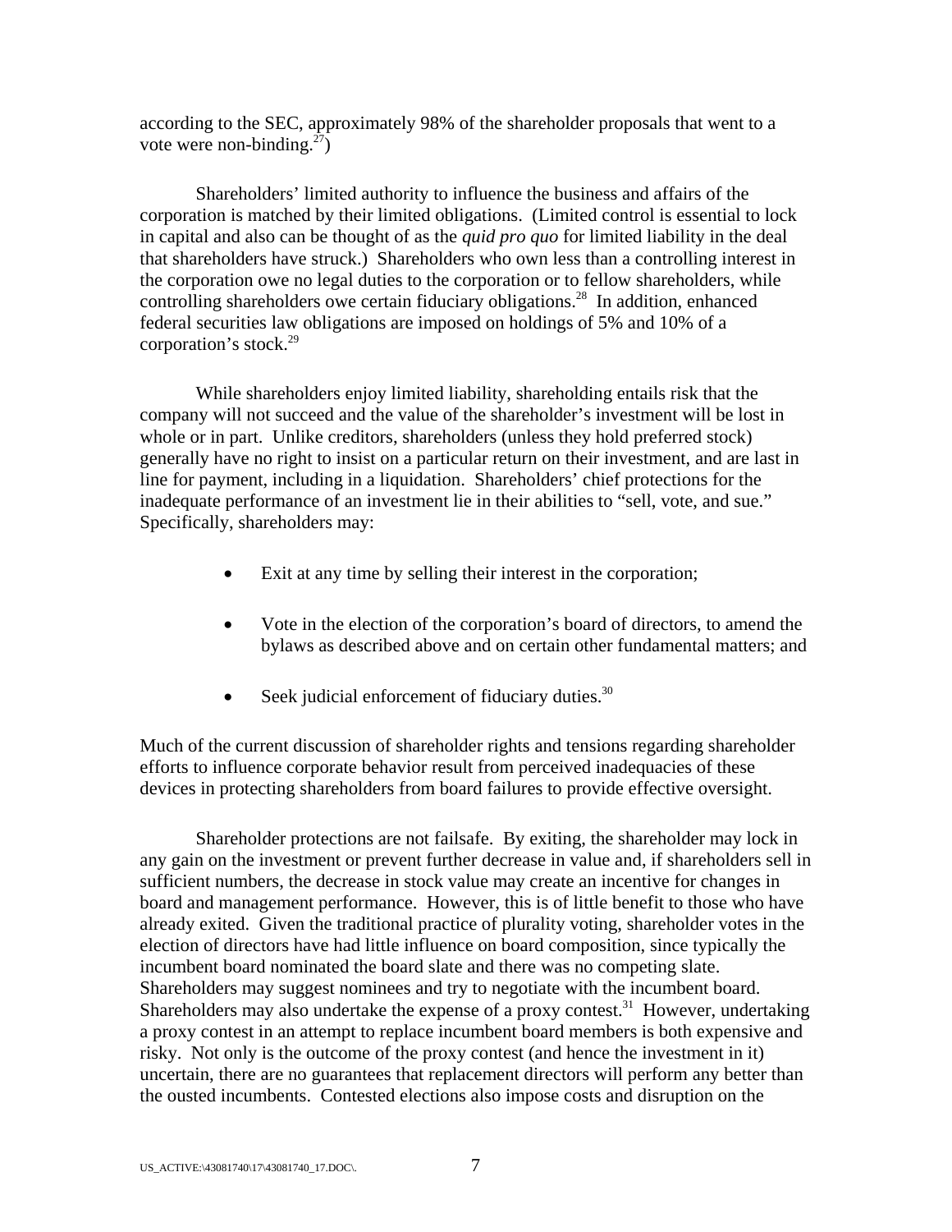according to the SEC, approximately 98% of the shareholder proposals that went to a vote were non-binding.[27])

Shareholders' limited authority to influence the business and affairs of the corporation is matched by their limited obligations. (Limited control is essential to lock in capital and also can be thought of as the *quid pro quo* for limited liability in the deal that shareholders have struck.) Shareholders who own less than a controlling interest in the corporation owe no legal duties to the corporation or to fellow shareholders, while controlling shareholders owe certain fiduciary obligations.[28] In addition, enhanced federal securities law obligations are imposed on holdings of 5% and 10% of a corporation's stock.[29]

While shareholders enjoy limited liability, shareholding entails risk that the company will not succeed and the value of the shareholder's investment will be lost in whole or in part. Unlike creditors, shareholders (unless they hold preferred stock) generally have no right to insist on a particular return on their investment, and are last in line for payment, including in a liquidation. Shareholders' chief protections for the inadequate performance of an investment lie in their abilities to "sell, vote, and sue." Specifically, shareholders may:

- Exit at any time by selling their interest in the corporation;
- Vote in the election of the corporation's board of directors, to amend the bylaws as described above and on certain other fundamental matters; and
- Seek judicial enforcement of fiduciary duties.[30]

Much of the current discussion of shareholder rights and tensions regarding shareholder efforts to influence corporate behavior result from perceived inadequacies of these devices in protecting shareholders from board failures to provide effective oversight.

Shareholder protections are not failsafe. By exiting, the shareholder may lock in any gain on the investment or prevent further decrease in value and, if shareholders sell in sufficient numbers, the decrease in stock value may create an incentive for changes in board and management performance. However, this is of little benefit to those who have already exited. Given the traditional practice of plurality voting, shareholder votes in the election of directors have had little influence on board composition, since typically the incumbent board nominated the board slate and there was no competing slate. Shareholders may suggest nominees and try to negotiate with the incumbent board. Shareholders may also undertake the expense of a proxy contest.[31] However, undertaking a proxy contest in an attempt to replace incumbent board members is both expensive and risky. Not only is the outcome of the proxy contest (and hence the investment in it) uncertain, there are no guarantees that replacement directors will perform any better than the ousted incumbents. Contested elections also impose costs and disruption on the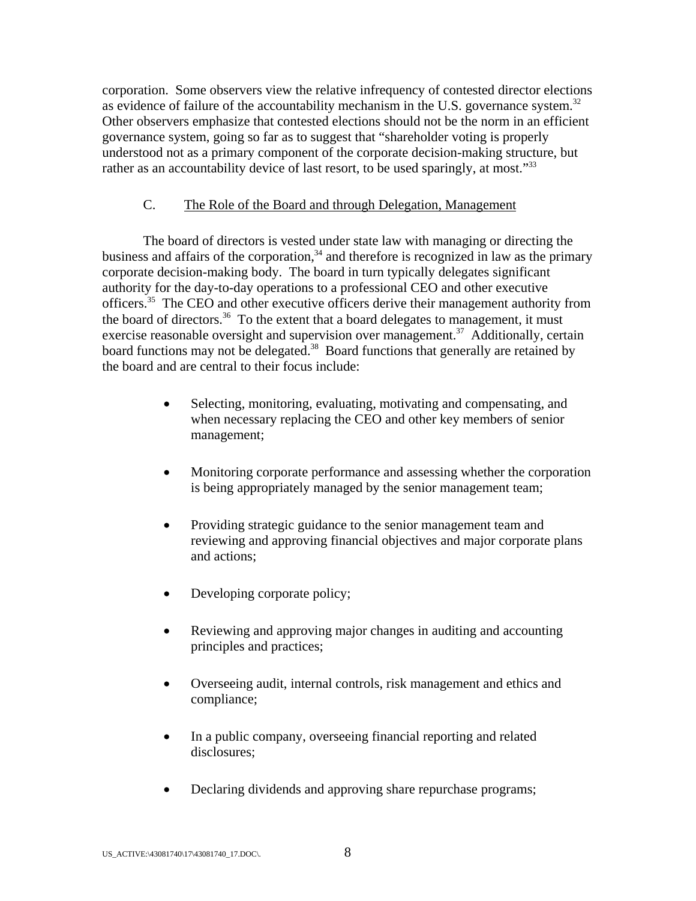corporation. Some observers view the relative infrequency of contested director elections as evidence of failure of the accountability mechanism in the U.S. governance system.[32] Other observers emphasize that contested elections should not be the norm in an efficient governance system, going so far as to suggest that "shareholder voting is properly understood not as a primary component of the corporate decision-making structure, but rather as an accountability device of last resort, to be used sparingly, at most."[33]

### C. The Role of the Board and through Delegation, Management

The board of directors is vested under state law with managing or directing the business and affairs of the corporation,[34] and therefore is recognized in law as the primary corporate decision-making body. The board in turn typically delegates significant authority for the day-to-day operations to a professional CEO and other executive officers.[35] The CEO and other executive officers derive their management authority from the board of directors.[36] To the extent that a board delegates to management, it must exercise reasonable oversight and supervision over management.[37] Additionally, certain board functions may not be delegated.[38] Board functions that generally are retained by the board and are central to their focus include:

- Selecting, monitoring, evaluating, motivating and compensating, and when necessary replacing the CEO and other key members of senior management;
- Monitoring corporate performance and assessing whether the corporation is being appropriately managed by the senior management team;
- Providing strategic guidance to the senior management team and reviewing and approving financial objectives and major corporate plans and actions;
- Developing corporate policy;
- Reviewing and approving major changes in auditing and accounting principles and practices;
- Overseeing audit, internal controls, risk management and ethics and compliance;
- In a public company, overseeing financial reporting and related disclosures;
- Declaring dividends and approving share repurchase programs;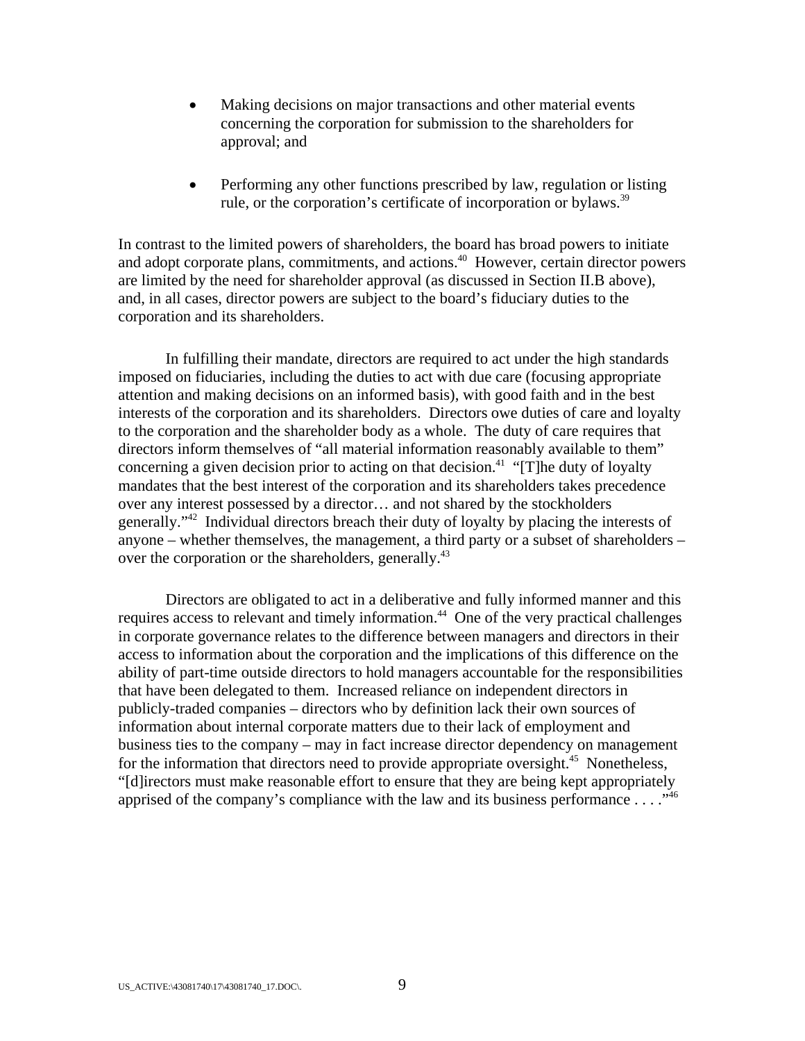- Making decisions on major transactions and other material events concerning the corporation for submission to the shareholders for approval; and

- Performing any other functions prescribed by law, regulation or listing rule, or the corporation's certificate of incorporation or bylaws.[39]

In contrast to the limited powers of shareholders, the board has broad powers to initiate and adopt corporate plans, commitments, and actions.[40] However, certain director powers are limited by the need for shareholder approval (as discussed in Section II.B above), and, in all cases, director powers are subject to the board's fiduciary duties to the corporation and its shareholders.

In fulfilling their mandate, directors are required to act under the high standards imposed on fiduciaries, including the duties to act with due care (focusing appropriate attention and making decisions on an informed basis), with good faith and in the best interests of the corporation and its shareholders. Directors owe duties of care and loyalty to the corporation and the shareholder body as a whole. The duty of care requires that directors inform themselves of "all material information reasonably available to them" concerning a given decision prior to acting on that decision.[41] "[T]he duty of loyalty mandates that the best interest of the corporation and its shareholders takes precedence over any interest possessed by a director… and not shared by the stockholders generally."[42] Individual directors breach their duty of loyalty by placing the interests of anyone – whether themselves, the management, a third party or a subset of shareholders – over the corporation or the shareholders, generally.[43]

Directors are obligated to act in a deliberative and fully informed manner and this requires access to relevant and timely information.[44] One of the very practical challenges in corporate governance relates to the difference between managers and directors in their access to information about the corporation and the implications of this difference on the ability of part-time outside directors to hold managers accountable for the responsibilities that have been delegated to them. Increased reliance on independent directors in publicly-traded companies – directors who by definition lack their own sources of information about internal corporate matters due to their lack of employment and business ties to the company – may in fact increase director dependency on management for the information that directors need to provide appropriate oversight.[45] Nonetheless, "[d]irectors must make reasonable effort to ensure that they are being kept appropriately apprised of the company's compliance with the law and its business performance . . . ."[46]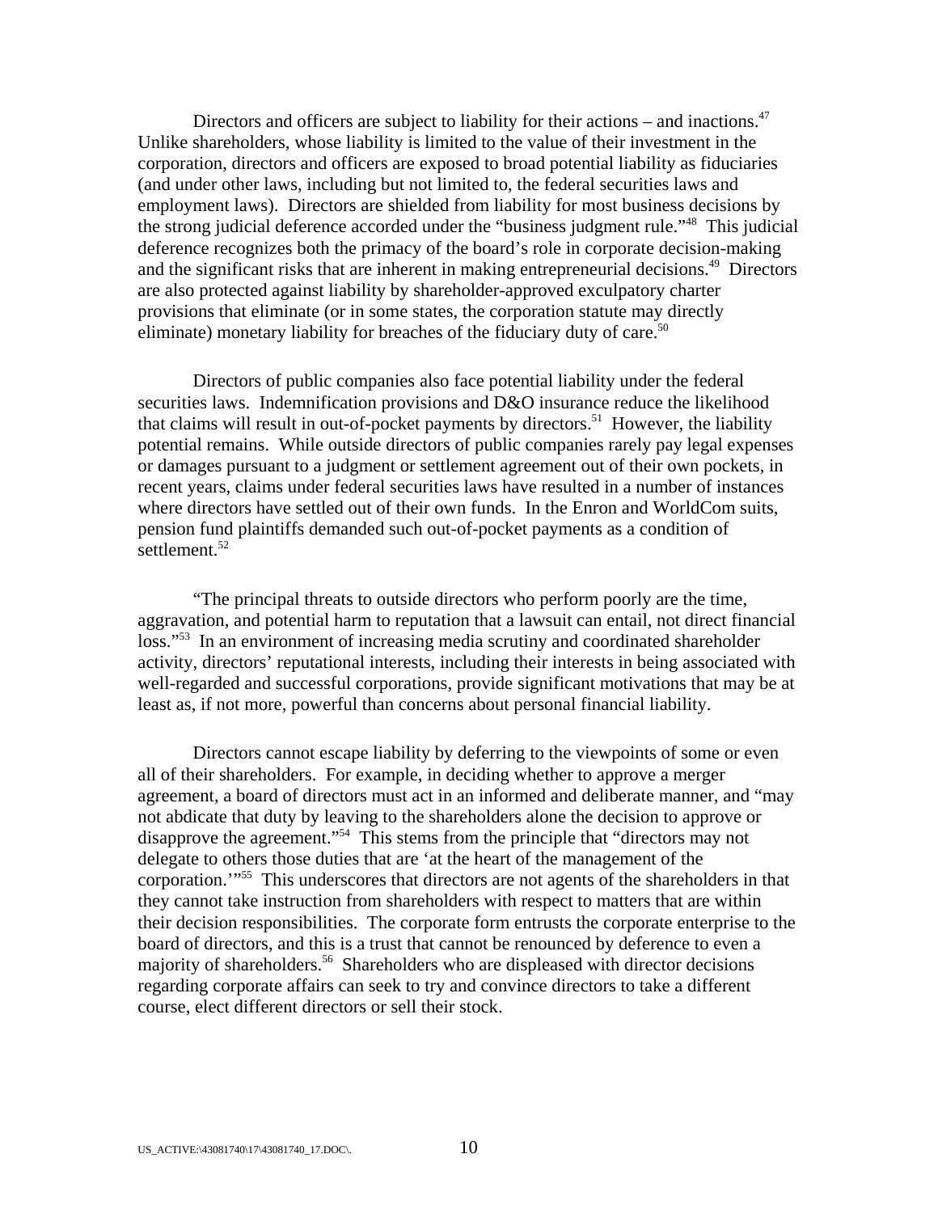Directors and officers are subject to liability for their actions – and inactions.[47] Unlike shareholders, whose liability is limited to the value of their investment in the corporation, directors and officers are exposed to broad potential liability as fiduciaries (and under other laws, including but not limited to, the federal securities laws and employment laws). Directors are shielded from liability for most business decisions by the strong judicial deference accorded under the "business judgment rule."[48] This judicial deference recognizes both the primacy of the board's role in corporate decision-making and the significant risks that are inherent in making entrepreneurial decisions.[49] Directors are also protected against liability by shareholder-approved exculpatory charter provisions that eliminate (or in some states, the corporation statute may directly eliminate) monetary liability for breaches of the fiduciary duty of care.[50]

Directors of public companies also face potential liability under the federal securities laws. Indemnification provisions and D&O insurance reduce the likelihood that claims will result in out-of-pocket payments by directors.[51] However, the liability potential remains. While outside directors of public companies rarely pay legal expenses or damages pursuant to a judgment or settlement agreement out of their own pockets, in recent years, claims under federal securities laws have resulted in a number of instances where directors have settled out of their own funds. In the Enron and WorldCom suits, pension fund plaintiffs demanded such out-of-pocket payments as a condition of settlement.[52]

"The principal threats to outside directors who perform poorly are the time, aggravation, and potential harm to reputation that a lawsuit can entail, not direct financial loss."[53] In an environment of increasing media scrutiny and coordinated shareholder activity, directors' reputational interests, including their interests in being associated with well-regarded and successful corporations, provide significant motivations that may be at least as, if not more, powerful than concerns about personal financial liability.

Directors cannot escape liability by deferring to the viewpoints of some or even all of their shareholders. For example, in deciding whether to approve a merger agreement, a board of directors must act in an informed and deliberate manner, and "may not abdicate that duty by leaving to the shareholders alone the decision to approve or disapprove the agreement."[54] This stems from the principle that "directors may not delegate to others those duties that are 'at the heart of the management of the corporation.'"[55] This underscores that directors are not agents of the shareholders in that they cannot take instruction from shareholders with respect to matters that are within their decision responsibilities. The corporate form entrusts the corporate enterprise to the board of directors, and this is a trust that cannot be renounced by deference to even a majority of shareholders.[56] Shareholders who are displeased with director decisions regarding corporate affairs can seek to try and convince directors to take a different course, elect different directors or sell their stock.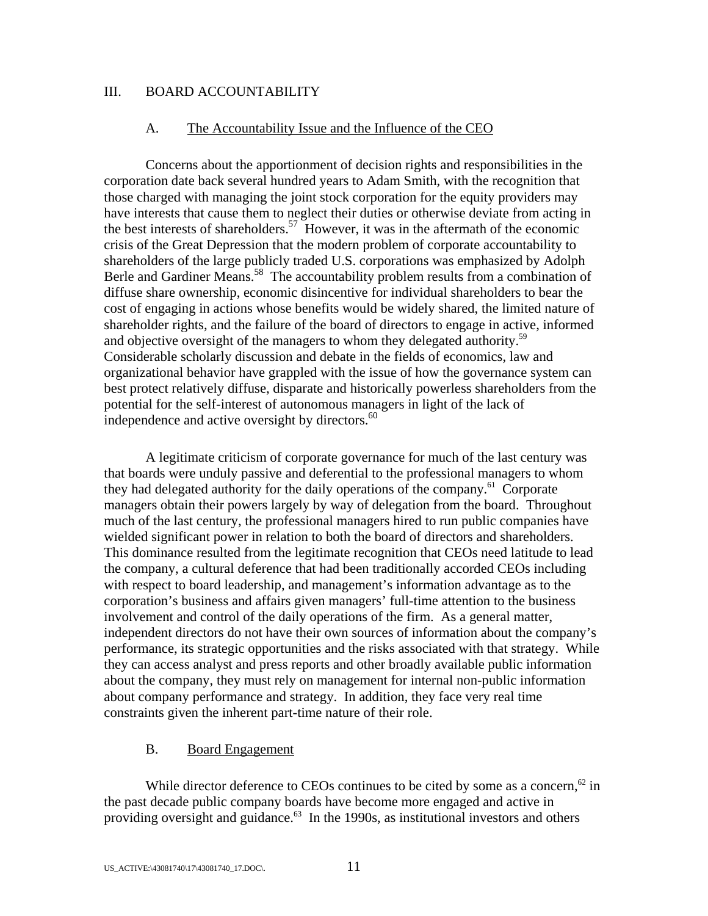## III. BOARD ACCOUNTABILITY

### A. The Accountability Issue and the Influence of the CEO

Concerns about the apportionment of decision rights and responsibilities in the corporation date back several hundred years to Adam Smith, with the recognition that those charged with managing the joint stock corporation for the equity providers may have interests that cause them to neglect their duties or otherwise deviate from acting in the best interests of shareholders.[57] However, it was in the aftermath of the economic crisis of the Great Depression that the modern problem of corporate accountability to shareholders of the large publicly traded U.S. corporations was emphasized by Adolph Berle and Gardiner Means.[58] The accountability problem results from a combination of diffuse share ownership, economic disincentive for individual shareholders to bear the cost of engaging in actions whose benefits would be widely shared, the limited nature of shareholder rights, and the failure of the board of directors to engage in active, informed and objective oversight of the managers to whom they delegated authority.[59] Considerable scholarly discussion and debate in the fields of economics, law and organizational behavior have grappled with the issue of how the governance system can best protect relatively diffuse, disparate and historically powerless shareholders from the potential for the self-interest of autonomous managers in light of the lack of independence and active oversight by directors.[60]

A legitimate criticism of corporate governance for much of the last century was that boards were unduly passive and deferential to the professional managers to whom they had delegated authority for the daily operations of the company.[61] Corporate managers obtain their powers largely by way of delegation from the board. Throughout much of the last century, the professional managers hired to run public companies have wielded significant power in relation to both the board of directors and shareholders. This dominance resulted from the legitimate recognition that CEOs need latitude to lead the company, a cultural deference that had been traditionally accorded CEOs including with respect to board leadership, and management's information advantage as to the corporation's business and affairs given managers' full-time attention to the business involvement and control of the daily operations of the firm. As a general matter, independent directors do not have their own sources of information about the company's performance, its strategic opportunities and the risks associated with that strategy. While they can access analyst and press reports and other broadly available public information about the company, they must rely on management for internal non-public information about company performance and strategy. In addition, they face very real time constraints given the inherent part-time nature of their role.

### B. Board Engagement

While director deference to CEOs continues to be cited by some as a concern,[62] in the past decade public company boards have become more engaged and active in providing oversight and guidance.[63] In the 1990s, as institutional investors and others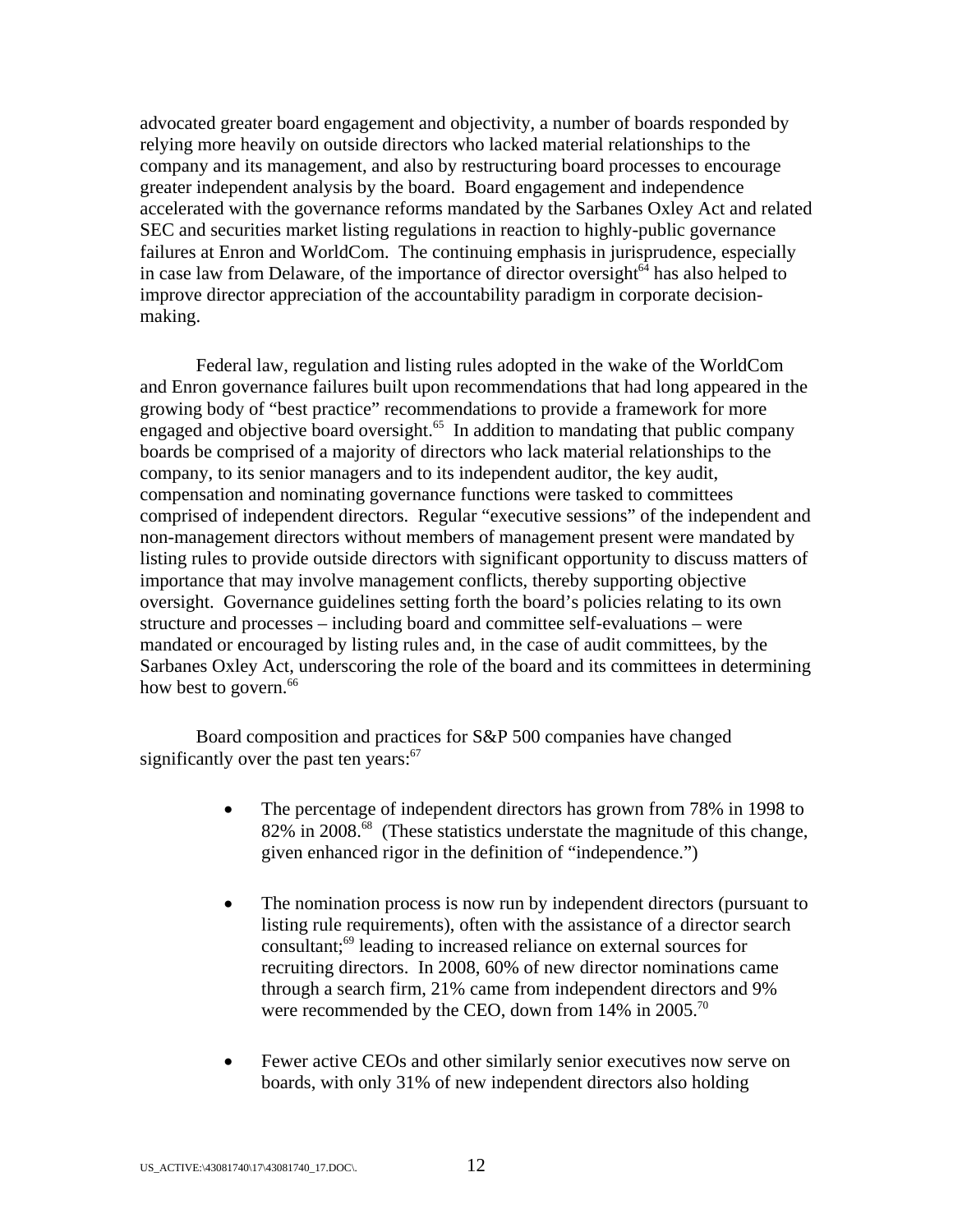advocated greater board engagement and objectivity, a number of boards responded by relying more heavily on outside directors who lacked material relationships to the company and its management, and also by restructuring board processes to encourage greater independent analysis by the board. Board engagement and independence accelerated with the governance reforms mandated by the Sarbanes Oxley Act and related SEC and securities market listing regulations in reaction to highly-public governance failures at Enron and WorldCom. The continuing emphasis in jurisprudence, especially in case law from Delaware, of the importance of director oversight[64] has also helped to improve director appreciation of the accountability paradigm in corporate decision-making.

Federal law, regulation and listing rules adopted in the wake of the WorldCom and Enron governance failures built upon recommendations that had long appeared in the growing body of "best practice" recommendations to provide a framework for more engaged and objective board oversight.[65] In addition to mandating that public company boards be comprised of a majority of directors who lack material relationships to the company, to its senior managers and to its independent auditor, the key audit, compensation and nominating governance functions were tasked to committees comprised of independent directors. Regular "executive sessions" of the independent and non-management directors without members of management present were mandated by listing rules to provide outside directors with significant opportunity to discuss matters of importance that may involve management conflicts, thereby supporting objective oversight. Governance guidelines setting forth the board's policies relating to its own structure and processes – including board and committee self-evaluations – were mandated or encouraged by listing rules and, in the case of audit committees, by the Sarbanes Oxley Act, underscoring the role of the board and its committees in determining how best to govern.[66]

Board composition and practices for S&P 500 companies have changed significantly over the past ten years:[67]

- The percentage of independent directors has grown from 78% in 1998 to 82% in 2008.[68] (These statistics understate the magnitude of this change, given enhanced rigor in the definition of "independence.")

- The nomination process is now run by independent directors (pursuant to listing rule requirements), often with the assistance of a director search consultant;[69] leading to increased reliance on external sources for recruiting directors. In 2008, 60% of new director nominations came through a search firm, 21% came from independent directors and 9% were recommended by the CEO, down from 14% in 2005.[70]

- Fewer active CEOs and other similarly senior executives now serve on boards, with only 31% of new independent directors also holding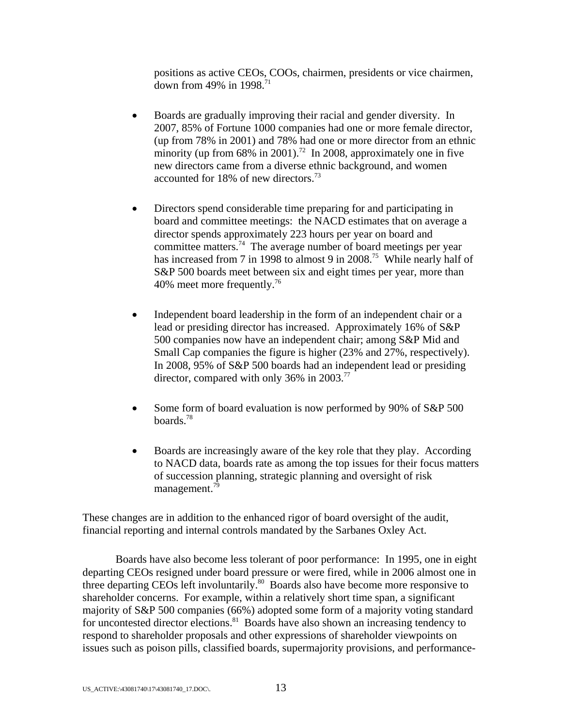positions as active CEOs, COOs, chairmen, presidents or vice chairmen, down from 49% in 1998.[71]

- Boards are gradually improving their racial and gender diversity. In 2007, 85% of Fortune 1000 companies had one or more female director, (up from 78% in 2001) and 78% had one or more director from an ethnic minority (up from 68% in 2001).[72] In 2008, approximately one in five new directors came from a diverse ethnic background, and women accounted for 18% of new directors.[73]

- Directors spend considerable time preparing for and participating in board and committee meetings: the NACD estimates that on average a director spends approximately 223 hours per year on board and committee matters.[74] The average number of board meetings per year has increased from 7 in 1998 to almost 9 in 2008.[75] While nearly half of S&P 500 boards meet between six and eight times per year, more than 40% meet more frequently.[76]

- Independent board leadership in the form of an independent chair or a lead or presiding director has increased. Approximately 16% of S&P 500 companies now have an independent chair; among S&P Mid and Small Cap companies the figure is higher (23% and 27%, respectively). In 2008, 95% of S&P 500 boards had an independent lead or presiding director, compared with only 36% in 2003.[77]

- Some form of board evaluation is now performed by 90% of S&P 500 boards.[78]

- Boards are increasingly aware of the key role that they play. According to NACD data, boards rate as among the top issues for their focus matters of succession planning, strategic planning and oversight of risk management.[79]

These changes are in addition to the enhanced rigor of board oversight of the audit, financial reporting and internal controls mandated by the Sarbanes Oxley Act.

Boards have also become less tolerant of poor performance: In 1995, one in eight departing CEOs resigned under board pressure or were fired, while in 2006 almost one in three departing CEOs left involuntarily.[80] Boards also have become more responsive to shareholder concerns. For example, within a relatively short time span, a significant majority of S&P 500 companies (66%) adopted some form of a majority voting standard for uncontested director elections.[81] Boards have also shown an increasing tendency to respond to shareholder proposals and other expressions of shareholder viewpoints on issues such as poison pills, classified boards, supermajority provisions, and performance-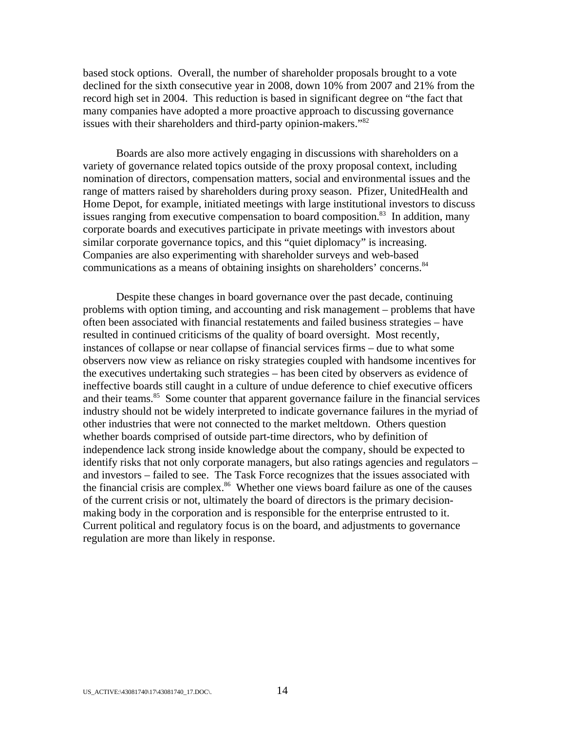based stock options. Overall, the number of shareholder proposals brought to a vote declined for the sixth consecutive year in 2008, down 10% from 2007 and 21% from the record high set in 2004. This reduction is based in significant degree on "the fact that many companies have adopted a more proactive approach to discussing governance issues with their shareholders and third-party opinion-makers."[82]

Boards are also more actively engaging in discussions with shareholders on a variety of governance related topics outside of the proxy proposal context, including nomination of directors, compensation matters, social and environmental issues and the range of matters raised by shareholders during proxy season. Pfizer, UnitedHealth and Home Depot, for example, initiated meetings with large institutional investors to discuss issues ranging from executive compensation to board composition.[83] In addition, many corporate boards and executives participate in private meetings with investors about similar corporate governance topics, and this "quiet diplomacy" is increasing. Companies are also experimenting with shareholder surveys and web-based communications as a means of obtaining insights on shareholders' concerns.[84]

Despite these changes in board governance over the past decade, continuing problems with option timing, and accounting and risk management – problems that have often been associated with financial restatements and failed business strategies – have resulted in continued criticisms of the quality of board oversight. Most recently, instances of collapse or near collapse of financial services firms – due to what some observers now view as reliance on risky strategies coupled with handsome incentives for the executives undertaking such strategies – has been cited by observers as evidence of ineffective boards still caught in a culture of undue deference to chief executive officers and their teams.[85] Some counter that apparent governance failure in the financial services industry should not be widely interpreted to indicate governance failures in the myriad of other industries that were not connected to the market meltdown. Others question whether boards comprised of outside part-time directors, who by definition of independence lack strong inside knowledge about the company, should be expected to identify risks that not only corporate managers, but also ratings agencies and regulators – and investors – failed to see. The Task Force recognizes that the issues associated with the financial crisis are complex.[86] Whether one views board failure as one of the causes of the current crisis or not, ultimately the board of directors is the primary decision-making body in the corporation and is responsible for the enterprise entrusted to it. Current political and regulatory focus is on the board, and adjustments to governance regulation are more than likely in response.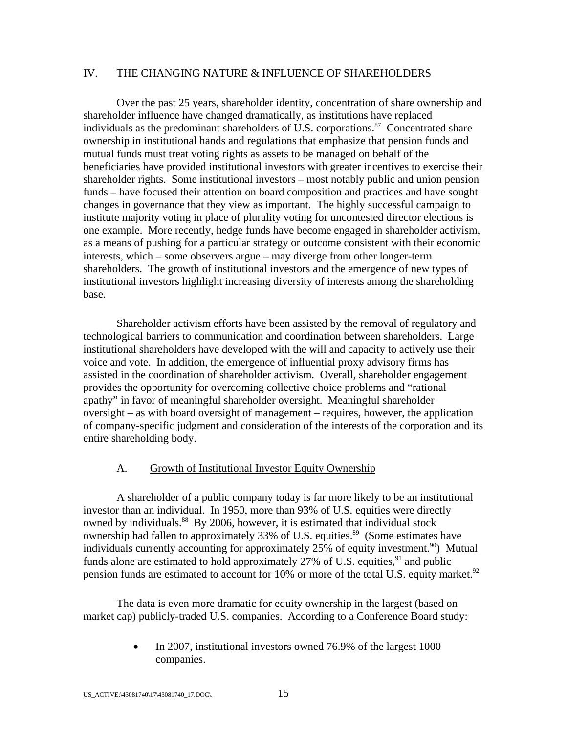## IV. THE CHANGING NATURE & INFLUENCE OF SHAREHOLDERS

Over the past 25 years, shareholder identity, concentration of share ownership and shareholder influence have changed dramatically, as institutions have replaced individuals as the predominant shareholders of U.S. corporations.[87] Concentrated share ownership in institutional hands and regulations that emphasize that pension funds and mutual funds must treat voting rights as assets to be managed on behalf of the beneficiaries have provided institutional investors with greater incentives to exercise their shareholder rights. Some institutional investors – most notably public and union pension funds – have focused their attention on board composition and practices and have sought changes in governance that they view as important. The highly successful campaign to institute majority voting in place of plurality voting for uncontested director elections is one example. More recently, hedge funds have become engaged in shareholder activism, as a means of pushing for a particular strategy or outcome consistent with their economic interests, which – some observers argue – may diverge from other longer-term shareholders. The growth of institutional investors and the emergence of new types of institutional investors highlight increasing diversity of interests among the shareholding base.

Shareholder activism efforts have been assisted by the removal of regulatory and technological barriers to communication and coordination between shareholders. Large institutional shareholders have developed with the will and capacity to actively use their voice and vote. In addition, the emergence of influential proxy advisory firms has assisted in the coordination of shareholder activism. Overall, shareholder engagement provides the opportunity for overcoming collective choice problems and "rational apathy" in favor of meaningful shareholder oversight. Meaningful shareholder oversight – as with board oversight of management – requires, however, the application of company-specific judgment and consideration of the interests of the corporation and its entire shareholding body.

### A. Growth of Institutional Investor Equity Ownership

A shareholder of a public company today is far more likely to be an institutional investor than an individual. In 1950, more than 93% of U.S. equities were directly owned by individuals.[88] By 2006, however, it is estimated that individual stock ownership had fallen to approximately 33% of U.S. equities.[89] (Some estimates have individuals currently accounting for approximately 25% of equity investment.[90]) Mutual funds alone are estimated to hold approximately 27% of U.S. equities,[91] and public pension funds are estimated to account for 10% or more of the total U.S. equity market.[92]

The data is even more dramatic for equity ownership in the largest (based on market cap) publicly-traded U.S. companies. According to a Conference Board study:

- In 2007, institutional investors owned 76.9% of the largest 1000 companies.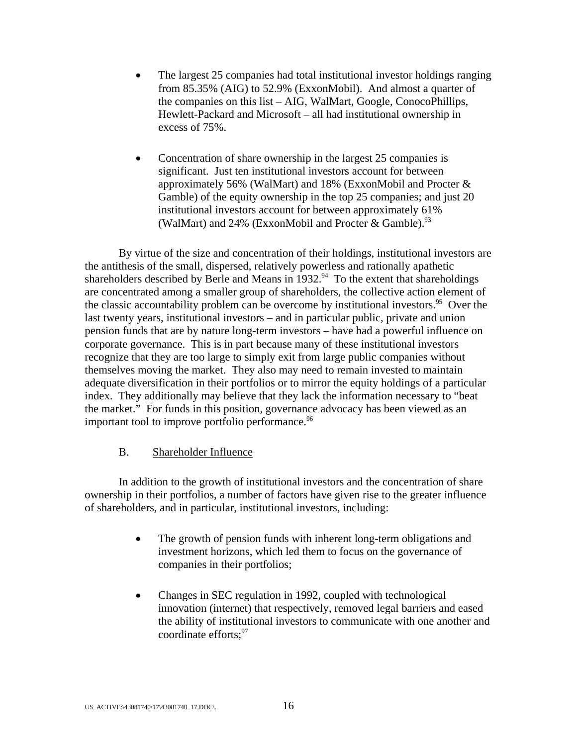- The largest 25 companies had total institutional investor holdings ranging from 85.35% (AIG) to 52.9% (ExxonMobil). And almost a quarter of the companies on this list – AIG, WalMart, Google, ConocoPhillips, Hewlett-Packard and Microsoft – all had institutional ownership in excess of 75%.

- Concentration of share ownership in the largest 25 companies is significant. Just ten institutional investors account for between approximately 56% (WalMart) and 18% (ExxonMobil and Procter & Gamble) of the equity ownership in the top 25 companies; and just 20 institutional investors account for between approximately 61% (WalMart) and 24% (ExxonMobil and Procter & Gamble).[93]

By virtue of the size and concentration of their holdings, institutional investors are the antithesis of the small, dispersed, relatively powerless and rationally apathetic shareholders described by Berle and Means in 1932.[94] To the extent that shareholdings are concentrated among a smaller group of shareholders, the collective action element of the classic accountability problem can be overcome by institutional investors.[95] Over the last twenty years, institutional investors – and in particular public, private and union pension funds that are by nature long-term investors – have had a powerful influence on corporate governance. This is in part because many of these institutional investors recognize that they are too large to simply exit from large public companies without themselves moving the market. They also may need to remain invested to maintain adequate diversification in their portfolios or to mirror the equity holdings of a particular index. They additionally may believe that they lack the information necessary to "beat the market." For funds in this position, governance advocacy has been viewed as an important tool to improve portfolio performance.[96]

### B. Shareholder Influence

In addition to the growth of institutional investors and the concentration of share ownership in their portfolios, a number of factors have given rise to the greater influence of shareholders, and in particular, institutional investors, including:

- The growth of pension funds with inherent long-term obligations and investment horizons, which led them to focus on the governance of companies in their portfolios;

- Changes in SEC regulation in 1992, coupled with technological innovation (internet) that respectively, removed legal barriers and eased the ability of institutional investors to communicate with one another and coordinate efforts;[97]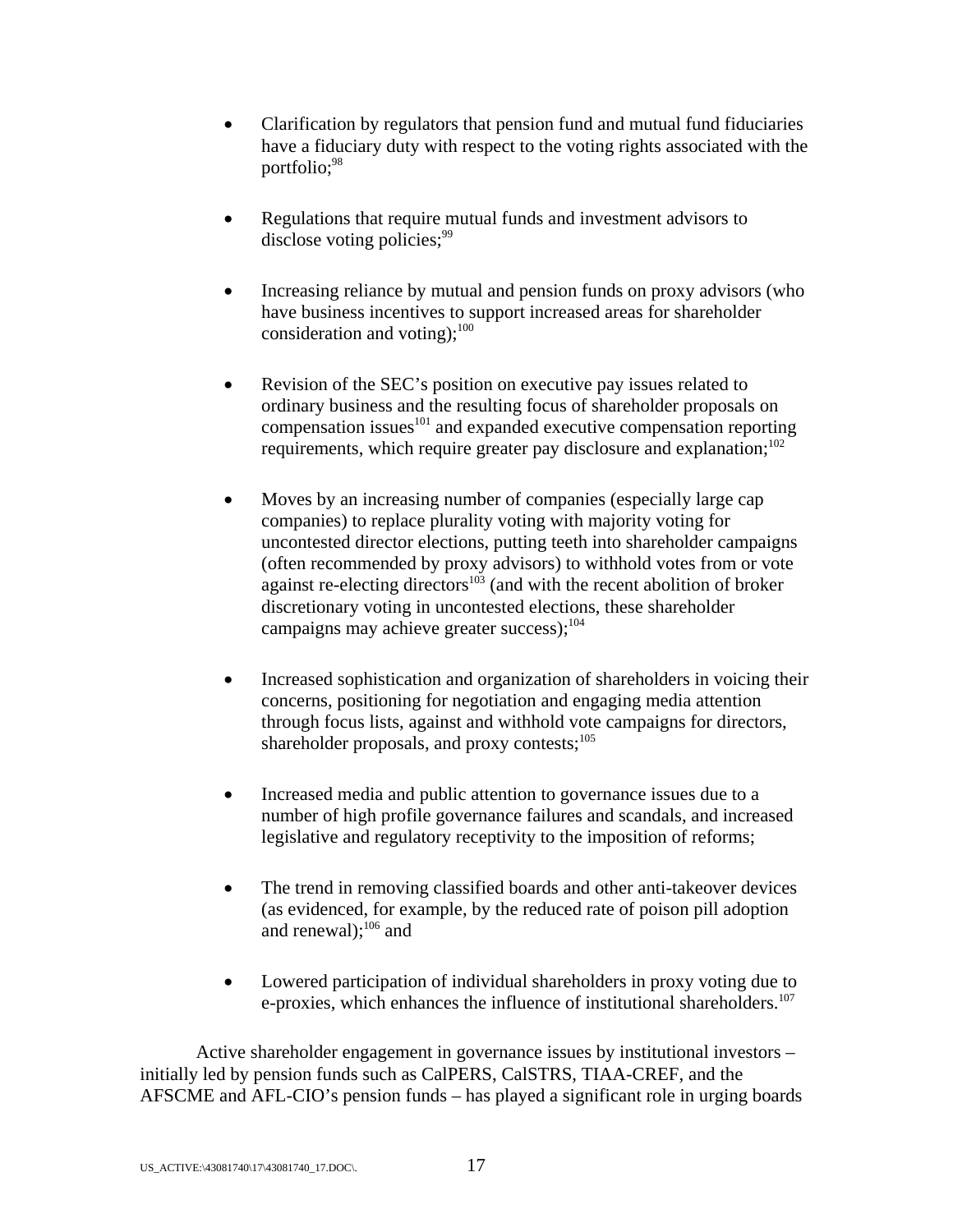- Clarification by regulators that pension fund and mutual fund fiduciaries have a fiduciary duty with respect to the voting rights associated with the portfolio;[98]

- Regulations that require mutual funds and investment advisors to disclose voting policies;[99]

- Increasing reliance by mutual and pension funds on proxy advisors (who have business incentives to support increased areas for shareholder consideration and voting);[100]

- Revision of the SEC's position on executive pay issues related to ordinary business and the resulting focus of shareholder proposals on compensation issues[101] and expanded executive compensation reporting requirements, which require greater pay disclosure and explanation;[102]

- Moves by an increasing number of companies (especially large cap companies) to replace plurality voting with majority voting for uncontested director elections, putting teeth into shareholder campaigns (often recommended by proxy advisors) to withhold votes from or vote against re-electing directors[103] (and with the recent abolition of broker discretionary voting in uncontested elections, these shareholder campaigns may achieve greater success);[104]

- Increased sophistication and organization of shareholders in voicing their concerns, positioning for negotiation and engaging media attention through focus lists, against and withhold vote campaigns for directors, shareholder proposals, and proxy contests;[105]

- Increased media and public attention to governance issues due to a number of high profile governance failures and scandals, and increased legislative and regulatory receptivity to the imposition of reforms;

- The trend in removing classified boards and other anti-takeover devices (as evidenced, for example, by the reduced rate of poison pill adoption and renewal);[106] and

- Lowered participation of individual shareholders in proxy voting due to e-proxies, which enhances the influence of institutional shareholders.[107]

Active shareholder engagement in governance issues by institutional investors – initially led by pension funds such as CalPERS, CalSTRS, TIAA-CREF, and the AFSCME and AFL-CIO's pension funds – has played a significant role in urging boards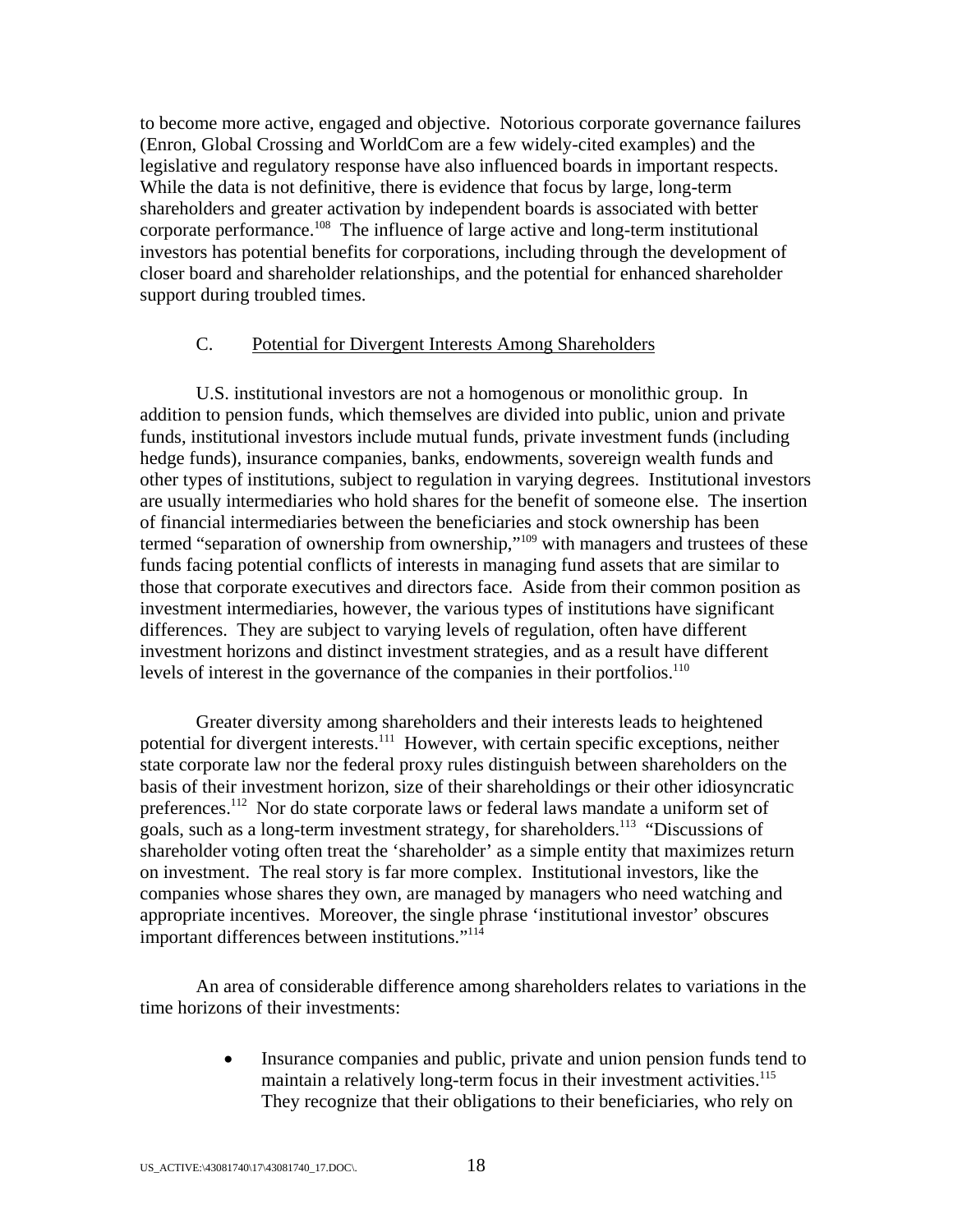to become more active, engaged and objective. Notorious corporate governance failures (Enron, Global Crossing and WorldCom are a few widely-cited examples) and the legislative and regulatory response have also influenced boards in important respects. While the data is not definitive, there is evidence that focus by large, long-term shareholders and greater activation by independent boards is associated with better corporate performance.[108] The influence of large active and long-term institutional investors has potential benefits for corporations, including through the development of closer board and shareholder relationships, and the potential for enhanced shareholder support during troubled times.

### C. Potential for Divergent Interests Among Shareholders

U.S. institutional investors are not a homogenous or monolithic group. In addition to pension funds, which themselves are divided into public, union and private funds, institutional investors include mutual funds, private investment funds (including hedge funds), insurance companies, banks, endowments, sovereign wealth funds and other types of institutions, subject to regulation in varying degrees. Institutional investors are usually intermediaries who hold shares for the benefit of someone else. The insertion of financial intermediaries between the beneficiaries and stock ownership has been termed "separation of ownership from ownership,"[109] with managers and trustees of these funds facing potential conflicts of interests in managing fund assets that are similar to those that corporate executives and directors face. Aside from their common position as investment intermediaries, however, the various types of institutions have significant differences. They are subject to varying levels of regulation, often have different investment horizons and distinct investment strategies, and as a result have different levels of interest in the governance of the companies in their portfolios.[110]

Greater diversity among shareholders and their interests leads to heightened potential for divergent interests.[111] However, with certain specific exceptions, neither state corporate law nor the federal proxy rules distinguish between shareholders on the basis of their investment horizon, size of their shareholdings or their other idiosyncratic preferences.[112] Nor do state corporate laws or federal laws mandate a uniform set of goals, such as a long-term investment strategy, for shareholders.[113] "Discussions of shareholder voting often treat the 'shareholder' as a simple entity that maximizes return on investment. The real story is far more complex. Institutional investors, like the companies whose shares they own, are managed by managers who need watching and appropriate incentives. Moreover, the single phrase 'institutional investor' obscures important differences between institutions."[114]

An area of considerable difference among shareholders relates to variations in the time horizons of their investments:

- Insurance companies and public, private and union pension funds tend to maintain a relatively long-term focus in their investment activities.[115] They recognize that their obligations to their beneficiaries, who rely on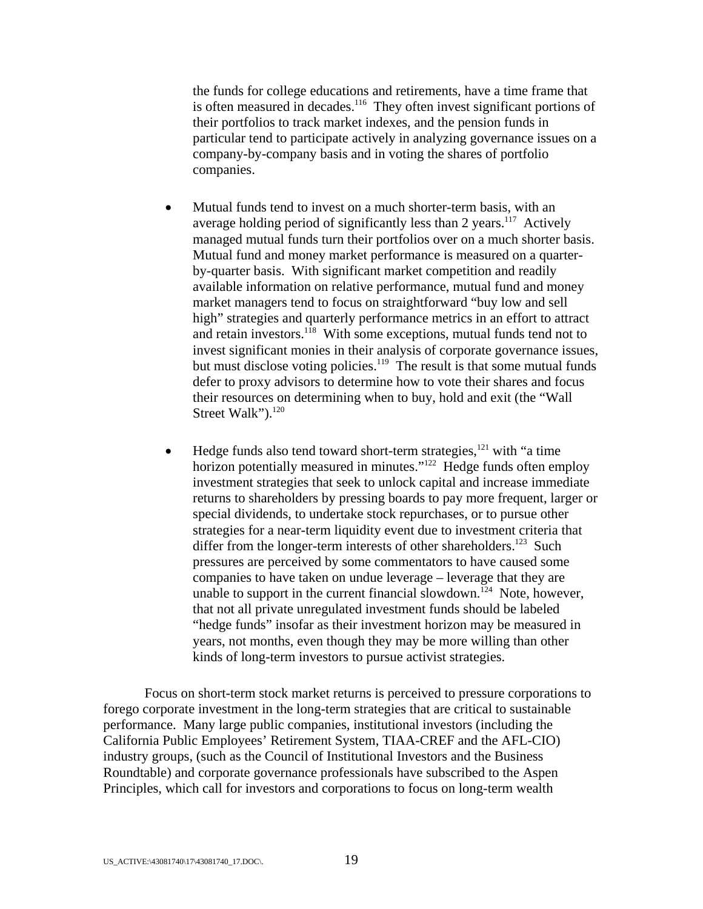the funds for college educations and retirements, have a time frame that is often measured in decades.[116] They often invest significant portions of their portfolios to track market indexes, and the pension funds in particular tend to participate actively in analyzing governance issues on a company-by-company basis and in voting the shares of portfolio companies.

- Mutual funds tend to invest on a much shorter-term basis, with an average holding period of significantly less than 2 years.[117] Actively managed mutual funds turn their portfolios over on a much shorter basis. Mutual fund and money market performance is measured on a quarter-by-quarter basis. With significant market competition and readily available information on relative performance, mutual fund and money market managers tend to focus on straightforward "buy low and sell high" strategies and quarterly performance metrics in an effort to attract and retain investors.[118] With some exceptions, mutual funds tend not to invest significant monies in their analysis of corporate governance issues, but must disclose voting policies.[119] The result is that some mutual funds defer to proxy advisors to determine how to vote their shares and focus their resources on determining when to buy, hold and exit (the "Wall Street Walk").[120]

- Hedge funds also tend toward short-term strategies,[121] with "a time horizon potentially measured in minutes."[122] Hedge funds often employ investment strategies that seek to unlock capital and increase immediate returns to shareholders by pressing boards to pay more frequent, larger or special dividends, to undertake stock repurchases, or to pursue other strategies for a near-term liquidity event due to investment criteria that differ from the longer-term interests of other shareholders.[123] Such pressures are perceived by some commentators to have caused some companies to have taken on undue leverage – leverage that they are unable to support in the current financial slowdown.[124] Note, however, that not all private unregulated investment funds should be labeled "hedge funds" insofar as their investment horizon may be measured in years, not months, even though they may be more willing than other kinds of long-term investors to pursue activist strategies.

Focus on short-term stock market returns is perceived to pressure corporations to forego corporate investment in the long-term strategies that are critical to sustainable performance. Many large public companies, institutional investors (including the California Public Employees' Retirement System, TIAA-CREF and the AFL-CIO) industry groups, (such as the Council of Institutional Investors and the Business Roundtable) and corporate governance professionals have subscribed to the Aspen Principles, which call for investors and corporations to focus on long-term wealth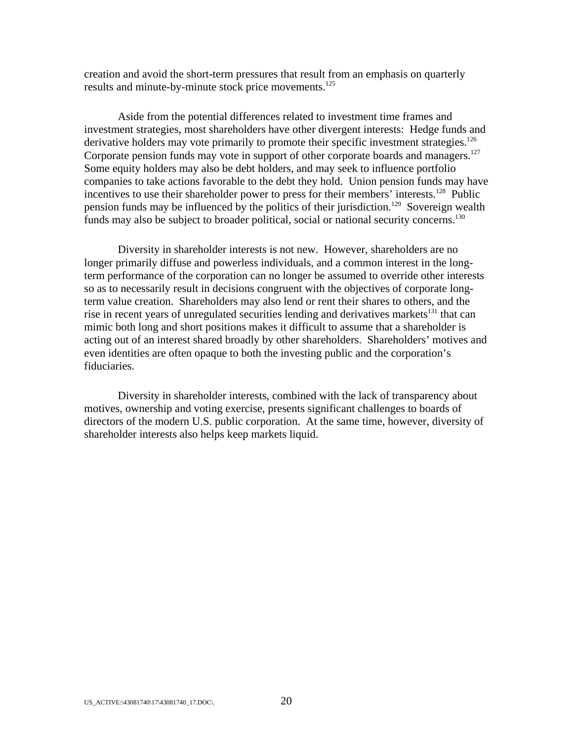creation and avoid the short-term pressures that result from an emphasis on quarterly results and minute-by-minute stock price movements.[125]

Aside from the potential differences related to investment time frames and investment strategies, most shareholders have other divergent interests: Hedge funds and derivative holders may vote primarily to promote their specific investment strategies.[126] Corporate pension funds may vote in support of other corporate boards and managers.[127] Some equity holders may also be debt holders, and may seek to influence portfolio companies to take actions favorable to the debt they hold. Union pension funds may have incentives to use their shareholder power to press for their members' interests.[128] Public pension funds may be influenced by the politics of their jurisdiction.[129] Sovereign wealth funds may also be subject to broader political, social or national security concerns.[130]

Diversity in shareholder interests is not new. However, shareholders are no longer primarily diffuse and powerless individuals, and a common interest in the long-term performance of the corporation can no longer be assumed to override other interests so as to necessarily result in decisions congruent with the objectives of corporate long-term value creation. Shareholders may also lend or rent their shares to others, and the rise in recent years of unregulated securities lending and derivatives markets[131] that can mimic both long and short positions makes it difficult to assume that a shareholder is acting out of an interest shared broadly by other shareholders. Shareholders' motives and even identities are often opaque to both the investing public and the corporation's fiduciaries.

Diversity in shareholder interests, combined with the lack of transparency about motives, ownership and voting exercise, presents significant challenges to boards of directors of the modern U.S. public corporation. At the same time, however, diversity of shareholder interests also helps keep markets liquid.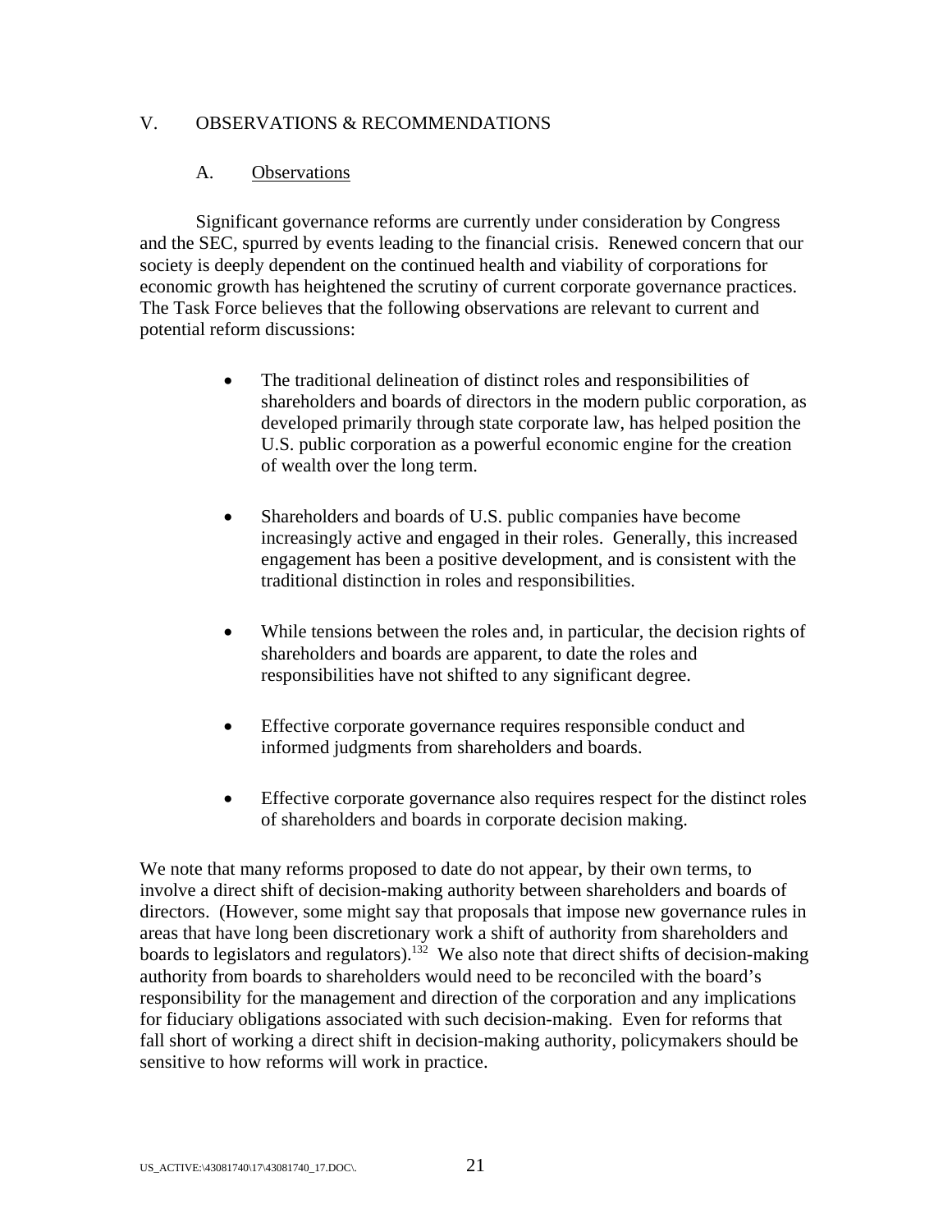# V. OBSERVATIONS & RECOMMENDATIONS

## A. Observations

Significant governance reforms are currently under consideration by Congress and the SEC, spurred by events leading to the financial crisis. Renewed concern that our society is deeply dependent on the continued health and viability of corporations for economic growth has heightened the scrutiny of current corporate governance practices. The Task Force believes that the following observations are relevant to current and potential reform discussions:

- The traditional delineation of distinct roles and responsibilities of shareholders and boards of directors in the modern public corporation, as developed primarily through state corporate law, has helped position the U.S. public corporation as a powerful economic engine for the creation of wealth over the long term.

- Shareholders and boards of U.S. public companies have become increasingly active and engaged in their roles. Generally, this increased engagement has been a positive development, and is consistent with the traditional distinction in roles and responsibilities.

- While tensions between the roles and, in particular, the decision rights of shareholders and boards are apparent, to date the roles and responsibilities have not shifted to any significant degree.

- Effective corporate governance requires responsible conduct and informed judgments from shareholders and boards.

- Effective corporate governance also requires respect for the distinct roles of shareholders and boards in corporate decision making.

We note that many reforms proposed to date do not appear, by their own terms, to involve a direct shift of decision-making authority between shareholders and boards of directors. (However, some might say that proposals that impose new governance rules in areas that have long been discretionary work a shift of authority from shareholders and boards to legislators and regulators).[132] We also note that direct shifts of decision-making authority from boards to shareholders would need to be reconciled with the board's responsibility for the management and direction of the corporation and any implications for fiduciary obligations associated with such decision-making. Even for reforms that fall short of working a direct shift in decision-making authority, policymakers should be sensitive to how reforms will work in practice.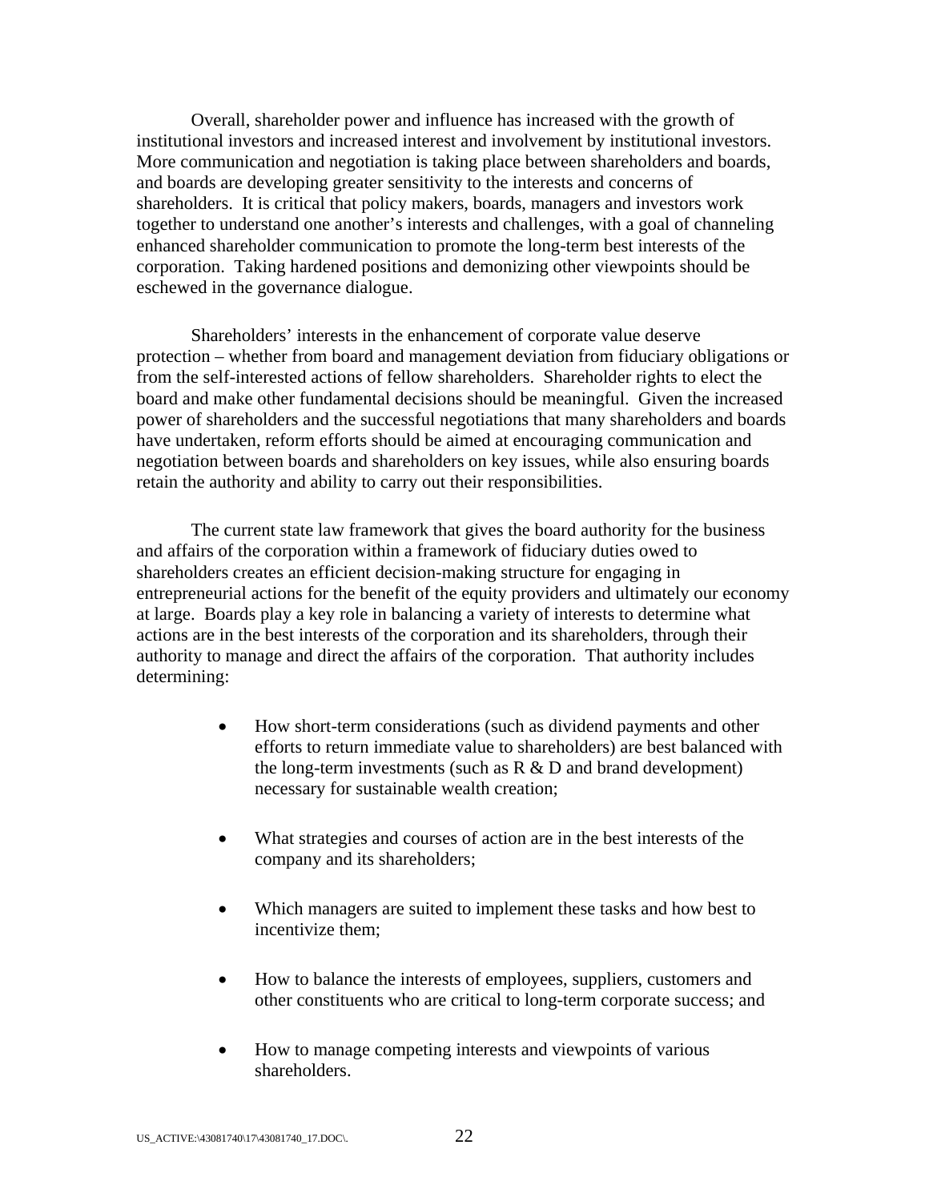Overall, shareholder power and influence has increased with the growth of institutional investors and increased interest and involvement by institutional investors. More communication and negotiation is taking place between shareholders and boards, and boards are developing greater sensitivity to the interests and concerns of shareholders. It is critical that policy makers, boards, managers and investors work together to understand one another's interests and challenges, with a goal of channeling enhanced shareholder communication to promote the long-term best interests of the corporation. Taking hardened positions and demonizing other viewpoints should be eschewed in the governance dialogue.

Shareholders' interests in the enhancement of corporate value deserve protection – whether from board and management deviation from fiduciary obligations or from the self-interested actions of fellow shareholders. Shareholder rights to elect the board and make other fundamental decisions should be meaningful. Given the increased power of shareholders and the successful negotiations that many shareholders and boards have undertaken, reform efforts should be aimed at encouraging communication and negotiation between boards and shareholders on key issues, while also ensuring boards retain the authority and ability to carry out their responsibilities.

The current state law framework that gives the board authority for the business and affairs of the corporation within a framework of fiduciary duties owed to shareholders creates an efficient decision-making structure for engaging in entrepreneurial actions for the benefit of the equity providers and ultimately our economy at large. Boards play a key role in balancing a variety of interests to determine what actions are in the best interests of the corporation and its shareholders, through their authority to manage and direct the affairs of the corporation. That authority includes determining:

- How short-term considerations (such as dividend payments and other efforts to return immediate value to shareholders) are best balanced with the long-term investments (such as R & D and brand development) necessary for sustainable wealth creation;

- What strategies and courses of action are in the best interests of the company and its shareholders;

- Which managers are suited to implement these tasks and how best to incentivize them;

- How to balance the interests of employees, suppliers, customers and other constituents who are critical to long-term corporate success; and

- How to manage competing interests and viewpoints of various shareholders.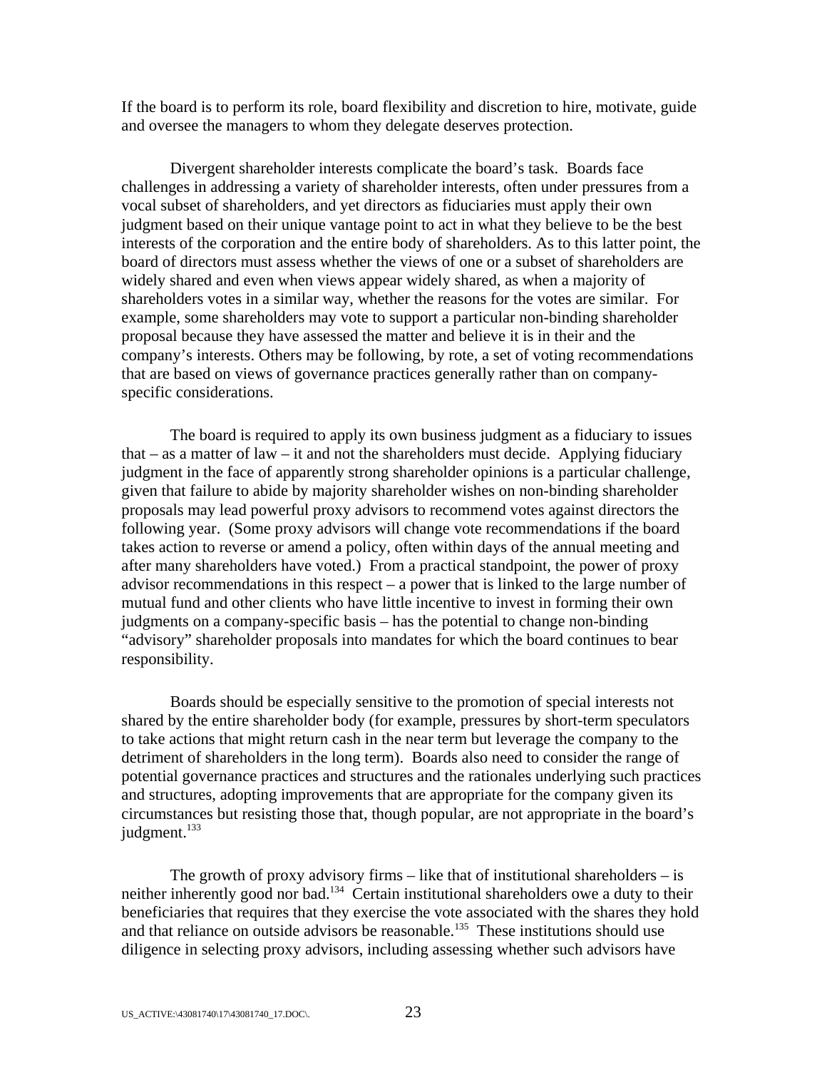If the board is to perform its role, board flexibility and discretion to hire, motivate, guide and oversee the managers to whom they delegate deserves protection.

Divergent shareholder interests complicate the board's task. Boards face challenges in addressing a variety of shareholder interests, often under pressures from a vocal subset of shareholders, and yet directors as fiduciaries must apply their own judgment based on their unique vantage point to act in what they believe to be the best interests of the corporation and the entire body of shareholders. As to this latter point, the board of directors must assess whether the views of one or a subset of shareholders are widely shared and even when views appear widely shared, as when a majority of shareholders votes in a similar way, whether the reasons for the votes are similar. For example, some shareholders may vote to support a particular non-binding shareholder proposal because they have assessed the matter and believe it is in their and the company's interests. Others may be following, by rote, a set of voting recommendations that are based on views of governance practices generally rather than on company-specific considerations.

The board is required to apply its own business judgment as a fiduciary to issues that – as a matter of law – it and not the shareholders must decide. Applying fiduciary judgment in the face of apparently strong shareholder opinions is a particular challenge, given that failure to abide by majority shareholder wishes on non-binding shareholder proposals may lead powerful proxy advisors to recommend votes against directors the following year. (Some proxy advisors will change vote recommendations if the board takes action to reverse or amend a policy, often within days of the annual meeting and after many shareholders have voted.) From a practical standpoint, the power of proxy advisor recommendations in this respect – a power that is linked to the large number of mutual fund and other clients who have little incentive to invest in forming their own judgments on a company-specific basis – has the potential to change non-binding "advisory" shareholder proposals into mandates for which the board continues to bear responsibility.

Boards should be especially sensitive to the promotion of special interests not shared by the entire shareholder body (for example, pressures by short-term speculators to take actions that might return cash in the near term but leverage the company to the detriment of shareholders in the long term). Boards also need to consider the range of potential governance practices and structures and the rationales underlying such practices and structures, adopting improvements that are appropriate for the company given its circumstances but resisting those that, though popular, are not appropriate in the board's judgment.[133]

The growth of proxy advisory firms – like that of institutional shareholders – is neither inherently good nor bad.[134] Certain institutional shareholders owe a duty to their beneficiaries that requires that they exercise the vote associated with the shares they hold and that reliance on outside advisors be reasonable.[135] These institutions should use diligence in selecting proxy advisors, including assessing whether such advisors have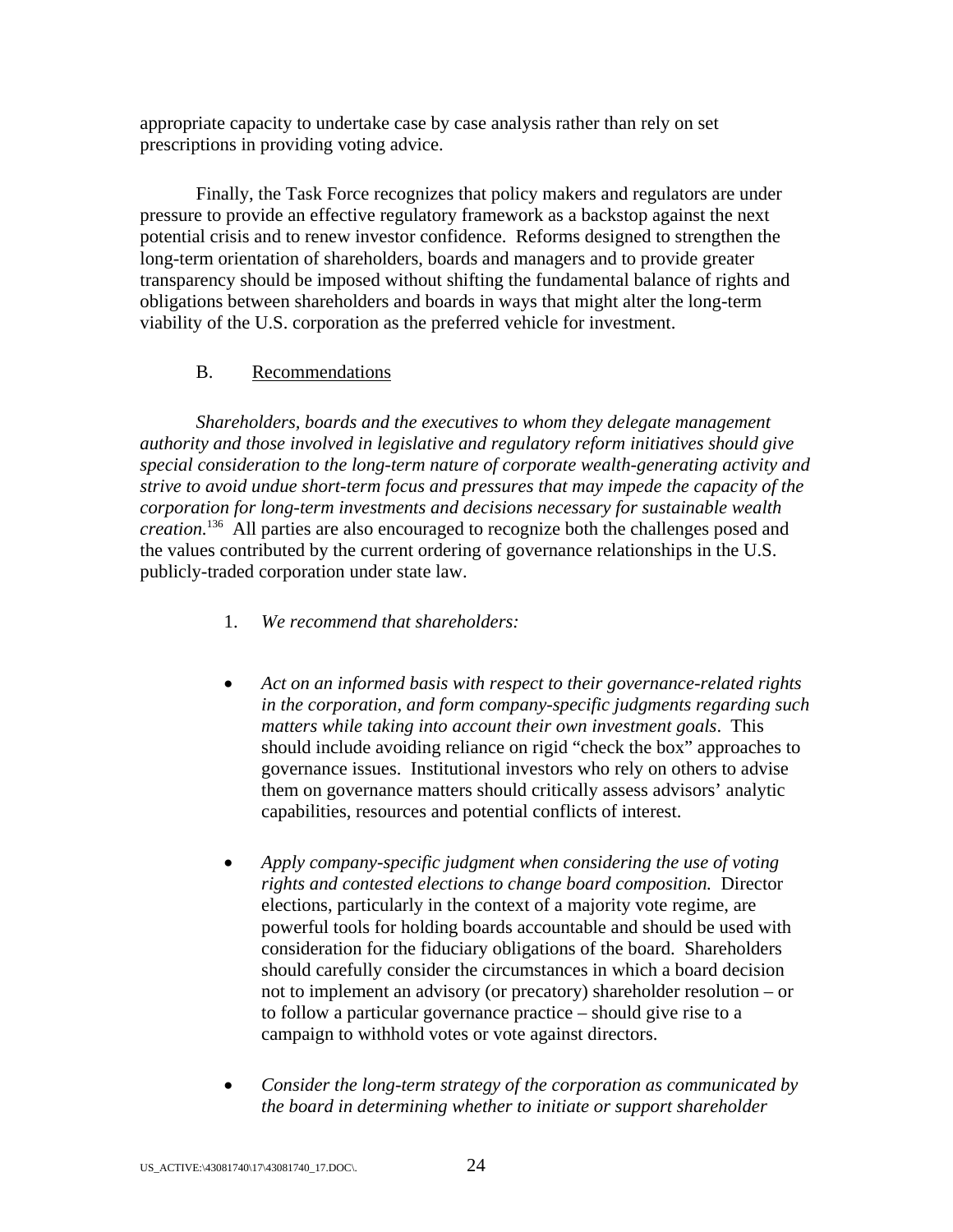appropriate capacity to undertake case by case analysis rather than rely on set prescriptions in providing voting advice.

Finally, the Task Force recognizes that policy makers and regulators are under pressure to provide an effective regulatory framework as a backstop against the next potential crisis and to renew investor confidence. Reforms designed to strengthen the long-term orientation of shareholders, boards and managers and to provide greater transparency should be imposed without shifting the fundamental balance of rights and obligations between shareholders and boards in ways that might alter the long-term viability of the U.S. corporation as the preferred vehicle for investment.

### B. Recommendations

*Shareholders, boards and the executives to whom they delegate management authority and those involved in legislative and regulatory reform initiatives should give special consideration to the long-term nature of corporate wealth-generating activity and strive to avoid undue short-term focus and pressures that may impede the capacity of the corporation for long-term investments and decisions necessary for sustainable wealth creation.*[136] All parties are also encouraged to recognize both the challenges posed and the values contributed by the current ordering of governance relationships in the U.S. publicly-traded corporation under state law.

1. *We recommend that shareholders:*

- *Act on an informed basis with respect to their governance-related rights in the corporation, and form company-specific judgments regarding such matters while taking into account their own investment goals*. This should include avoiding reliance on rigid "check the box" approaches to governance issues. Institutional investors who rely on others to advise them on governance matters should critically assess advisors' analytic capabilities, resources and potential conflicts of interest.

- *Apply company-specific judgment when considering the use of voting rights and contested elections to change board composition.* Director elections, particularly in the context of a majority vote regime, are powerful tools for holding boards accountable and should be used with consideration for the fiduciary obligations of the board. Shareholders should carefully consider the circumstances in which a board decision not to implement an advisory (or precatory) shareholder resolution – or to follow a particular governance practice – should give rise to a campaign to withhold votes or vote against directors.

- *Consider the long-term strategy of the corporation as communicated by the board in determining whether to initiate or support shareholder*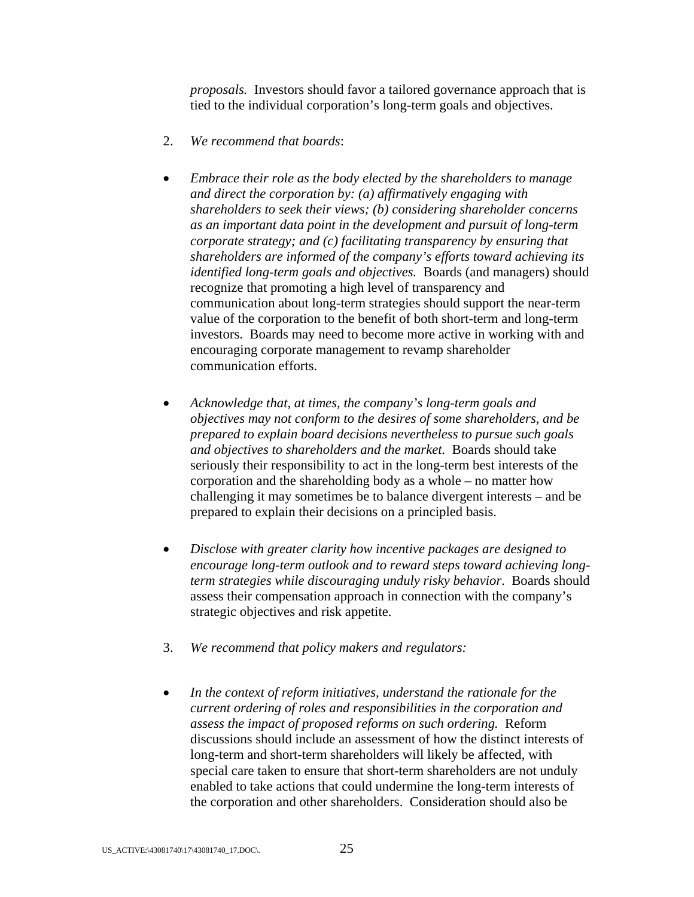*proposals.* Investors should favor a tailored governance approach that is tied to the individual corporation's long-term goals and objectives.

2. *We recommend that boards*:

- *Embrace their role as the body elected by the shareholders to manage and direct the corporation by: (a) affirmatively engaging with shareholders to seek their views; (b) considering shareholder concerns as an important data point in the development and pursuit of long-term corporate strategy; and (c) facilitating transparency by ensuring that shareholders are informed of the company's efforts toward achieving its identified long-term goals and objectives.* Boards (and managers) should recognize that promoting a high level of transparency and communication about long-term strategies should support the near-term value of the corporation to the benefit of both short-term and long-term investors. Boards may need to become more active in working with and encouraging corporate management to revamp shareholder communication efforts.

- *Acknowledge that, at times, the company's long-term goals and objectives may not conform to the desires of some shareholders, and be prepared to explain board decisions nevertheless to pursue such goals and objectives to shareholders and the market.* Boards should take seriously their responsibility to act in the long-term best interests of the corporation and the shareholding body as a whole – no matter how challenging it may sometimes be to balance divergent interests – and be prepared to explain their decisions on a principled basis.

- *Disclose with greater clarity how incentive packages are designed to encourage long-term outlook and to reward steps toward achieving long-term strategies while discouraging unduly risky behavior*. Boards should assess their compensation approach in connection with the company's strategic objectives and risk appetite.

3. *We recommend that policy makers and regulators:*

- *In the context of reform initiatives, understand the rationale for the current ordering of roles and responsibilities in the corporation and assess the impact of proposed reforms on such ordering.* Reform discussions should include an assessment of how the distinct interests of long-term and short-term shareholders will likely be affected, with special care taken to ensure that short-term shareholders are not unduly enabled to take actions that could undermine the long-term interests of the corporation and other shareholders. Consideration should also be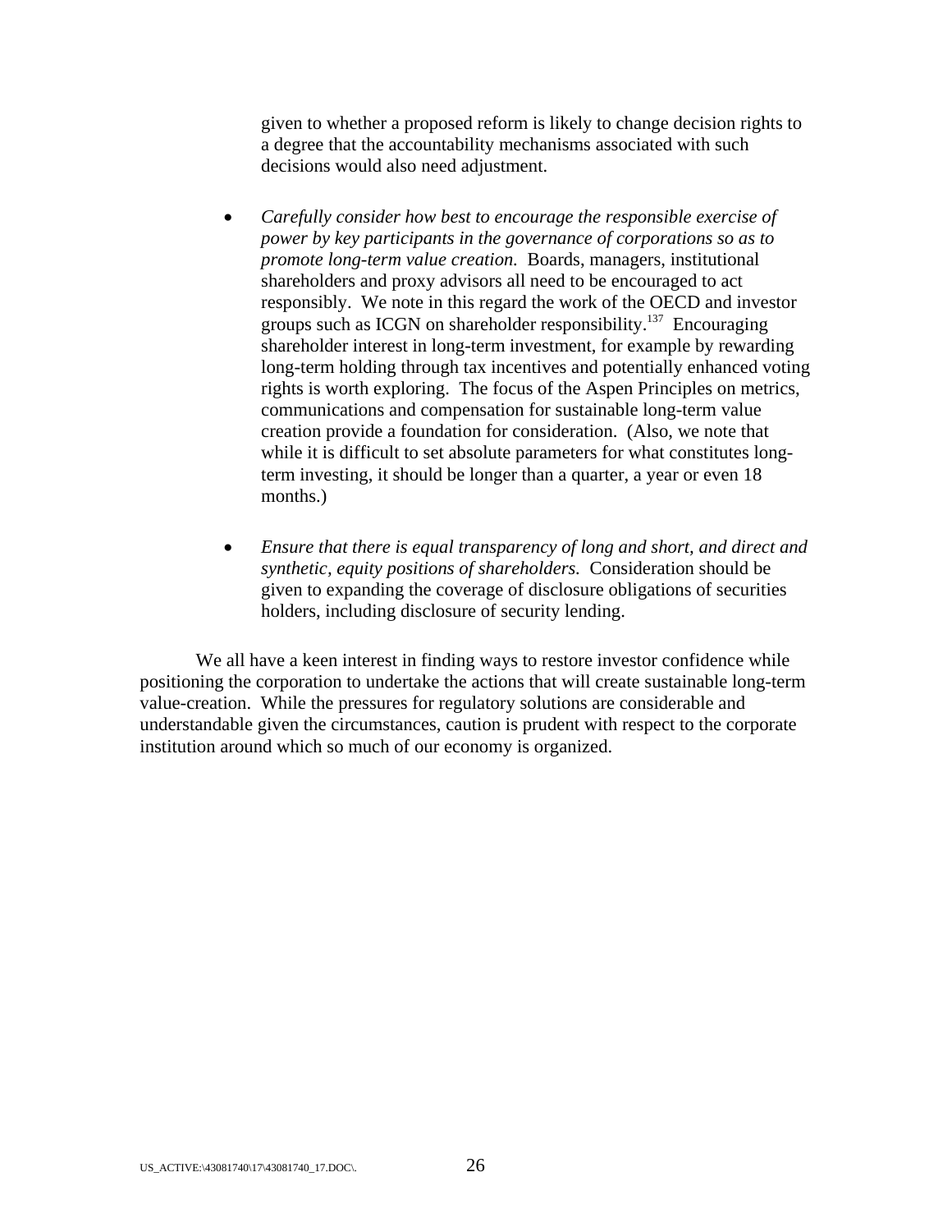given to whether a proposed reform is likely to change decision rights to a degree that the accountability mechanisms associated with such decisions would also need adjustment.

- *Carefully consider how best to encourage the responsible exercise of power by key participants in the governance of corporations so as to promote long-term value creation.* Boards, managers, institutional shareholders and proxy advisors all need to be encouraged to act responsibly. We note in this regard the work of the OECD and investor groups such as ICGN on shareholder responsibility.[137] Encouraging shareholder interest in long-term investment, for example by rewarding long-term holding through tax incentives and potentially enhanced voting rights is worth exploring. The focus of the Aspen Principles on metrics, communications and compensation for sustainable long-term value creation provide a foundation for consideration. (Also, we note that while it is difficult to set absolute parameters for what constitutes long-term investing, it should be longer than a quarter, a year or even 18 months.)

- *Ensure that there is equal transparency of long and short, and direct and synthetic, equity positions of shareholders.* Consideration should be given to expanding the coverage of disclosure obligations of securities holders, including disclosure of security lending.

We all have a keen interest in finding ways to restore investor confidence while positioning the corporation to undertake the actions that will create sustainable long-term value-creation. While the pressures for regulatory solutions are considerable and understandable given the circumstances, caution is prudent with respect to the corporate institution around which so much of our economy is organized.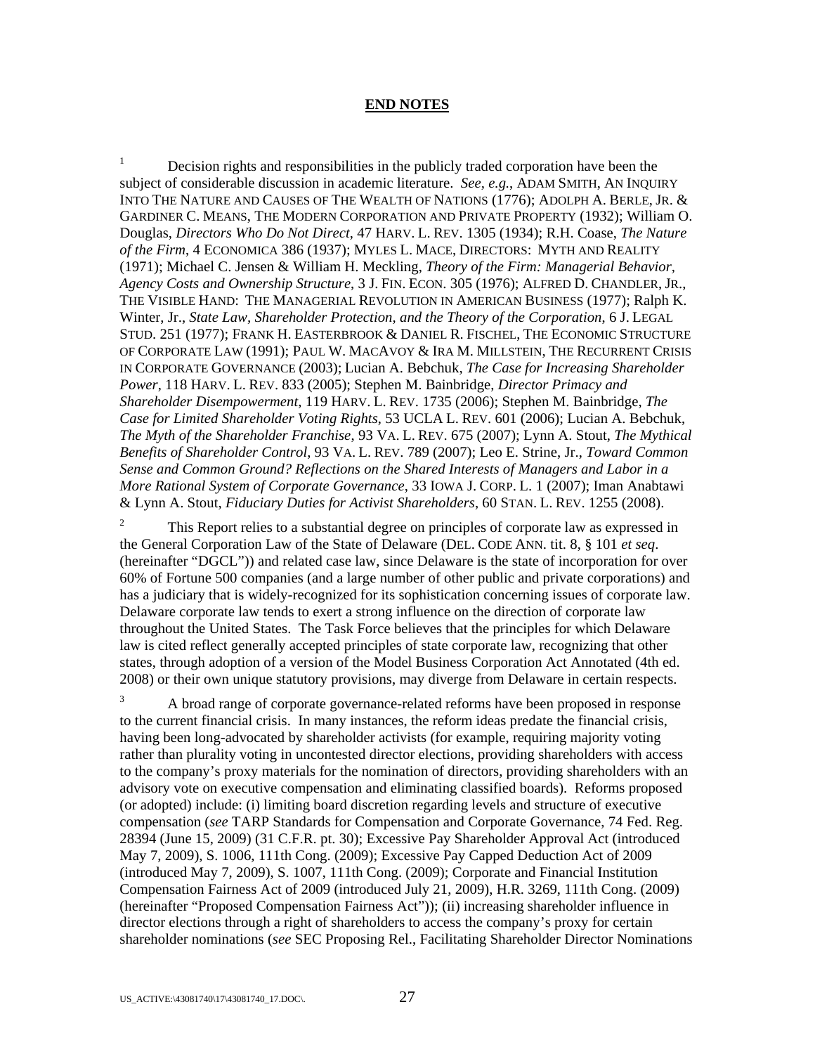# **END NOTES**

[1] Decision rights and responsibilities in the publicly traded corporation have been the subject of considerable discussion in academic literature. *See, e.g.*, ADAM SMITH, AN INQUIRY INTO THE NATURE AND CAUSES OF THE WEALTH OF NATIONS (1776); ADOLPH A. BERLE, JR. & GARDINER C. MEANS, THE MODERN CORPORATION AND PRIVATE PROPERTY (1932); William O. Douglas, *Directors Who Do Not Direct*, 47 HARV. L. REV. 1305 (1934); R.H. Coase, *The Nature of the Firm*, 4 ECONOMICA 386 (1937); MYLES L. MACE, DIRECTORS: MYTH AND REALITY (1971); Michael C. Jensen & William H. Meckling, *Theory of the Firm: Managerial Behavior, Agency Costs and Ownership Structure*, 3 J. FIN. ECON. 305 (1976); ALFRED D. CHANDLER, JR., THE VISIBLE HAND: THE MANAGERIAL REVOLUTION IN AMERICAN BUSINESS (1977); Ralph K. Winter, Jr., *State Law, Shareholder Protection, and the Theory of the Corporation*, 6 J. LEGAL STUD. 251 (1977); FRANK H. EASTERBROOK & DANIEL R. FISCHEL, THE ECONOMIC STRUCTURE OF CORPORATE LAW (1991); PAUL W. MACAVOY & IRA M. MILLSTEIN, THE RECURRENT CRISIS IN CORPORATE GOVERNANCE (2003); Lucian A. Bebchuk, *The Case for Increasing Shareholder Power*, 118 HARV. L. REV. 833 (2005); Stephen M. Bainbridge, *Director Primacy and Shareholder Disempowerment*, 119 HARV. L. REV. 1735 (2006); Stephen M. Bainbridge, *The Case for Limited Shareholder Voting Rights*, 53 UCLA L. REV. 601 (2006); Lucian A. Bebchuk, *The Myth of the Shareholder Franchise*, 93 VA. L. REV. 675 (2007); Lynn A. Stout, *The Mythical Benefits of Shareholder Control*, 93 VA. L. REV. 789 (2007); Leo E. Strine, Jr., *Toward Common Sense and Common Ground? Reflections on the Shared Interests of Managers and Labor in a More Rational System of Corporate Governance*, 33 IOWA J. CORP. L. 1 (2007); Iman Anabtawi & Lynn A. Stout, *Fiduciary Duties for Activist Shareholders*, 60 STAN. L. REV. 1255 (2008).

[2] This Report relies to a substantial degree on principles of corporate law as expressed in the General Corporation Law of the State of Delaware (DEL. CODE ANN. tit. 8, § 101 *et seq*. (hereinafter "DGCL")) and related case law, since Delaware is the state of incorporation for over 60% of Fortune 500 companies (and a large number of other public and private corporations) and has a judiciary that is widely-recognized for its sophistication concerning issues of corporate law. Delaware corporate law tends to exert a strong influence on the direction of corporate law throughout the United States. The Task Force believes that the principles for which Delaware law is cited reflect generally accepted principles of state corporate law, recognizing that other states, through adoption of a version of the Model Business Corporation Act Annotated (4th ed. 2008) or their own unique statutory provisions, may diverge from Delaware in certain respects.

[3] A broad range of corporate governance-related reforms have been proposed in response to the current financial crisis. In many instances, the reform ideas predate the financial crisis, having been long-advocated by shareholder activists (for example, requiring majority voting rather than plurality voting in uncontested director elections, providing shareholders with access to the company's proxy materials for the nomination of directors, providing shareholders with an advisory vote on executive compensation and eliminating classified boards). Reforms proposed (or adopted) include: (i) limiting board discretion regarding levels and structure of executive compensation (*see* TARP Standards for Compensation and Corporate Governance, 74 Fed. Reg. 28394 (June 15, 2009) (31 C.F.R. pt. 30); Excessive Pay Shareholder Approval Act (introduced May 7, 2009), S. 1006, 111th Cong. (2009); Excessive Pay Capped Deduction Act of 2009 (introduced May 7, 2009), S. 1007, 111th Cong. (2009); Corporate and Financial Institution Compensation Fairness Act of 2009 (introduced July 21, 2009), H.R. 3269, 111th Cong. (2009) (hereinafter "Proposed Compensation Fairness Act")); (ii) increasing shareholder influence in director elections through a right of shareholders to access the company's proxy for certain shareholder nominations (*see* SEC Proposing Rel., Facilitating Shareholder Director Nominations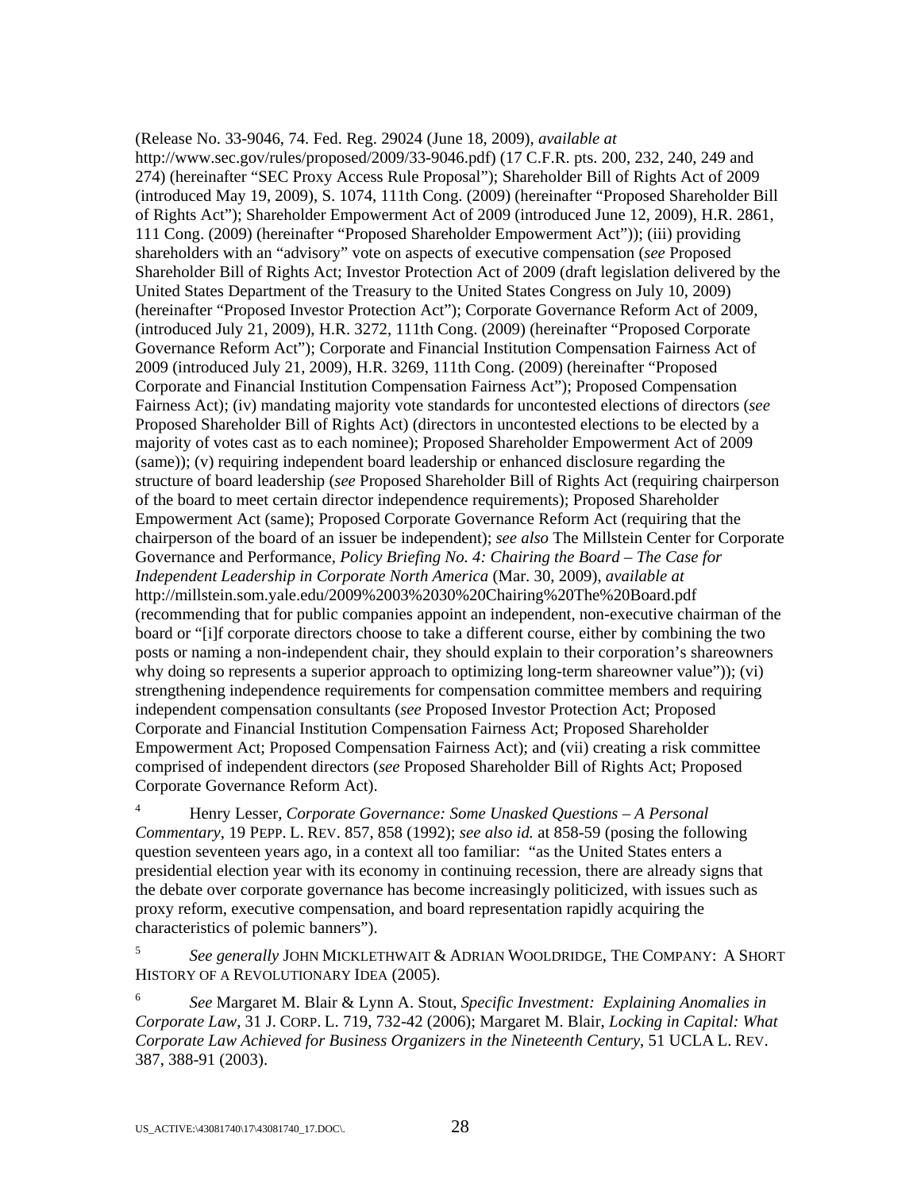(Release No. 33-9046, 74. Fed. Reg. 29024 (June 18, 2009), *available at* http://www.sec.gov/rules/proposed/2009/33-9046.pdf) (17 C.F.R. pts. 200, 232, 240, 249 and 274) (hereinafter "SEC Proxy Access Rule Proposal"); Shareholder Bill of Rights Act of 2009 (introduced May 19, 2009), S. 1074, 111th Cong. (2009) (hereinafter "Proposed Shareholder Bill of Rights Act"); Shareholder Empowerment Act of 2009 (introduced June 12, 2009), H.R. 2861, 111 Cong. (2009) (hereinafter "Proposed Shareholder Empowerment Act")); (iii) providing shareholders with an "advisory" vote on aspects of executive compensation (*see* Proposed Shareholder Bill of Rights Act; Investor Protection Act of 2009 (draft legislation delivered by the United States Department of the Treasury to the United States Congress on July 10, 2009) (hereinafter "Proposed Investor Protection Act"); Corporate Governance Reform Act of 2009, (introduced July 21, 2009), H.R. 3272, 111th Cong. (2009) (hereinafter "Proposed Corporate Governance Reform Act"); Corporate and Financial Institution Compensation Fairness Act of 2009 (introduced July 21, 2009), H.R. 3269, 111th Cong. (2009) (hereinafter "Proposed Corporate and Financial Institution Compensation Fairness Act"); Proposed Compensation Fairness Act); (iv) mandating majority vote standards for uncontested elections of directors (*see* Proposed Shareholder Bill of Rights Act) (directors in uncontested elections to be elected by a majority of votes cast as to each nominee); Proposed Shareholder Empowerment Act of 2009 (same)); (v) requiring independent board leadership or enhanced disclosure regarding the structure of board leadership (*see* Proposed Shareholder Bill of Rights Act (requiring chairperson of the board to meet certain director independence requirements); Proposed Shareholder Empowerment Act (same); Proposed Corporate Governance Reform Act (requiring that the chairperson of the board of an issuer be independent); *see also* The Millstein Center for Corporate Governance and Performance, *Policy Briefing No. 4: Chairing the Board – The Case for Independent Leadership in Corporate North America* (Mar. 30, 2009), *available at* http://millstein.som.yale.edu/2009%2003%2030%20Chairing%20The%20Board.pdf (recommending that for public companies appoint an independent, non-executive chairman of the board or "[i]f corporate directors choose to take a different course, either by combining the two posts or naming a non-independent chair, they should explain to their corporation's shareowners why doing so represents a superior approach to optimizing long-term shareowner value")); (vi) strengthening independence requirements for compensation committee members and requiring independent compensation consultants (*see* Proposed Investor Protection Act; Proposed Corporate and Financial Institution Compensation Fairness Act; Proposed Shareholder Empowerment Act; Proposed Compensation Fairness Act); and (vii) creating a risk committee comprised of independent directors (*see* Proposed Shareholder Bill of Rights Act; Proposed Corporate Governance Reform Act).

[4] Henry Lesser, *Corporate Governance: Some Unasked Questions – A Personal Commentary*, 19 PEPP. L. REV. 857, 858 (1992); *see also id.* at 858-59 (posing the following question seventeen years ago, in a context all too familiar: "as the United States enters a presidential election year with its economy in continuing recession, there are already signs that the debate over corporate governance has become increasingly politicized, with issues such as proxy reform, executive compensation, and board representation rapidly acquiring the characteristics of polemic banners").

[5] *See generally* JOHN MICKLETHWAIT & ADRIAN WOOLDRIDGE, THE COMPANY: A SHORT HISTORY OF A REVOLUTIONARY IDEA (2005).

[6] *See* Margaret M. Blair & Lynn A. Stout, *Specific Investment: Explaining Anomalies in Corporate Law*, 31 J. CORP. L. 719, 732-42 (2006); Margaret M. Blair, *Locking in Capital: What Corporate Law Achieved for Business Organizers in the Nineteenth Century*, 51 UCLA L. REV. 387, 388-91 (2003).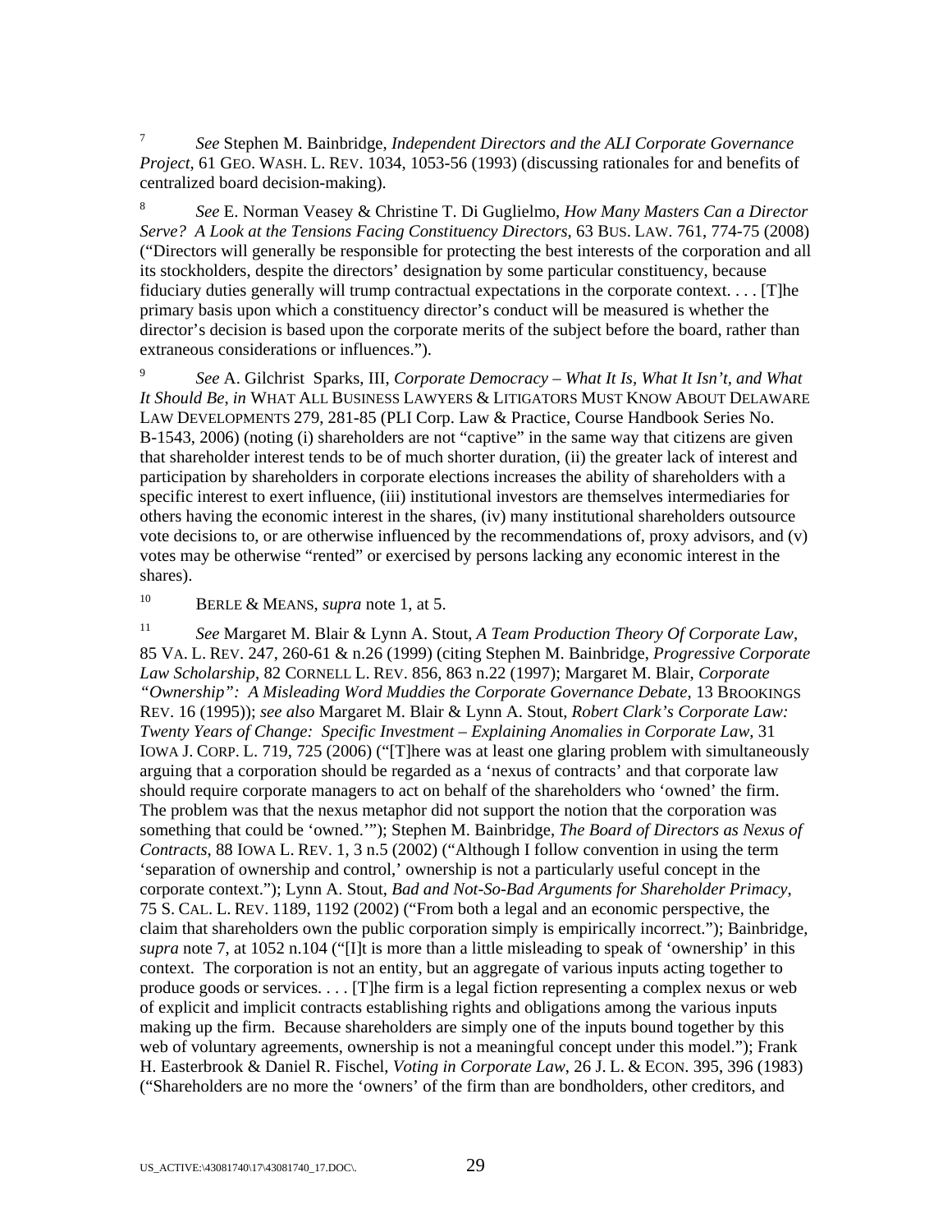[7] *See* Stephen M. Bainbridge, *Independent Directors and the ALI Corporate Governance Project*, 61 GEO. WASH. L. REV. 1034, 1053-56 (1993) (discussing rationales for and benefits of centralized board decision-making).

[8] *See* E. Norman Veasey & Christine T. Di Guglielmo, *How Many Masters Can a Director Serve? A Look at the Tensions Facing Constituency Directors*, 63 BUS. LAW. 761, 774-75 (2008) ("Directors will generally be responsible for protecting the best interests of the corporation and all its stockholders, despite the directors' designation by some particular constituency, because fiduciary duties generally will trump contractual expectations in the corporate context. . . . [T]he primary basis upon which a constituency director's conduct will be measured is whether the director's decision is based upon the corporate merits of the subject before the board, rather than extraneous considerations or influences.").

[9] *See* A. Gilchrist Sparks, III, *Corporate Democracy – What It Is, What It Isn't, and What It Should Be*, *in* WHAT ALL BUSINESS LAWYERS & LITIGATORS MUST KNOW ABOUT DELAWARE LAW DEVELOPMENTS 279, 281-85 (PLI Corp. Law & Practice, Course Handbook Series No. B-1543, 2006) (noting (i) shareholders are not "captive" in the same way that citizens are given that shareholder interest tends to be of much shorter duration, (ii) the greater lack of interest and participation by shareholders in corporate elections increases the ability of shareholders with a specific interest to exert influence, (iii) institutional investors are themselves intermediaries for others having the economic interest in the shares, (iv) many institutional shareholders outsource vote decisions to, or are otherwise influenced by the recommendations of, proxy advisors, and (v) votes may be otherwise "rented" or exercised by persons lacking any economic interest in the shares).

[10] BERLE & MEANS, *supra* note 1, at 5.

[11] *See* Margaret M. Blair & Lynn A. Stout, *A Team Production Theory Of Corporate Law*, 85 VA. L. REV. 247, 260-61 & n.26 (1999) (citing Stephen M. Bainbridge, *Progressive Corporate Law Scholarship*, 82 CORNELL L. REV. 856, 863 n.22 (1997); Margaret M. Blair, *Corporate "Ownership": A Misleading Word Muddies the Corporate Governance Debate*, 13 BROOKINGS REV. 16 (1995)); *see also* Margaret M. Blair & Lynn A. Stout, *Robert Clark's Corporate Law: Twenty Years of Change: Specific Investment – Explaining Anomalies in Corporate Law*, 31 IOWA J. CORP. L. 719, 725 (2006) ("[T]here was at least one glaring problem with simultaneously arguing that a corporation should be regarded as a 'nexus of contracts' and that corporate law should require corporate managers to act on behalf of the shareholders who 'owned' the firm. The problem was that the nexus metaphor did not support the notion that the corporation was something that could be 'owned.'"); Stephen M. Bainbridge, *The Board of Directors as Nexus of Contracts*, 88 IOWA L. REV. 1, 3 n.5 (2002) ("Although I follow convention in using the term 'separation of ownership and control,' ownership is not a particularly useful concept in the corporate context."); Lynn A. Stout, *Bad and Not-So-Bad Arguments for Shareholder Primacy*, 75 S. CAL. L. REV. 1189, 1192 (2002) ("From both a legal and an economic perspective, the claim that shareholders own the public corporation simply is empirically incorrect."); Bainbridge, *supra* note 7, at 1052 n.104 ("[I]t is more than a little misleading to speak of 'ownership' in this context. The corporation is not an entity, but an aggregate of various inputs acting together to produce goods or services. . . . [T]he firm is a legal fiction representing a complex nexus or web of explicit and implicit contracts establishing rights and obligations among the various inputs making up the firm. Because shareholders are simply one of the inputs bound together by this web of voluntary agreements, ownership is not a meaningful concept under this model."); Frank H. Easterbrook & Daniel R. Fischel, *Voting in Corporate Law*, 26 J. L. & ECON. 395, 396 (1983) ("Shareholders are no more the 'owners' of the firm than are bondholders, other creditors, and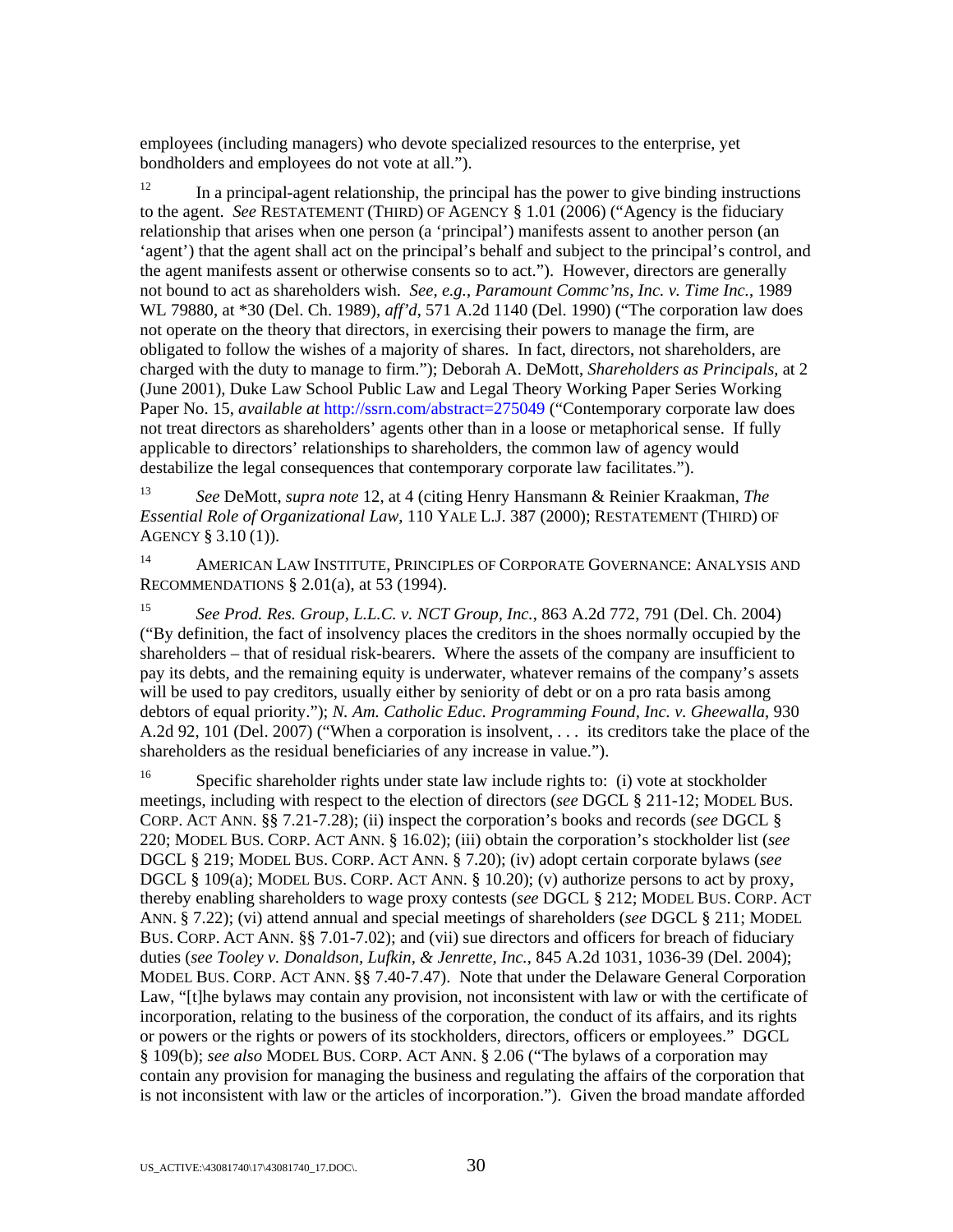employees (including managers) who devote specialized resources to the enterprise, yet bondholders and employees do not vote at all.").

[12] In a principal-agent relationship, the principal has the power to give binding instructions to the agent. *See* RESTATEMENT (THIRD) OF AGENCY § 1.01 (2006) ("Agency is the fiduciary relationship that arises when one person (a 'principal') manifests assent to another person (an 'agent') that the agent shall act on the principal's behalf and subject to the principal's control, and the agent manifests assent or otherwise consents so to act."). However, directors are generally not bound to act as shareholders wish. *See, e.g.*, *Paramount Commc'ns, Inc. v. Time Inc.*, 1989 WL 79880, at *30 (Del. Ch. 1989), *aff'd*, 571 A.2d 1140 (Del. 1990) ("The corporation law does not operate on the theory that directors, in exercising their powers to manage the firm, are obligated to follow the wishes of a majority of shares. In fact, directors, not shareholders, are charged with the duty to manage to firm."); Deborah A. DeMott, *Shareholders as Principals*, at 2 (June 2001), Duke Law School Public Law and Legal Theory Working Paper Series Working Paper No. 15, *available at* http://ssrn.com/abstract=275049 ("Contemporary corporate law does not treat directors as shareholders' agents other than in a loose or metaphorical sense. If fully applicable to directors' relationships to shareholders, the common law of agency would destabilize the legal consequences that contemporary corporate law facilitates.").

[13] *See* DeMott, *supra note* 12, at 4 (citing Henry Hansmann & Reinier Kraakman, *The Essential Role of Organizational Law*, 110 YALE L.J. 387 (2000); RESTATEMENT (THIRD) OF AGENCY § 3.10 (1)).

[14] AMERICAN LAW INSTITUTE, PRINCIPLES OF CORPORATE GOVERNANCE: ANALYSIS AND RECOMMENDATIONS § 2.01(a), at 53 (1994).

[15] *See Prod. Res. Group, L.L.C. v. NCT Group, Inc.*, 863 A.2d 772, 791 (Del. Ch. 2004) ("By definition, the fact of insolvency places the creditors in the shoes normally occupied by the shareholders – that of residual risk-bearers. Where the assets of the company are insufficient to pay its debts, and the remaining equity is underwater, whatever remains of the company's assets will be used to pay creditors, usually either by seniority of debt or on a pro rata basis among debtors of equal priority."); *N. Am. Catholic Educ. Programming Found, Inc. v. Gheewalla*, 930 A.2d 92, 101 (Del. 2007) ("When a corporation is insolvent, . . . its creditors take the place of the shareholders as the residual beneficiaries of any increase in value.").

[16] Specific shareholder rights under state law include rights to: (i) vote at stockholder meetings, including with respect to the election of directors (*see* DGCL § 211-12; MODEL BUS. CORP. ACT ANN. §§ 7.21-7.28); (ii) inspect the corporation's books and records (*see* DGCL § 220; MODEL BUS. CORP. ACT ANN. § 16.02); (iii) obtain the corporation's stockholder list (*see* DGCL § 219; MODEL BUS. CORP. ACT ANN. § 7.20); (iv) adopt certain corporate bylaws (*see* DGCL § 109(a); MODEL BUS. CORP. ACT ANN. § 10.20); (v) authorize persons to act by proxy, thereby enabling shareholders to wage proxy contests (*see* DGCL § 212; MODEL BUS. CORP. ACT ANN. § 7.22); (vi) attend annual and special meetings of shareholders (*see* DGCL § 211; MODEL BUS. CORP. ACT ANN. §§ 7.01-7.02); and (vii) sue directors and officers for breach of fiduciary duties (*see Tooley v. Donaldson, Lufkin, & Jenrette, Inc.*, 845 A.2d 1031, 1036-39 (Del. 2004); MODEL BUS. CORP. ACT ANN. §§ 7.40-7.47). Note that under the Delaware General Corporation Law, "[t]he bylaws may contain any provision, not inconsistent with law or with the certificate of incorporation, relating to the business of the corporation, the conduct of its affairs, and its rights or powers or the rights or powers of its stockholders, directors, officers or employees." DGCL § 109(b); *see also* MODEL BUS. CORP. ACT ANN. § 2.06 ("The bylaws of a corporation may contain any provision for managing the business and regulating the affairs of the corporation that is not inconsistent with law or the articles of incorporation."). Given the broad mandate afforded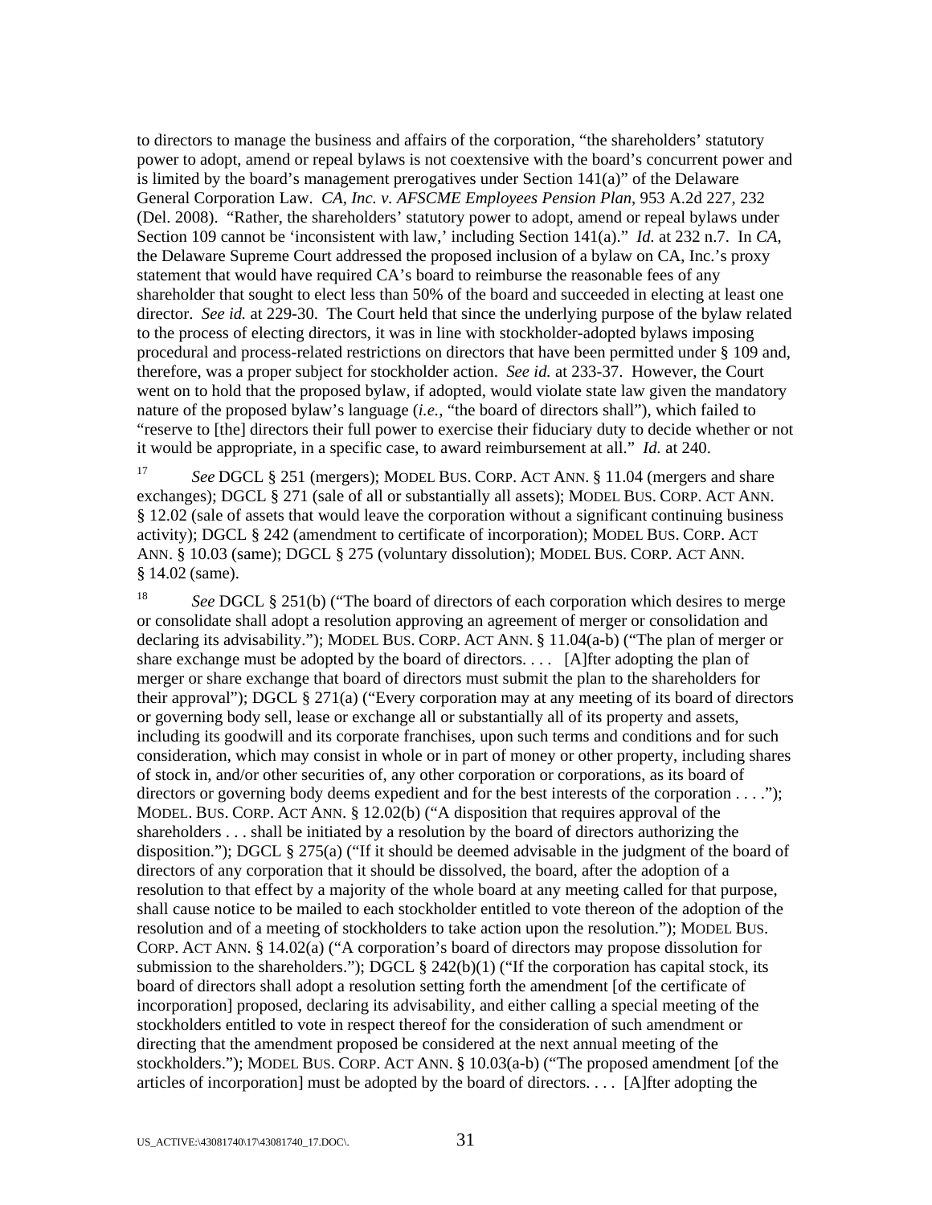to directors to manage the business and affairs of the corporation, "the shareholders' statutory power to adopt, amend or repeal bylaws is not coextensive with the board's concurrent power and is limited by the board's management prerogatives under Section 141(a)" of the Delaware General Corporation Law. *CA, Inc. v. AFSCME Employees Pension Plan*, 953 A.2d 227, 232 (Del. 2008). "Rather, the shareholders' statutory power to adopt, amend or repeal bylaws under Section 109 cannot be 'inconsistent with law,' including Section 141(a)." *Id.* at 232 n.7. In *CA*, the Delaware Supreme Court addressed the proposed inclusion of a bylaw on CA, Inc.'s proxy statement that would have required CA's board to reimburse the reasonable fees of any shareholder that sought to elect less than 50% of the board and succeeded in electing at least one director. *See id.* at 229-30. The Court held that since the underlying purpose of the bylaw related to the process of electing directors, it was in line with stockholder-adopted bylaws imposing procedural and process-related restrictions on directors that have been permitted under § 109 and, therefore, was a proper subject for stockholder action. *See id.* at 233-37. However, the Court went on to hold that the proposed bylaw, if adopted, would violate state law given the mandatory nature of the proposed bylaw's language (*i.e.*, "the board of directors shall"), which failed to "reserve to [the] directors their full power to exercise their fiduciary duty to decide whether or not it would be appropriate, in a specific case, to award reimbursement at all." *Id.* at 240.

[17] *See* DGCL § 251 (mergers); MODEL BUS. CORP. ACT ANN. § 11.04 (mergers and share exchanges); DGCL § 271 (sale of all or substantially all assets); MODEL BUS. CORP. ACT ANN. § 12.02 (sale of assets that would leave the corporation without a significant continuing business activity); DGCL § 242 (amendment to certificate of incorporation); MODEL BUS. CORP. ACT ANN. § 10.03 (same); DGCL § 275 (voluntary dissolution); MODEL BUS. CORP. ACT ANN. § 14.02 (same).

[18] *See* DGCL § 251(b) ("The board of directors of each corporation which desires to merge or consolidate shall adopt a resolution approving an agreement of merger or consolidation and declaring its advisability."); MODEL BUS. CORP. ACT ANN. § 11.04(a-b) ("The plan of merger or share exchange must be adopted by the board of directors. . . . [A]fter adopting the plan of merger or share exchange that board of directors must submit the plan to the shareholders for their approval"); DGCL § 271(a) ("Every corporation may at any meeting of its board of directors or governing body sell, lease or exchange all or substantially all of its property and assets, including its goodwill and its corporate franchises, upon such terms and conditions and for such consideration, which may consist in whole or in part of money or other property, including shares of stock in, and/or other securities of, any other corporation or corporations, as its board of directors or governing body deems expedient and for the best interests of the corporation . . . ."); MODEL. BUS. CORP. ACT ANN. § 12.02(b) ("A disposition that requires approval of the shareholders . . . shall be initiated by a resolution by the board of directors authorizing the disposition."); DGCL § 275(a) ("If it should be deemed advisable in the judgment of the board of directors of any corporation that it should be dissolved, the board, after the adoption of a resolution to that effect by a majority of the whole board at any meeting called for that purpose, shall cause notice to be mailed to each stockholder entitled to vote thereon of the adoption of the resolution and of a meeting of stockholders to take action upon the resolution."); MODEL BUS. CORP. ACT ANN. § 14.02(a) ("A corporation's board of directors may propose dissolution for submission to the shareholders."); DGCL § 242(b)(1) ("If the corporation has capital stock, its board of directors shall adopt a resolution setting forth the amendment [of the certificate of incorporation] proposed, declaring its advisability, and either calling a special meeting of the stockholders entitled to vote in respect thereof for the consideration of such amendment or directing that the amendment proposed be considered at the next annual meeting of the stockholders."); MODEL BUS. CORP. ACT ANN. § 10.03(a-b) ("The proposed amendment [of the articles of incorporation] must be adopted by the board of directors. . . . [A]fter adopting the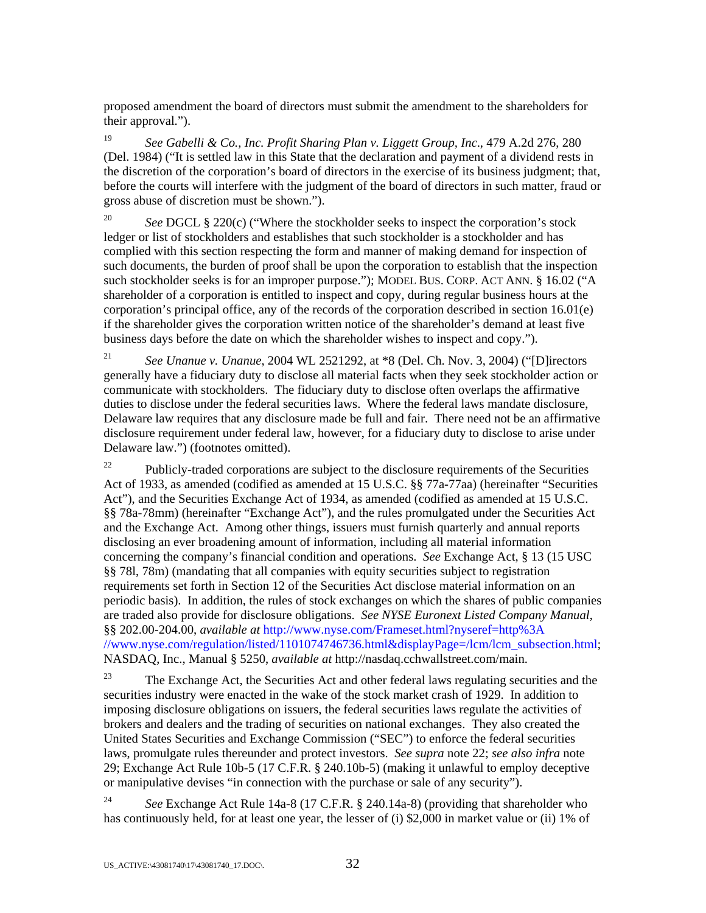proposed amendment the board of directors must submit the amendment to the shareholders for their approval.").

[19] *See Gabelli & Co., Inc. Profit Sharing Plan v. Liggett Group, Inc*., 479 A.2d 276, 280 (Del. 1984) ("It is settled law in this State that the declaration and payment of a dividend rests in the discretion of the corporation's board of directors in the exercise of its business judgment; that, before the courts will interfere with the judgment of the board of directors in such matter, fraud or gross abuse of discretion must be shown.").

[20] *See* DGCL § 220(c) ("Where the stockholder seeks to inspect the corporation's stock ledger or list of stockholders and establishes that such stockholder is a stockholder and has complied with this section respecting the form and manner of making demand for inspection of such documents, the burden of proof shall be upon the corporation to establish that the inspection such stockholder seeks is for an improper purpose."); MODEL BUS. CORP. ACT ANN. § 16.02 ("A shareholder of a corporation is entitled to inspect and copy, during regular business hours at the corporation's principal office, any of the records of the corporation described in section 16.01(e) if the shareholder gives the corporation written notice of the shareholder's demand at least five business days before the date on which the shareholder wishes to inspect and copy.").

[21] *See Unanue v. Unanue*, 2004 WL 2521292, at *8 (Del. Ch. Nov. 3, 2004) ("[D]irectors generally have a fiduciary duty to disclose all material facts when they seek stockholder action or communicate with stockholders. The fiduciary duty to disclose often overlaps the affirmative duties to disclose under the federal securities laws. Where the federal laws mandate disclosure, Delaware law requires that any disclosure made be full and fair. There need not be an affirmative disclosure requirement under federal law, however, for a fiduciary duty to disclose to arise under Delaware law.") (footnotes omitted).

[22] Publicly-traded corporations are subject to the disclosure requirements of the Securities Act of 1933, as amended (codified as amended at 15 U.S.C. §§ 77a-77aa) (hereinafter "Securities Act"), and the Securities Exchange Act of 1934, as amended (codified as amended at 15 U.S.C. §§ 78a-78mm) (hereinafter "Exchange Act"), and the rules promulgated under the Securities Act and the Exchange Act. Among other things, issuers must furnish quarterly and annual reports disclosing an ever broadening amount of information, including all material information concerning the company's financial condition and operations. *See* Exchange Act, § 13 (15 USC §§ 78l, 78m) (mandating that all companies with equity securities subject to registration requirements set forth in Section 12 of the Securities Act disclose material information on an periodic basis). In addition, the rules of stock exchanges on which the shares of public companies are traded also provide for disclosure obligations. *See NYSE Euronext Listed Company Manual*, §§ 202.00-204.00, *available at* http://www.nyse.com/Frameset.html?nyseref=http%3A //www.nyse.com/regulation/listed/1101074746736.html&displayPage=/lcm/lcm_subsection.html; NASDAQ, Inc., Manual § 5250, *available at* http://nasdaq.cchwallstreet.com/main.

[23] The Exchange Act, the Securities Act and other federal laws regulating securities and the securities industry were enacted in the wake of the stock market crash of 1929. In addition to imposing disclosure obligations on issuers, the federal securities laws regulate the activities of brokers and dealers and the trading of securities on national exchanges. They also created the United States Securities and Exchange Commission ("SEC") to enforce the federal securities laws, promulgate rules thereunder and protect investors. *See supra* note 22; *see also infra* note 29; Exchange Act Rule 10b-5 (17 C.F.R. § 240.10b-5) (making it unlawful to employ deceptive or manipulative devises "in connection with the purchase or sale of any security").

[24] *See* Exchange Act Rule 14a-8 (17 C.F.R. § 240.14a-8) (providing that shareholder who has continuously held, for at least one year, the lesser of (i) $2,000 in market value or (ii) 1% of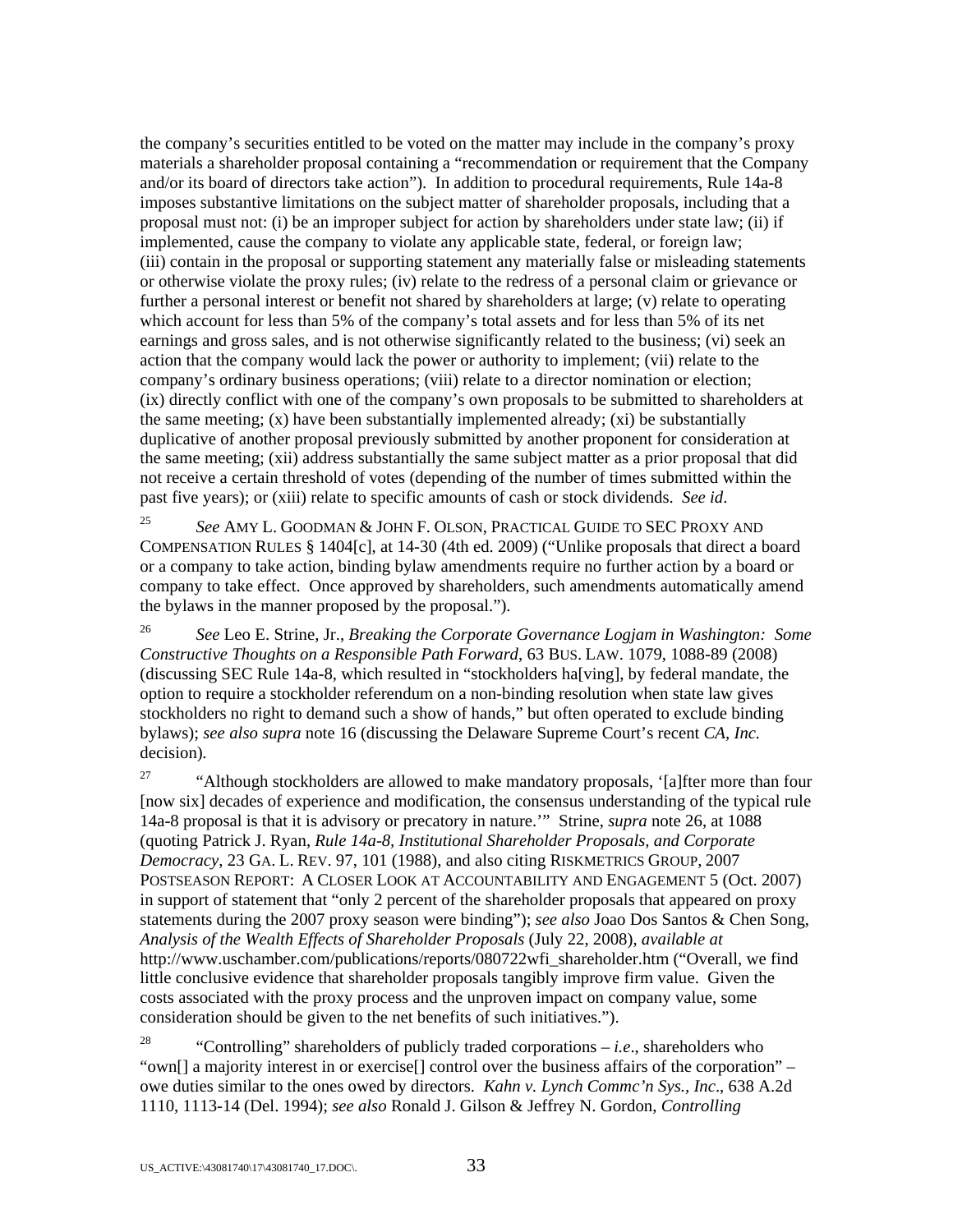the company's securities entitled to be voted on the matter may include in the company's proxy materials a shareholder proposal containing a "recommendation or requirement that the Company and/or its board of directors take action"). In addition to procedural requirements, Rule 14a-8 imposes substantive limitations on the subject matter of shareholder proposals, including that a proposal must not: (i) be an improper subject for action by shareholders under state law; (ii) if implemented, cause the company to violate any applicable state, federal, or foreign law; (iii) contain in the proposal or supporting statement any materially false or misleading statements or otherwise violate the proxy rules; (iv) relate to the redress of a personal claim or grievance or further a personal interest or benefit not shared by shareholders at large; (v) relate to operating which account for less than 5% of the company's total assets and for less than 5% of its net earnings and gross sales, and is not otherwise significantly related to the business; (vi) seek an action that the company would lack the power or authority to implement; (vii) relate to the company's ordinary business operations; (viii) relate to a director nomination or election; (ix) directly conflict with one of the company's own proposals to be submitted to shareholders at the same meeting; (x) have been substantially implemented already; (xi) be substantially duplicative of another proposal previously submitted by another proponent for consideration at the same meeting; (xii) address substantially the same subject matter as a prior proposal that did not receive a certain threshold of votes (depending of the number of times submitted within the past five years); or (xiii) relate to specific amounts of cash or stock dividends. *See id*.

[25] *See* AMY L. GOODMAN & JOHN F. OLSON, PRACTICAL GUIDE TO SEC PROXY AND COMPENSATION RULES § 1404[c], at 14-30 (4th ed. 2009) ("Unlike proposals that direct a board or a company to take action, binding bylaw amendments require no further action by a board or company to take effect. Once approved by shareholders, such amendments automatically amend the bylaws in the manner proposed by the proposal.").

[26] *See* Leo E. Strine, Jr., *Breaking the Corporate Governance Logjam in Washington: Some Constructive Thoughts on a Responsible Path Forward*, 63 BUS. LAW. 1079, 1088-89 (2008) (discussing SEC Rule 14a-8, which resulted in "stockholders ha[ving], by federal mandate, the option to require a stockholder referendum on a non-binding resolution when state law gives stockholders no right to demand such a show of hands," but often operated to exclude binding bylaws); *see also supra* note 16 (discussing the Delaware Supreme Court's recent *CA, Inc.* decision).

[27] "Although stockholders are allowed to make mandatory proposals, '[a]fter more than four [now six] decades of experience and modification, the consensus understanding of the typical rule 14a-8 proposal is that it is advisory or precatory in nature.'" Strine, *supra* note 26, at 1088 (quoting Patrick J. Ryan, *Rule 14a-8, Institutional Shareholder Proposals, and Corporate Democracy*, 23 GA. L. REV. 97, 101 (1988), and also citing RISKMETRICS GROUP, 2007 POSTSEASON REPORT: A CLOSER LOOK AT ACCOUNTABILITY AND ENGAGEMENT 5 (Oct. 2007) in support of statement that "only 2 percent of the shareholder proposals that appeared on proxy statements during the 2007 proxy season were binding"); *see also* Joao Dos Santos & Chen Song, *Analysis of the Wealth Effects of Shareholder Proposals* (July 22, 2008), *available at* http://www.uschamber.com/publications/reports/080722wfi_shareholder.htm ("Overall, we find little conclusive evidence that shareholder proposals tangibly improve firm value. Given the costs associated with the proxy process and the unproven impact on company value, some consideration should be given to the net benefits of such initiatives.").

[28] "Controlling" shareholders of publicly traded corporations – *i.e*., shareholders who "own[] a majority interest in or exercise[] control over the business affairs of the corporation" – owe duties similar to the ones owed by directors. *Kahn v. Lynch Commc'n Sys., Inc*., 638 A.2d 1110, 1113-14 (Del. 1994); *see also* Ronald J. Gilson & Jeffrey N. Gordon, *Controlling*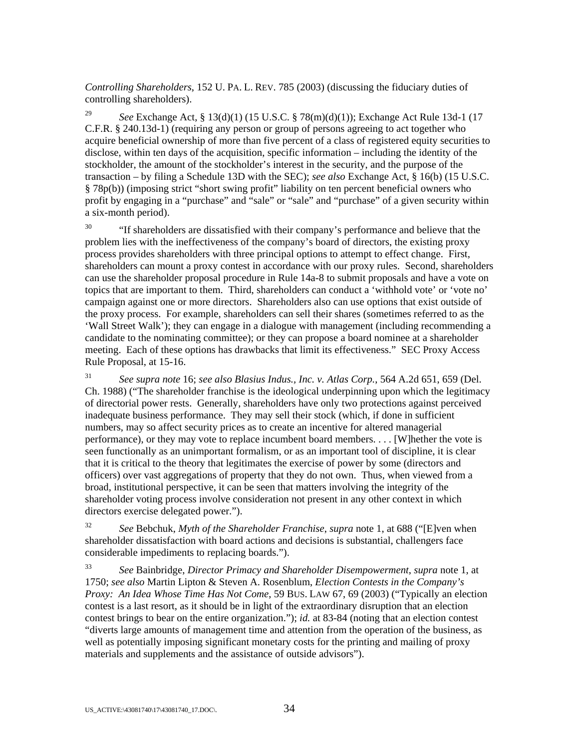*Controlling Shareholders*, 152 U. PA. L. REV. 785 (2003) (discussing the fiduciary duties of controlling shareholders).

[29] *See* Exchange Act, § 13(d)(1) (15 U.S.C. § 78(m)(d)(1)); Exchange Act Rule 13d-1 (17 C.F.R. § 240.13d-1) (requiring any person or group of persons agreeing to act together who acquire beneficial ownership of more than five percent of a class of registered equity securities to disclose, within ten days of the acquisition, specific information – including the identity of the stockholder, the amount of the stockholder's interest in the security, and the purpose of the transaction – by filing a Schedule 13D with the SEC); *see also* Exchange Act, § 16(b) (15 U.S.C. § 78p(b)) (imposing strict "short swing profit" liability on ten percent beneficial owners who profit by engaging in a "purchase" and "sale" or "sale" and "purchase" of a given security within a six-month period).

[30] "If shareholders are dissatisfied with their company's performance and believe that the problem lies with the ineffectiveness of the company's board of directors, the existing proxy process provides shareholders with three principal options to attempt to effect change. First, shareholders can mount a proxy contest in accordance with our proxy rules. Second, shareholders can use the shareholder proposal procedure in Rule 14a-8 to submit proposals and have a vote on topics that are important to them. Third, shareholders can conduct a 'withhold vote' or 'vote no' campaign against one or more directors. Shareholders also can use options that exist outside of the proxy process. For example, shareholders can sell their shares (sometimes referred to as the 'Wall Street Walk'); they can engage in a dialogue with management (including recommending a candidate to the nominating committee); or they can propose a board nominee at a shareholder meeting. Each of these options has drawbacks that limit its effectiveness." SEC Proxy Access Rule Proposal, at 15-16.

[31] *See supra note* 16; *see also Blasius Indus., Inc. v. Atlas Corp.*, 564 A.2d 651, 659 (Del. Ch. 1988) ("The shareholder franchise is the ideological underpinning upon which the legitimacy of directorial power rests. Generally, shareholders have only two protections against perceived inadequate business performance. They may sell their stock (which, if done in sufficient numbers, may so affect security prices as to create an incentive for altered managerial performance), or they may vote to replace incumbent board members. . . . [W]hether the vote is seen functionally as an unimportant formalism, or as an important tool of discipline, it is clear that it is critical to the theory that legitimates the exercise of power by some (directors and officers) over vast aggregations of property that they do not own. Thus, when viewed from a broad, institutional perspective, it can be seen that matters involving the integrity of the shareholder voting process involve consideration not present in any other context in which directors exercise delegated power.").

[32] *See* Bebchuk, *Myth of the Shareholder Franchise*, *supra* note 1, at 688 ("[E]ven when shareholder dissatisfaction with board actions and decisions is substantial, challengers face considerable impediments to replacing boards.").

[33] *See* Bainbridge, *Director Primacy and Shareholder Disempowerment, supra* note 1, at 1750; *see also* Martin Lipton & Steven A. Rosenblum, *Election Contests in the Company's Proxy: An Idea Whose Time Has Not Come*, 59 BUS. LAW 67, 69 (2003) ("Typically an election contest is a last resort, as it should be in light of the extraordinary disruption that an election contest brings to bear on the entire organization."); *id.* at 83-84 (noting that an election contest "diverts large amounts of management time and attention from the operation of the business, as well as potentially imposing significant monetary costs for the printing and mailing of proxy materials and supplements and the assistance of outside advisors").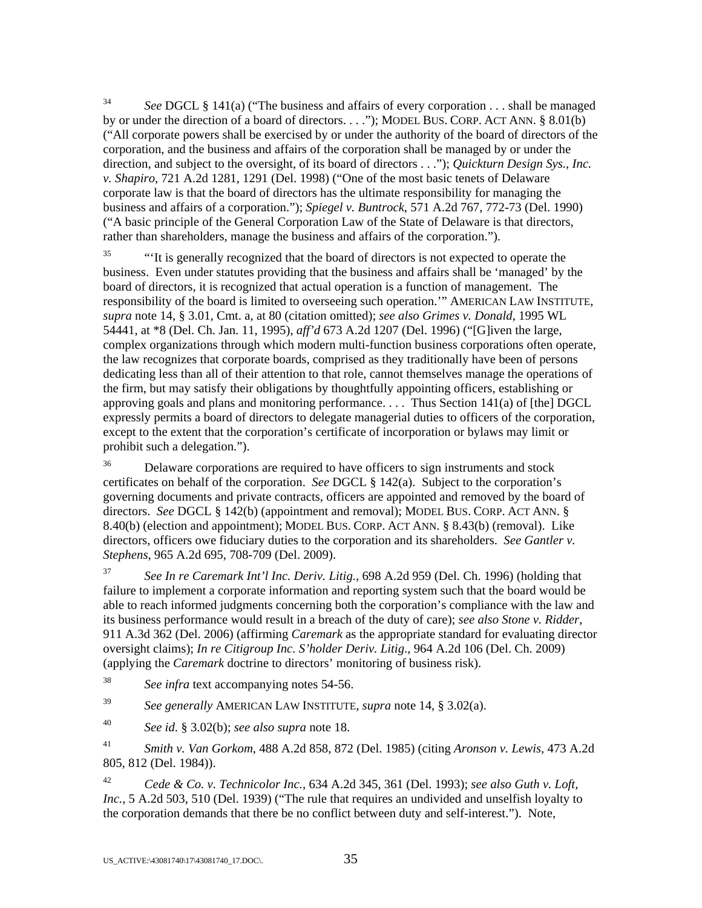[34] *See* DGCL § 141(a) ("The business and affairs of every corporation . . . shall be managed by or under the direction of a board of directors. . . ."); MODEL BUS. CORP. ACT ANN. § 8.01(b) ("All corporate powers shall be exercised by or under the authority of the board of directors of the corporation, and the business and affairs of the corporation shall be managed by or under the direction, and subject to the oversight, of its board of directors . . ."); *Quickturn Design Sys., Inc. v. Shapiro*, 721 A.2d 1281, 1291 (Del. 1998) ("One of the most basic tenets of Delaware corporate law is that the board of directors has the ultimate responsibility for managing the business and affairs of a corporation."); *Spiegel v. Buntrock*, 571 A.2d 767, 772-73 (Del. 1990) ("A basic principle of the General Corporation Law of the State of Delaware is that directors, rather than shareholders, manage the business and affairs of the corporation.").

[35] "'It is generally recognized that the board of directors is not expected to operate the business. Even under statutes providing that the business and affairs shall be 'managed' by the board of directors, it is recognized that actual operation is a function of management. The responsibility of the board is limited to overseeing such operation.'" AMERICAN LAW INSTITUTE, *supra* note 14, § 3.01, Cmt. a, at 80 (citation omitted); *see also Grimes v. Donald*, 1995 WL 54441, at *8 (Del. Ch. Jan. 11, 1995), *aff'd* 673 A.2d 1207 (Del. 1996) ("[G]iven the large, complex organizations through which modern multi-function business corporations often operate, the law recognizes that corporate boards, comprised as they traditionally have been of persons dedicating less than all of their attention to that role, cannot themselves manage the operations of the firm, but may satisfy their obligations by thoughtfully appointing officers, establishing or approving goals and plans and monitoring performance. . . . Thus Section 141(a) of [the] DGCL expressly permits a board of directors to delegate managerial duties to officers of the corporation, except to the extent that the corporation's certificate of incorporation or bylaws may limit or prohibit such a delegation.").

[36] Delaware corporations are required to have officers to sign instruments and stock certificates on behalf of the corporation. *See* DGCL § 142(a). Subject to the corporation's governing documents and private contracts, officers are appointed and removed by the board of directors. *See* DGCL § 142(b) (appointment and removal); MODEL BUS. CORP. ACT ANN. § 8.40(b) (election and appointment); MODEL BUS. CORP. ACT ANN. § 8.43(b) (removal). Like directors, officers owe fiduciary duties to the corporation and its shareholders. *See Gantler v. Stephens*, 965 A.2d 695, 708-709 (Del. 2009).

[37] *See In re Caremark Int'l Inc. Deriv. Litig.*, 698 A.2d 959 (Del. Ch. 1996) (holding that failure to implement a corporate information and reporting system such that the board would be able to reach informed judgments concerning both the corporation's compliance with the law and its business performance would result in a breach of the duty of care); *see also Stone v. Ridder*, 911 A.3d 362 (Del. 2006) (affirming *Caremark* as the appropriate standard for evaluating director oversight claims); *In re Citigroup Inc. S'holder Deriv. Litig.*, 964 A.2d 106 (Del. Ch. 2009) (applying the *Caremark* doctrine to directors' monitoring of business risk).

[38] *See infra* text accompanying notes 54-56.

[39] *See generally* AMERICAN LAW INSTITUTE, *supra* note 14, § 3.02(a).

[40] *See id.* § 3.02(b); *see also supra* note 18.

[41] *Smith v. Van Gorkom*, 488 A.2d 858, 872 (Del. 1985) (citing *Aronson v. Lewis*, 473 A.2d 805, 812 (Del. 1984)).

[42] *Cede & Co. v. Technicolor Inc.*, 634 A.2d 345, 361 (Del. 1993); *see also Guth v. Loft, Inc.*, 5 A.2d 503, 510 (Del. 1939) ("The rule that requires an undivided and unselfish loyalty to the corporation demands that there be no conflict between duty and self-interest."). Note,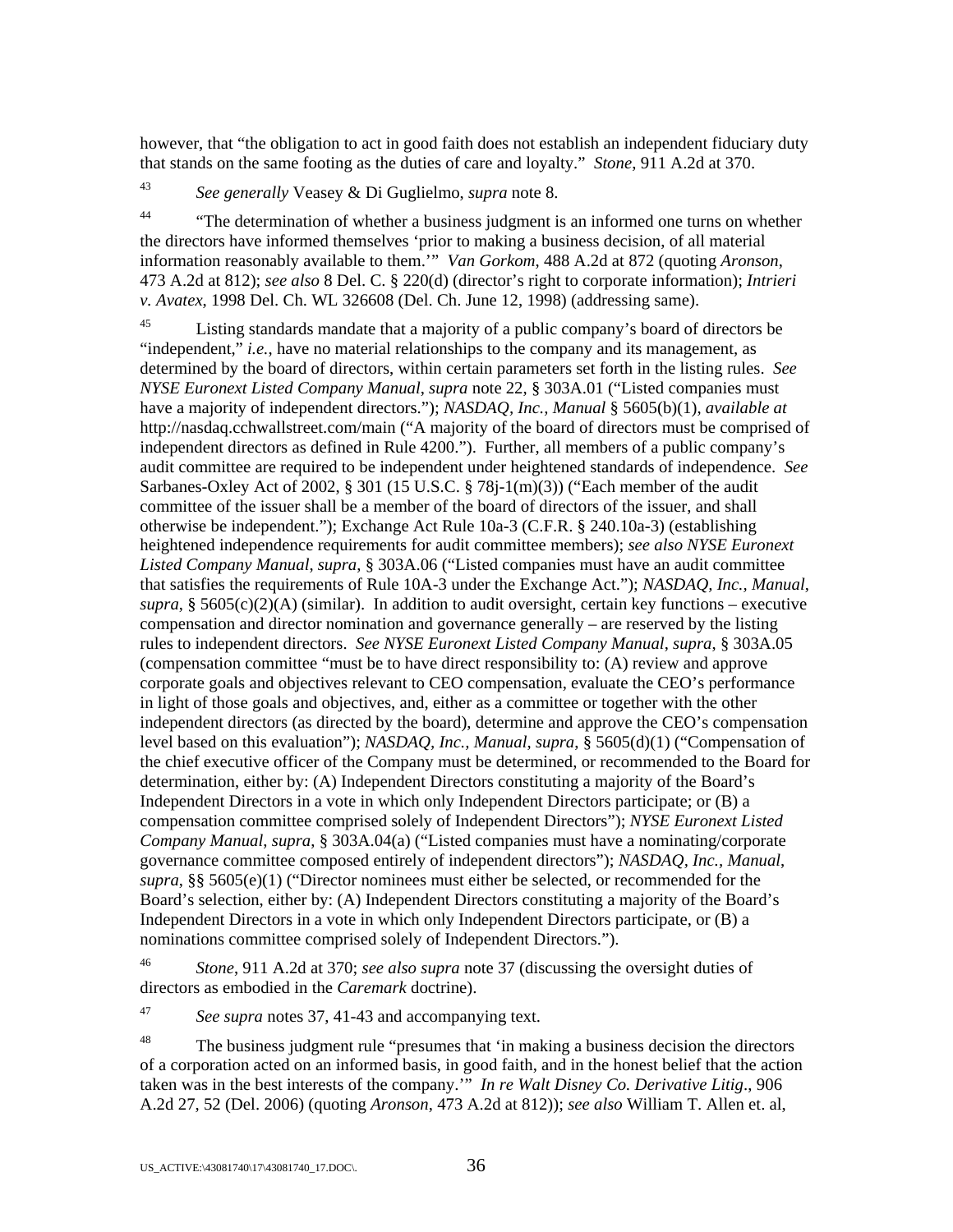however, that "the obligation to act in good faith does not establish an independent fiduciary duty that stands on the same footing as the duties of care and loyalty." *Stone*, 911 A.2d at 370.

[43] *See generally* Veasey & Di Guglielmo, *supra* note 8.

[44] "The determination of whether a business judgment is an informed one turns on whether the directors have informed themselves 'prior to making a business decision, of all material information reasonably available to them.'" *Van Gorkom*, 488 A.2d at 872 (quoting *Aronson*, 473 A.2d at 812); *see also* 8 Del. C. § 220(d) (director's right to corporate information); *Intrieri v. Avatex*, 1998 Del. Ch. WL 326608 (Del. Ch. June 12, 1998) (addressing same).

[45] Listing standards mandate that a majority of a public company's board of directors be "independent," *i.e.*, have no material relationships to the company and its management, as determined by the board of directors, within certain parameters set forth in the listing rules. *See NYSE Euronext Listed Company Manual*, *supra* note 22, § 303A.01 ("Listed companies must have a majority of independent directors."); *NASDAQ, Inc., Manual* § 5605(b)(1), *available at* http://nasdaq.cchwallstreet.com/main ("A majority of the board of directors must be comprised of independent directors as defined in Rule 4200."). Further, all members of a public company's audit committee are required to be independent under heightened standards of independence. *See* Sarbanes-Oxley Act of 2002, § 301 (15 U.S.C. § 78j-1(m)(3)) ("Each member of the audit committee of the issuer shall be a member of the board of directors of the issuer, and shall otherwise be independent."); Exchange Act Rule 10a-3 (C.F.R. § 240.10a-3) (establishing heightened independence requirements for audit committee members); *see also NYSE Euronext Listed Company Manual*, *supra*, § 303A.06 ("Listed companies must have an audit committee that satisfies the requirements of Rule 10A-3 under the Exchange Act."); *NASDAQ, Inc., Manual*, *supra*, § 5605(c)(2)(A) (similar). In addition to audit oversight, certain key functions – executive compensation and director nomination and governance generally – are reserved by the listing rules to independent directors. *See NYSE Euronext Listed Company Manual*, *supra*, § 303A.05 (compensation committee "must be to have direct responsibility to: (A) review and approve corporate goals and objectives relevant to CEO compensation, evaluate the CEO's performance in light of those goals and objectives, and, either as a committee or together with the other independent directors (as directed by the board), determine and approve the CEO's compensation level based on this evaluation"); *NASDAQ, Inc., Manual*, *supra*, § 5605(d)(1) ("Compensation of the chief executive officer of the Company must be determined, or recommended to the Board for determination, either by: (A) Independent Directors constituting a majority of the Board's Independent Directors in a vote in which only Independent Directors participate; or (B) a compensation committee comprised solely of Independent Directors"); *NYSE Euronext Listed Company Manual*, *supra*, § 303A.04(a) ("Listed companies must have a nominating/corporate governance committee composed entirely of independent directors"); *NASDAQ, Inc., Manual*, *supra*, §§ 5605(e)(1) ("Director nominees must either be selected, or recommended for the Board's selection, either by: (A) Independent Directors constituting a majority of the Board's Independent Directors in a vote in which only Independent Directors participate, or (B) a nominations committee comprised solely of Independent Directors.").

[46] *Stone*, 911 A.2d at 370; *see also supra* note 37 (discussing the oversight duties of directors as embodied in the *Caremark* doctrine).

[47] *See supra* notes 37, 41-43 and accompanying text.

[48] The business judgment rule "presumes that 'in making a business decision the directors of a corporation acted on an informed basis, in good faith, and in the honest belief that the action taken was in the best interests of the company.'" *In re Walt Disney Co. Derivative Litig*., 906 A.2d 27, 52 (Del. 2006) (quoting *Aronson*, 473 A.2d at 812)); *see also* William T. Allen et. al,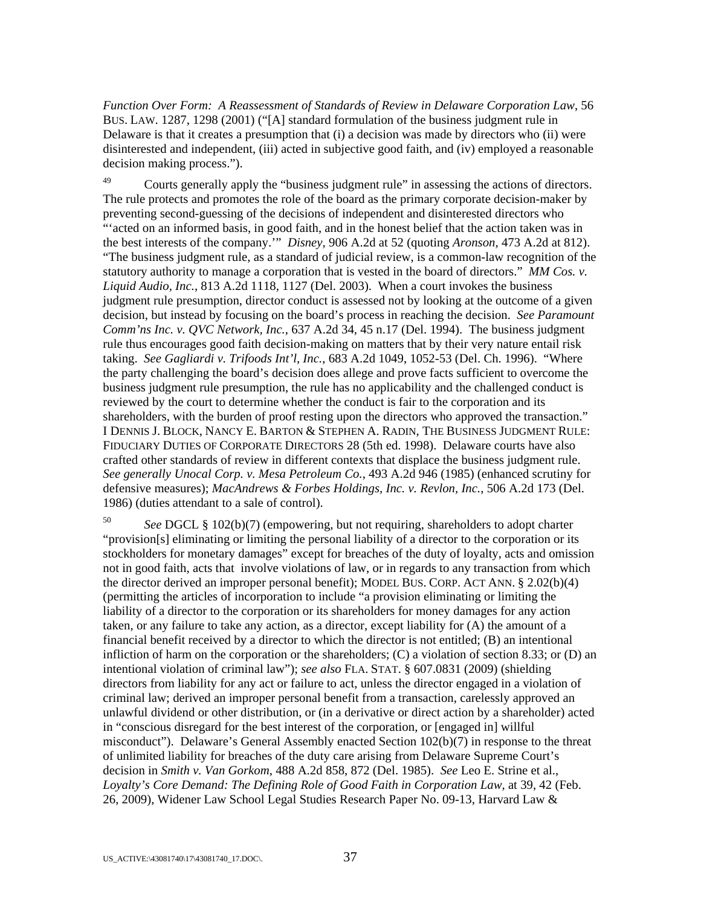*Function Over Form: A Reassessment of Standards of Review in Delaware Corporation Law*, 56 BUS. LAW. 1287, 1298 (2001) ("[A] standard formulation of the business judgment rule in Delaware is that it creates a presumption that (i) a decision was made by directors who (ii) were disinterested and independent, (iii) acted in subjective good faith, and (iv) employed a reasonable decision making process.").

[49] Courts generally apply the "business judgment rule" in assessing the actions of directors. The rule protects and promotes the role of the board as the primary corporate decision-maker by preventing second-guessing of the decisions of independent and disinterested directors who "'acted on an informed basis, in good faith, and in the honest belief that the action taken was in the best interests of the company.'" *Disney*, 906 A.2d at 52 (quoting *Aronson*, 473 A.2d at 812). "The business judgment rule, as a standard of judicial review, is a common-law recognition of the statutory authority to manage a corporation that is vested in the board of directors." *MM Cos. v. Liquid Audio, Inc.*, 813 A.2d 1118, 1127 (Del. 2003). When a court invokes the business judgment rule presumption, director conduct is assessed not by looking at the outcome of a given decision, but instead by focusing on the board's process in reaching the decision. *See Paramount Comm'ns Inc. v. QVC Network, Inc.*, 637 A.2d 34, 45 n.17 (Del. 1994). The business judgment rule thus encourages good faith decision-making on matters that by their very nature entail risk taking. *See Gagliardi v. Trifoods Int'l, Inc.*, 683 A.2d 1049, 1052-53 (Del. Ch. 1996). "Where the party challenging the board's decision does allege and prove facts sufficient to overcome the business judgment rule presumption, the rule has no applicability and the challenged conduct is reviewed by the court to determine whether the conduct is fair to the corporation and its shareholders, with the burden of proof resting upon the directors who approved the transaction." I DENNIS J. BLOCK, NANCY E. BARTON & STEPHEN A. RADIN, THE BUSINESS JUDGMENT RULE: FIDUCIARY DUTIES OF CORPORATE DIRECTORS 28 (5th ed. 1998). Delaware courts have also crafted other standards of review in different contexts that displace the business judgment rule. *See generally Unocal Corp. v. Mesa Petroleum Co.*, 493 A.2d 946 (1985) (enhanced scrutiny for defensive measures); *MacAndrews & Forbes Holdings, Inc. v. Revlon, Inc.*, 506 A.2d 173 (Del. 1986) (duties attendant to a sale of control).

[50] *See* DGCL § 102(b)(7) (empowering, but not requiring, shareholders to adopt charter "provision[s] eliminating or limiting the personal liability of a director to the corporation or its stockholders for monetary damages" except for breaches of the duty of loyalty, acts and omission not in good faith, acts that involve violations of law, or in regards to any transaction from which the director derived an improper personal benefit); MODEL BUS. CORP. ACT ANN. § 2.02(b)(4) (permitting the articles of incorporation to include "a provision eliminating or limiting the liability of a director to the corporation or its shareholders for money damages for any action taken, or any failure to take any action, as a director, except liability for (A) the amount of a financial benefit received by a director to which the director is not entitled; (B) an intentional infliction of harm on the corporation or the shareholders; (C) a violation of section 8.33; or (D) an intentional violation of criminal law"); *see also* FLA. STAT. § 607.0831 (2009) (shielding directors from liability for any act or failure to act, unless the director engaged in a violation of criminal law; derived an improper personal benefit from a transaction, carelessly approved an unlawful dividend or other distribution, or (in a derivative or direct action by a shareholder) acted in "conscious disregard for the best interest of the corporation, or [engaged in] willful misconduct"). Delaware's General Assembly enacted Section 102(b)(7) in response to the threat of unlimited liability for breaches of the duty care arising from Delaware Supreme Court's decision in *Smith v. Van Gorkom*, 488 A.2d 858, 872 (Del. 1985). *See* Leo E. Strine et al., *Loyalty's Core Demand: The Defining Role of Good Faith in Corporation Law*, at 39, 42 (Feb. 26, 2009), Widener Law School Legal Studies Research Paper No. 09-13, Harvard Law &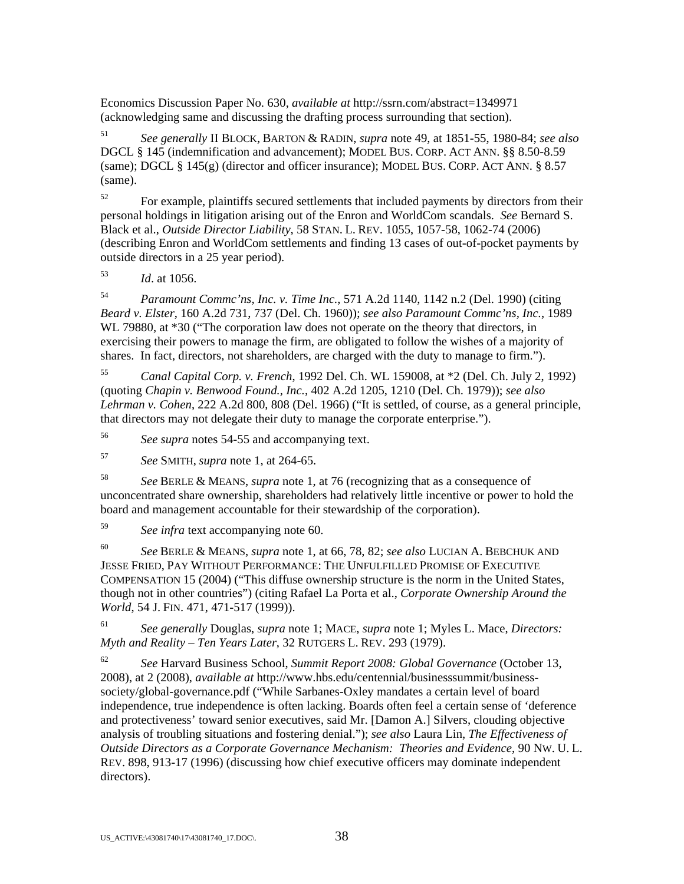Economics Discussion Paper No. 630, *available at* http://ssrn.com/abstract=1349971 (acknowledging same and discussing the drafting process surrounding that section).

[51] *See generally* II BLOCK, BARTON & RADIN, *supra* note 49, at 1851-55, 1980-84; *see also* DGCL § 145 (indemnification and advancement); MODEL BUS. CORP. ACT ANN. §§ 8.50-8.59 (same); DGCL § 145(g) (director and officer insurance); MODEL BUS. CORP. ACT ANN. § 8.57 (same).

[52] For example, plaintiffs secured settlements that included payments by directors from their personal holdings in litigation arising out of the Enron and WorldCom scandals. *See* Bernard S. Black et al., *Outside Director Liability*, 58 STAN. L. REV. 1055, 1057-58, 1062-74 (2006) (describing Enron and WorldCom settlements and finding 13 cases of out-of-pocket payments by outside directors in a 25 year period).

[53] *Id*. at 1056.

[54] *Paramount Commc'ns, Inc. v. Time Inc.*, 571 A.2d 1140, 1142 n.2 (Del. 1990) (citing *Beard v. Elster*, 160 A.2d 731, 737 (Del. Ch. 1960)); *see also Paramount Commc'ns, Inc.*, 1989 WL 79880, at *30 ("The corporation law does not operate on the theory that directors, in exercising their powers to manage the firm, are obligated to follow the wishes of a majority of shares. In fact, directors, not shareholders, are charged with the duty to manage to firm.").

[55] *Canal Capital Corp. v. French*, 1992 Del. Ch. WL 159008, at *2 (Del. Ch. July 2, 1992) (quoting *Chapin v. Benwood Found., Inc.*, 402 A.2d 1205, 1210 (Del. Ch. 1979)); *see also Lehrman v. Cohen*, 222 A.2d 800, 808 (Del. 1966) ("It is settled, of course, as a general principle, that directors may not delegate their duty to manage the corporate enterprise.").

[56] *See supra* notes 54-55 and accompanying text.

[57] *See* SMITH, *supra* note 1, at 264-65.

[58] *See* BERLE & MEANS, *supra* note 1, at 76 (recognizing that as a consequence of unconcentrated share ownership, shareholders had relatively little incentive or power to hold the board and management accountable for their stewardship of the corporation).

[59] *See infra* text accompanying note 60.

[60] *See* BERLE & MEANS, *supra* note 1, at 66, 78, 82; *see also* LUCIAN A. BEBCHUK AND JESSE FRIED, PAY WITHOUT PERFORMANCE: THE UNFULFILLED PROMISE OF EXECUTIVE COMPENSATION 15 (2004) ("This diffuse ownership structure is the norm in the United States, though not in other countries") (citing Rafael La Porta et al., *Corporate Ownership Around the World*, 54 J. FIN. 471, 471-517 (1999)).

[61] *See generally* Douglas, *supra* note 1; MACE, *supra* note 1; Myles L. Mace, *Directors: Myth and Reality – Ten Years Later*, 32 RUTGERS L. REV. 293 (1979).

[62] *See* Harvard Business School, *Summit Report 2008: Global Governance* (October 13, 2008), at 2 (2008), *available at* http://www.hbs.edu/centennial/businesssummit/business-society/global-governance.pdf ("While Sarbanes-Oxley mandates a certain level of board independence, true independence is often lacking. Boards often feel a certain sense of 'deference and protectiveness' toward senior executives, said Mr. [Damon A.] Silvers, clouding objective analysis of troubling situations and fostering denial."); *see also* Laura Lin, *The Effectiveness of Outside Directors as a Corporate Governance Mechanism: Theories and Evidence*, 90 NW. U. L. REV. 898, 913-17 (1996) (discussing how chief executive officers may dominate independent directors).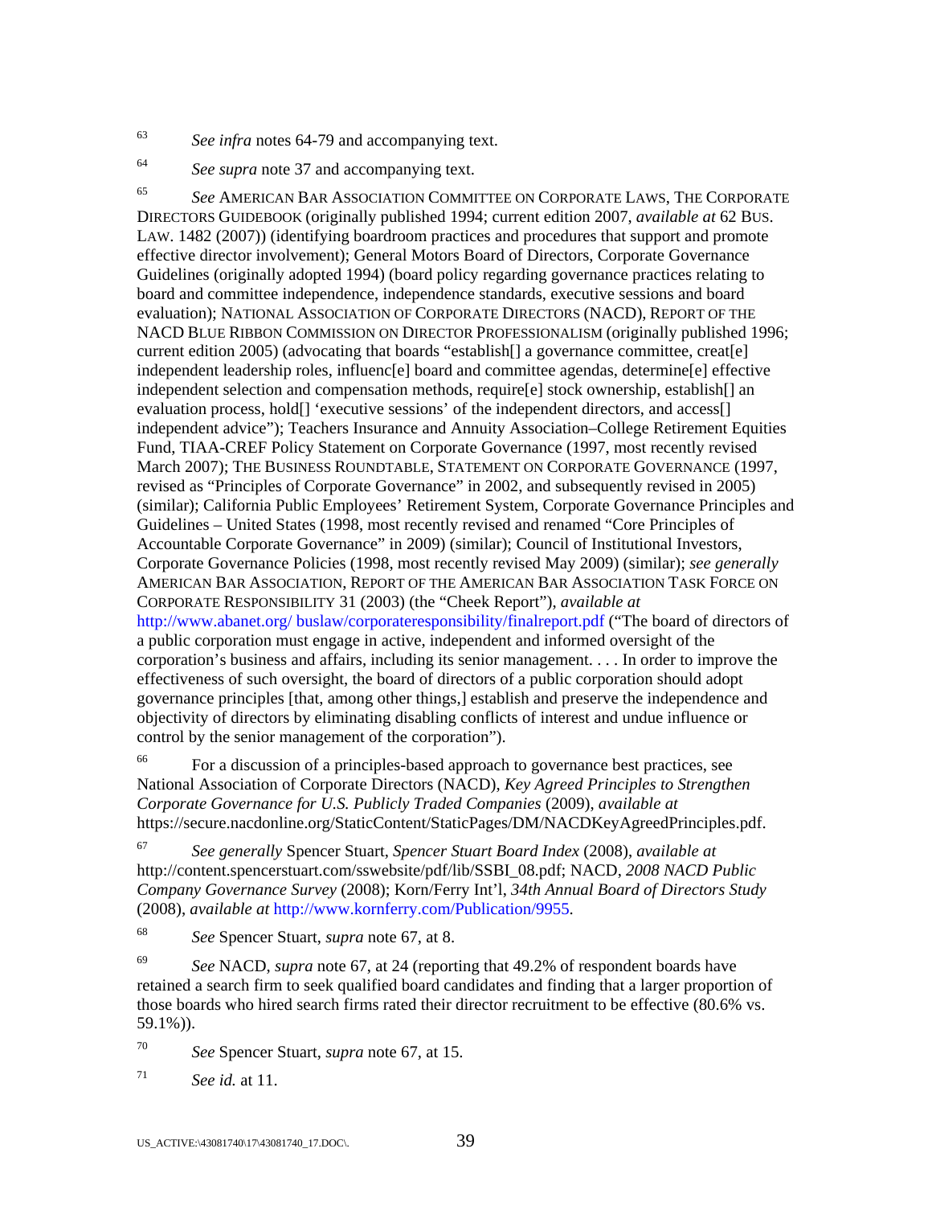[63] *See infra* notes 64-79 and accompanying text.

[64] *See supra* note 37 and accompanying text.

[65] *See* AMERICAN BAR ASSOCIATION COMMITTEE ON CORPORATE LAWS, THE CORPORATE DIRECTORS GUIDEBOOK (originally published 1994; current edition 2007, *available at* 62 BUS. LAW. 1482 (2007)) (identifying boardroom practices and procedures that support and promote effective director involvement); General Motors Board of Directors, Corporate Governance Guidelines (originally adopted 1994) (board policy regarding governance practices relating to board and committee independence, independence standards, executive sessions and board evaluation); NATIONAL ASSOCIATION OF CORPORATE DIRECTORS (NACD), REPORT OF THE NACD BLUE RIBBON COMMISSION ON DIRECTOR PROFESSIONALISM (originally published 1996; current edition 2005) (advocating that boards "establish[] a governance committee, creat[e] independent leadership roles, influenc[e] board and committee agendas, determine[e] effective independent selection and compensation methods, require[e] stock ownership, establish[] an evaluation process, hold[] 'executive sessions' of the independent directors, and access[] independent advice"); Teachers Insurance and Annuity Association–College Retirement Equities Fund, TIAA-CREF Policy Statement on Corporate Governance (1997, most recently revised March 2007); THE BUSINESS ROUNDTABLE, STATEMENT ON CORPORATE GOVERNANCE (1997, revised as "Principles of Corporate Governance" in 2002, and subsequently revised in 2005) (similar); California Public Employees' Retirement System, Corporate Governance Principles and Guidelines – United States (1998, most recently revised and renamed "Core Principles of Accountable Corporate Governance" in 2009) (similar); Council of Institutional Investors, Corporate Governance Policies (1998, most recently revised May 2009) (similar); *see generally* AMERICAN BAR ASSOCIATION, REPORT OF THE AMERICAN BAR ASSOCIATION TASK FORCE ON CORPORATE RESPONSIBILITY 31 (2003) (the "Cheek Report"), *available at* http://www.abanet.org/ buslaw/corporateresponsibility/finalreport.pdf ("The board of directors of a public corporation must engage in active, independent and informed oversight of the corporation's business and affairs, including its senior management. . . . In order to improve the effectiveness of such oversight, the board of directors of a public corporation should adopt governance principles [that, among other things,] establish and preserve the independence and objectivity of directors by eliminating disabling conflicts of interest and undue influence or control by the senior management of the corporation").

[66] For a discussion of a principles-based approach to governance best practices, see National Association of Corporate Directors (NACD), *Key Agreed Principles to Strengthen Corporate Governance for U.S. Publicly Traded Companies* (2009), *available at* https://secure.nacdonline.org/StaticContent/StaticPages/DM/NACDKeyAgreedPrinciples.pdf.

[67] *See generally* Spencer Stuart, *Spencer Stuart Board Index* (2008), *available at* http://content.spencerstuart.com/sswebsite/pdf/lib/SSBI_08.pdf; NACD, *2008 NACD Public Company Governance Survey* (2008); Korn/Ferry Int'l, *34th Annual Board of Directors Study* (2008), *available at* http://www.kornferry.com/Publication/9955.

[68] *See* Spencer Stuart, *supra* note 67, at 8.

[69] *See* NACD, *supra* note 67, at 24 (reporting that 49.2% of respondent boards have retained a search firm to seek qualified board candidates and finding that a larger proportion of those boards who hired search firms rated their director recruitment to be effective (80.6% vs. 59.1%)).

[70] *See* Spencer Stuart, *supra* note 67, at 15.

[71] *See id.* at 11.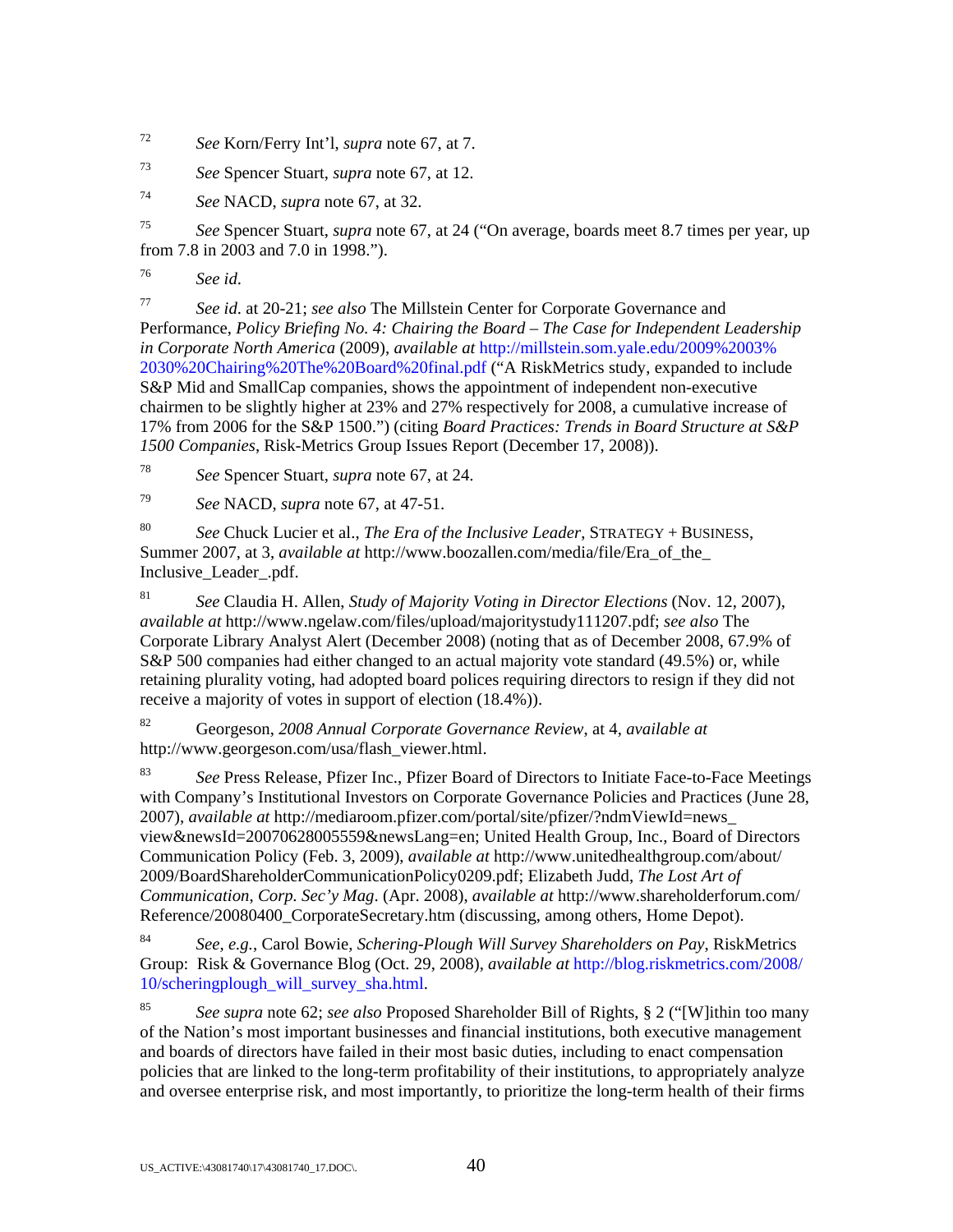72 *See* Korn/Ferry Int'l, *supra* note 67, at 7.

73 *See* Spencer Stuart, *supra* note 67, at 12.

74 *See* NACD, *supra* note 67, at 32.

75 *See* Spencer Stuart, *supra* note 67, at 24 ("On average, boards meet 8.7 times per year, up from 7.8 in 2003 and 7.0 in 1998.").

76 *See id.*

77 *See id.* at 20-21; *see also* The Millstein Center for Corporate Governance and Performance, *Policy Briefing No. 4: Chairing the Board – The Case for Independent Leadership in Corporate North America* (2009), *available at* http://millstein.som.yale.edu/2009%2003%2030%20Chairing%20The%20Board%20final.pdf ("A RiskMetrics study, expanded to include S&P Mid and SmallCap companies, shows the appointment of independent non-executive chairmen to be slightly higher at 23% and 27% respectively for 2008, a cumulative increase of 17% from 2006 for the S&P 1500.") (citing *Board Practices: Trends in Board Structure at S&P 1500 Companies*, Risk-Metrics Group Issues Report (December 17, 2008)).

78 *See* Spencer Stuart, *supra* note 67, at 24.

79 *See* NACD, *supra* note 67, at 47-51.

80 *See* Chuck Lucier et al., *The Era of the Inclusive Leader*, STRATEGY + BUSINESS, Summer 2007, at 3, *available at* http://www.boozallen.com/media/file/Era_of_the_Inclusive_Leader_.pdf.

81 *See* Claudia H. Allen, *Study of Majority Voting in Director Elections* (Nov. 12, 2007), *available at* http://www.ngelaw.com/files/upload/majoritystudy111207.pdf; *see also* The Corporate Library Analyst Alert (December 2008) (noting that as of December 2008, 67.9% of S&P 500 companies had either changed to an actual majority vote standard (49.5%) or, while retaining plurality voting, had adopted board polices requiring directors to resign if they did not receive a majority of votes in support of election (18.4%)).

82 Georgeson, *2008 Annual Corporate Governance Review*, at 4, *available at* http://www.georgeson.com/usa/flash_viewer.html.

83 *See* Press Release, Pfizer Inc., Pfizer Board of Directors to Initiate Face-to-Face Meetings with Company's Institutional Investors on Corporate Governance Policies and Practices (June 28, 2007), *available at* http://mediaroom.pfizer.com/portal/site/pfizer/?ndmViewId=news_view&newsId=20070628005559&newsLang=en; United Health Group, Inc., Board of Directors Communication Policy (Feb. 3, 2009), *available at* http://www.unitedhealthgroup.com/about/2009/BoardShareholderCommunicationPolicy0209.pdf; Elizabeth Judd, *The Lost Art of Communication*, *Corp. Sec'y Mag*. (Apr. 2008), *available at* http://www.shareholderforum.com/Reference/20080400_CorporateSecretary.htm (discussing, among others, Home Depot).

84 *See, e.g.*, Carol Bowie, *Schering-Plough Will Survey Shareholders on Pay*, RiskMetrics Group: Risk & Governance Blog (Oct. 29, 2008), *available at* http://blog.riskmetrics.com/2008/10/scheringplough_will_survey_sha.html.

85 *See supra* note 62; *see also* Proposed Shareholder Bill of Rights, § 2 ("[W]ithin too many of the Nation's most important businesses and financial institutions, both executive management and boards of directors have failed in their most basic duties, including to enact compensation policies that are linked to the long-term profitability of their institutions, to appropriately analyze and oversee enterprise risk, and most importantly, to prioritize the long-term health of their firms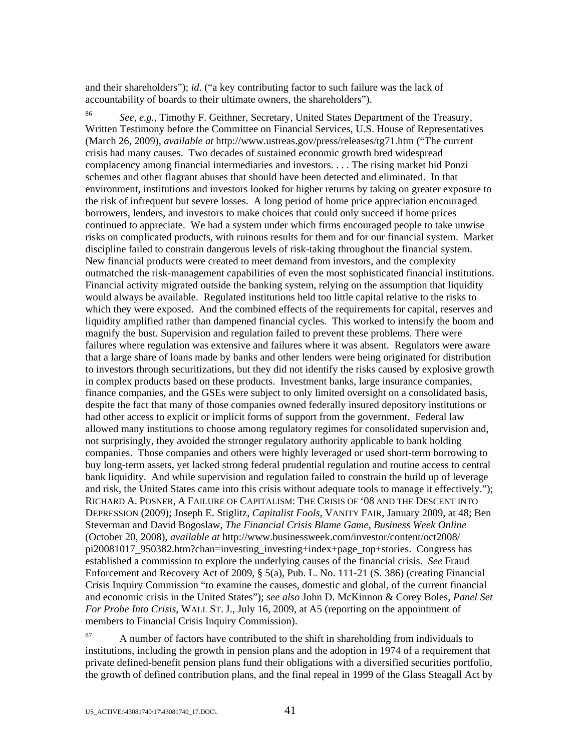and their shareholders"); *id*. ("a key contributing factor to such failure was the lack of accountability of boards to their ultimate owners, the shareholders").

[86] *See, e.g.*, Timothy F. Geithner, Secretary, United States Department of the Treasury, Written Testimony before the Committee on Financial Services, U.S. House of Representatives (March 26, 2009), *available at* http://www.ustreas.gov/press/releases/tg71.htm ("The current crisis had many causes. Two decades of sustained economic growth bred widespread complacency among financial intermediaries and investors. . . . The rising market hid Ponzi schemes and other flagrant abuses that should have been detected and eliminated. In that environment, institutions and investors looked for higher returns by taking on greater exposure to the risk of infrequent but severe losses. A long period of home price appreciation encouraged borrowers, lenders, and investors to make choices that could only succeed if home prices continued to appreciate. We had a system under which firms encouraged people to take unwise risks on complicated products, with ruinous results for them and for our financial system. Market discipline failed to constrain dangerous levels of risk-taking throughout the financial system. New financial products were created to meet demand from investors, and the complexity outmatched the risk-management capabilities of even the most sophisticated financial institutions. Financial activity migrated outside the banking system, relying on the assumption that liquidity would always be available. Regulated institutions held too little capital relative to the risks to which they were exposed. And the combined effects of the requirements for capital, reserves and liquidity amplified rather than dampened financial cycles. This worked to intensify the boom and magnify the bust. Supervision and regulation failed to prevent these problems. There were failures where regulation was extensive and failures where it was absent. Regulators were aware that a large share of loans made by banks and other lenders were being originated for distribution to investors through securitizations, but they did not identify the risks caused by explosive growth in complex products based on these products. Investment banks, large insurance companies, finance companies, and the GSEs were subject to only limited oversight on a consolidated basis, despite the fact that many of those companies owned federally insured depository institutions or had other access to explicit or implicit forms of support from the government. Federal law allowed many institutions to choose among regulatory regimes for consolidated supervision and, not surprisingly, they avoided the stronger regulatory authority applicable to bank holding companies. Those companies and others were highly leveraged or used short-term borrowing to buy long-term assets, yet lacked strong federal prudential regulation and routine access to central bank liquidity. And while supervision and regulation failed to constrain the build up of leverage and risk, the United States came into this crisis without adequate tools to manage it effectively."); RICHARD A. POSNER, A FAILURE OF CAPITALISM: THE CRISIS OF '08 AND THE DESCENT INTO DEPRESSION (2009); Joseph E. Stiglitz, *Capitalist Fools*, VANITY FAIR, January 2009, at 48; Ben Steverman and David Bogoslaw, *The Financial Crisis Blame Game, Business Week Online* (October 20, 2008), *available at* http://www.businessweek.com/investor/content/oct2008/pi20081017_950382.htm?chan=investing_investing+index+page_top+stories. Congress has established a commission to explore the underlying causes of the financial crisis. *See* Fraud Enforcement and Recovery Act of 2009, § 5(a), Pub. L. No. 111-21 (S. 386) (creating Financial Crisis Inquiry Commission "to examine the causes, domestic and global, of the current financial and economic crisis in the United States"); *see also* John D. McKinnon & Corey Boles, *Panel Set For Probe Into Crisis*, WALL ST. J., July 16, 2009, at A5 (reporting on the appointment of members to Financial Crisis Inquiry Commission).

[87] A number of factors have contributed to the shift in shareholding from individuals to institutions, including the growth in pension plans and the adoption in 1974 of a requirement that private defined-benefit pension plans fund their obligations with a diversified securities portfolio, the growth of defined contribution plans, and the final repeal in 1999 of the Glass Steagall Act by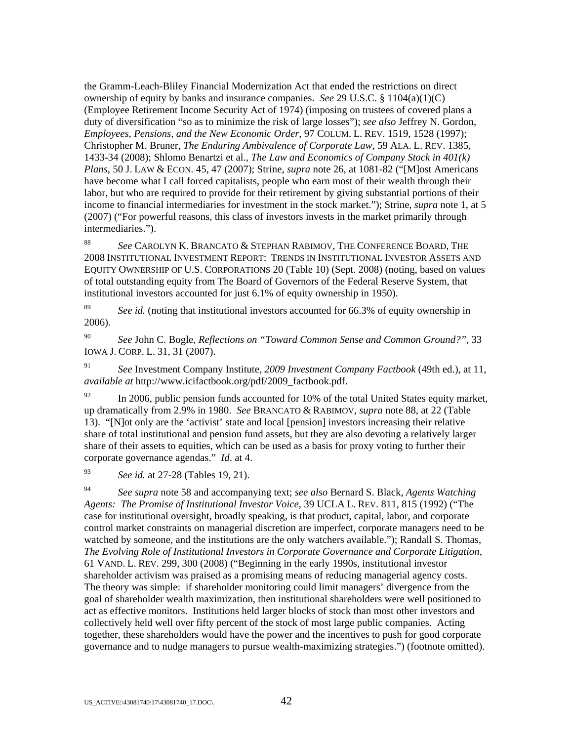the Gramm-Leach-Bliley Financial Modernization Act that ended the restrictions on direct ownership of equity by banks and insurance companies. *See* 29 U.S.C. § 1104(a)(1)(C) (Employee Retirement Income Security Act of 1974) (imposing on trustees of covered plans a duty of diversification "so as to minimize the risk of large losses"); *see also* Jeffrey N. Gordon, *Employees, Pensions, and the New Economic Order*, 97 COLUM. L. REV. 1519, 1528 (1997); Christopher M. Bruner, *The Enduring Ambivalence of Corporate Law*, 59 ALA. L. REV. 1385, 1433-34 (2008); Shlomo Benartzi et al., *The Law and Economics of Company Stock in 401(k) Plans*, 50 J. LAW & ECON. 45, 47 (2007); Strine, *supra* note 26, at 1081-82 ("[M]ost Americans have become what I call forced capitalists, people who earn most of their wealth through their labor, but who are required to provide for their retirement by giving substantial portions of their income to financial intermediaries for investment in the stock market."); Strine, *supra* note 1, at 5 (2007) ("For powerful reasons, this class of investors invests in the market primarily through intermediaries.").

[88] *See* CAROLYN K. BRANCATO & STEPHAN RABIMOV, THE CONFERENCE BOARD, THE 2008 INSTITUTIONAL INVESTMENT REPORT: TRENDS IN INSTITUTIONAL INVESTOR ASSETS AND EQUITY OWNERSHIP OF U.S. CORPORATIONS 20 (Table 10) (Sept. 2008) (noting, based on values of total outstanding equity from The Board of Governors of the Federal Reserve System, that institutional investors accounted for just 6.1% of equity ownership in 1950).

[89] *See id.* (noting that institutional investors accounted for 66.3% of equity ownership in 2006).

[90] *See* John C. Bogle, *Reflections on "Toward Common Sense and Common Ground?"*, 33 IOWA J. CORP. L. 31, 31 (2007).

[91] *See* Investment Company Institute, *2009 Investment Company Factbook* (49th ed.), at 11, *available at* http://www.icifactbook.org/pdf/2009_factbook.pdf.

[92] In 2006, public pension funds accounted for 10% of the total United States equity market, up dramatically from 2.9% in 1980. *See* BRANCATO & RABIMOV, *supra* note 88, at 22 (Table 13). "[N]ot only are the 'activist' state and local [pension] investors increasing their relative share of total institutional and pension fund assets, but they are also devoting a relatively larger share of their assets to equities, which can be used as a basis for proxy voting to further their corporate governance agendas." *Id*. at 4.

[93] *See id.* at 27-28 (Tables 19, 21).

[94] *See supra* note 58 and accompanying text; *see also* Bernard S. Black, *Agents Watching Agents: The Promise of Institutional Investor Voice*, 39 UCLA L. REV. 811, 815 (1992) ("The case for institutional oversight, broadly speaking, is that product, capital, labor, and corporate control market constraints on managerial discretion are imperfect, corporate managers need to be watched by someone, and the institutions are the only watchers available."); Randall S. Thomas, *The Evolving Role of Institutional Investors in Corporate Governance and Corporate Litigation*, 61 VAND. L. REV. 299, 300 (2008) ("Beginning in the early 1990s, institutional investor shareholder activism was praised as a promising means of reducing managerial agency costs. The theory was simple: if shareholder monitoring could limit managers' divergence from the goal of shareholder wealth maximization, then institutional shareholders were well positioned to act as effective monitors. Institutions held larger blocks of stock than most other investors and collectively held well over fifty percent of the stock of most large public companies. Acting together, these shareholders would have the power and the incentives to push for good corporate governance and to nudge managers to pursue wealth-maximizing strategies.") (footnote omitted).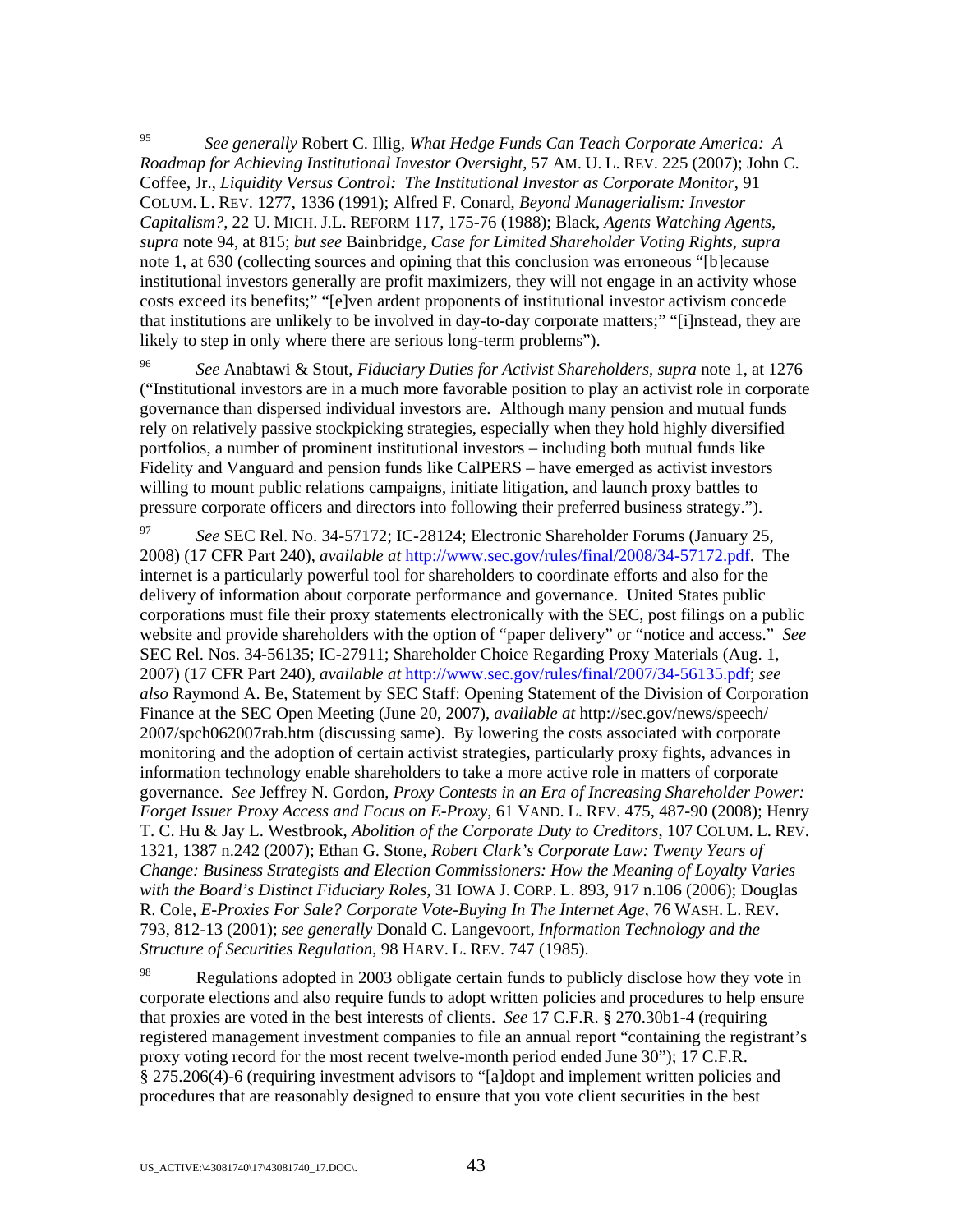[95] *See generally* Robert C. Illig, *What Hedge Funds Can Teach Corporate America: A Roadmap for Achieving Institutional Investor Oversight*, 57 AM. U. L. REV. 225 (2007); John C. Coffee, Jr., *Liquidity Versus Control: The Institutional Investor as Corporate Monitor*, 91 COLUM. L. REV. 1277, 1336 (1991); Alfred F. Conard, *Beyond Managerialism: Investor Capitalism?*, 22 U. MICH. J.L. REFORM 117, 175-76 (1988); Black, *Agents Watching Agents*, *supra* note 94, at 815; *but see* Bainbridge, *Case for Limited Shareholder Voting Rights*, *supra* note 1, at 630 (collecting sources and opining that this conclusion was erroneous "[b]ecause institutional investors generally are profit maximizers, they will not engage in an activity whose costs exceed its benefits;" "[e]ven ardent proponents of institutional investor activism concede that institutions are unlikely to be involved in day-to-day corporate matters;" "[i]nstead, they are likely to step in only where there are serious long-term problems").

[96] *See* Anabtawi & Stout, *Fiduciary Duties for Activist Shareholders*, *supra* note 1, at 1276 ("Institutional investors are in a much more favorable position to play an activist role in corporate governance than dispersed individual investors are. Although many pension and mutual funds rely on relatively passive stockpicking strategies, especially when they hold highly diversified portfolios, a number of prominent institutional investors – including both mutual funds like Fidelity and Vanguard and pension funds like CalPERS – have emerged as activist investors willing to mount public relations campaigns, initiate litigation, and launch proxy battles to pressure corporate officers and directors into following their preferred business strategy.").

[97] *See* SEC Rel. No. 34-57172; IC-28124; Electronic Shareholder Forums (January 25, 2008) (17 CFR Part 240), *available at* http://www.sec.gov/rules/final/2008/34-57172.pdf. The internet is a particularly powerful tool for shareholders to coordinate efforts and also for the delivery of information about corporate performance and governance. United States public corporations must file their proxy statements electronically with the SEC, post filings on a public website and provide shareholders with the option of "paper delivery" or "notice and access." *See* SEC Rel. Nos. 34-56135; IC-27911; Shareholder Choice Regarding Proxy Materials (Aug. 1, 2007) (17 CFR Part 240), *available at* http://www.sec.gov/rules/final/2007/34-56135.pdf; *see also* Raymond A. Be, Statement by SEC Staff: Opening Statement of the Division of Corporation Finance at the SEC Open Meeting (June 20, 2007), *available at* http://sec.gov/news/speech/2007/spch062007rab.htm (discussing same). By lowering the costs associated with corporate monitoring and the adoption of certain activist strategies, particularly proxy fights, advances in information technology enable shareholders to take a more active role in matters of corporate governance. *See* Jeffrey N. Gordon, *Proxy Contests in an Era of Increasing Shareholder Power: Forget Issuer Proxy Access and Focus on E-Proxy*, 61 VAND. L. REV. 475, 487-90 (2008); Henry T. C. Hu & Jay L. Westbrook, *Abolition of the Corporate Duty to Creditors*, 107 COLUM. L. REV. 1321, 1387 n.242 (2007); Ethan G. Stone, *Robert Clark's Corporate Law: Twenty Years of Change: Business Strategists and Election Commissioners: How the Meaning of Loyalty Varies with the Board's Distinct Fiduciary Roles*, 31 IOWA J. CORP. L. 893, 917 n.106 (2006); Douglas R. Cole, *E-Proxies For Sale? Corporate Vote-Buying In The Internet Age*, 76 WASH. L. REV. 793, 812-13 (2001); *see generally* Donald C. Langevoort, *Information Technology and the Structure of Securities Regulation*, 98 HARV. L. REV. 747 (1985).

[98] Regulations adopted in 2003 obligate certain funds to publicly disclose how they vote in corporate elections and also require funds to adopt written policies and procedures to help ensure that proxies are voted in the best interests of clients. *See* 17 C.F.R. § 270.30b1-4 (requiring registered management investment companies to file an annual report "containing the registrant's proxy voting record for the most recent twelve-month period ended June 30"); 17 C.F.R. § 275.206(4)-6 (requiring investment advisors to "[a]dopt and implement written policies and procedures that are reasonably designed to ensure that you vote client securities in the best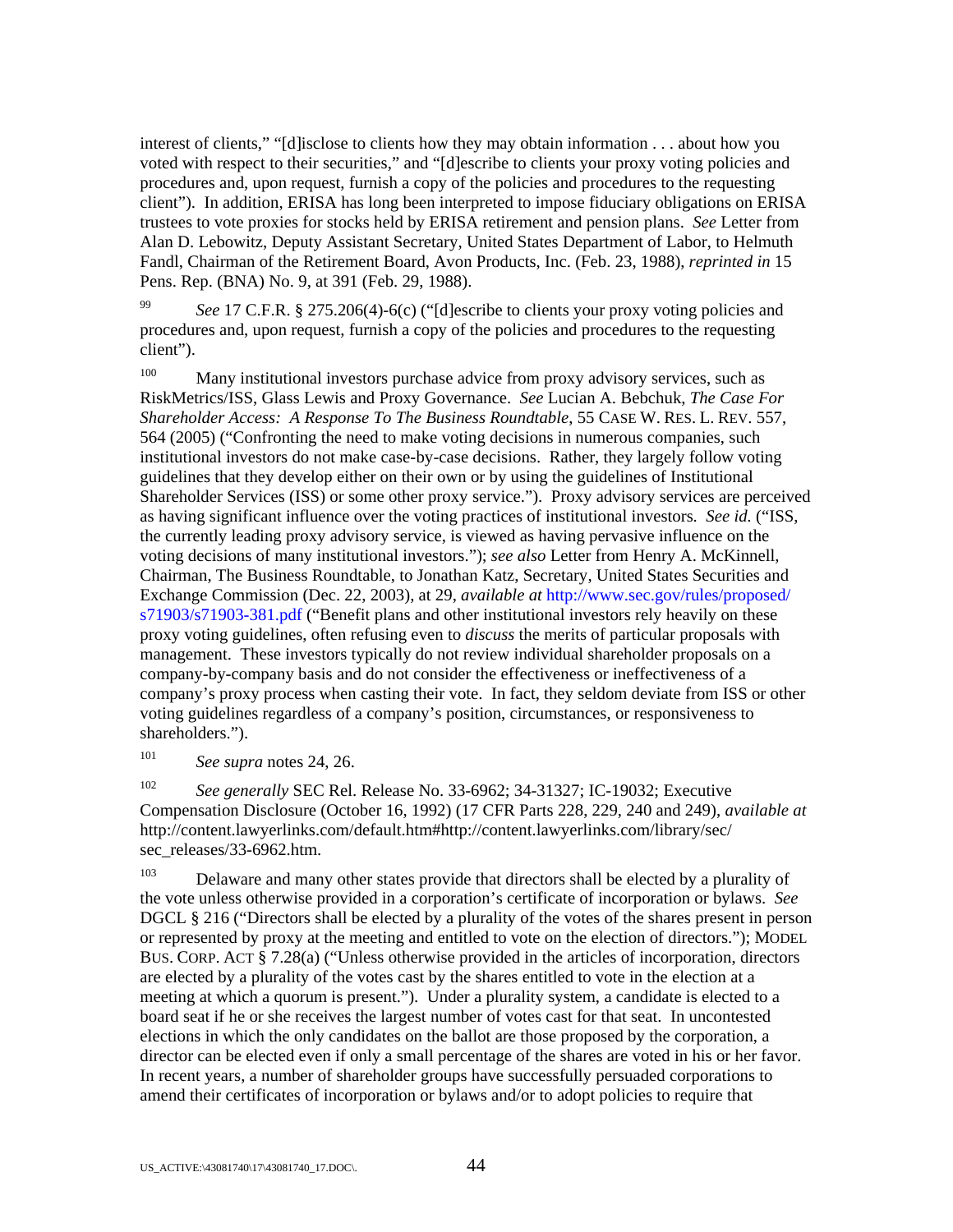interest of clients," "[d]isclose to clients how they may obtain information . . . about how you voted with respect to their securities," and "[d]escribe to clients your proxy voting policies and procedures and, upon request, furnish a copy of the policies and procedures to the requesting client"). In addition, ERISA has long been interpreted to impose fiduciary obligations on ERISA trustees to vote proxies for stocks held by ERISA retirement and pension plans. *See* Letter from Alan D. Lebowitz, Deputy Assistant Secretary, United States Department of Labor, to Helmuth Fandl, Chairman of the Retirement Board, Avon Products, Inc. (Feb. 23, 1988), *reprinted in* 15 Pens. Rep. (BNA) No. 9, at 391 (Feb. 29, 1988).

[99] *See* 17 C.F.R. § 275.206(4)-6(c) ("[d]escribe to clients your proxy voting policies and procedures and, upon request, furnish a copy of the policies and procedures to the requesting client").

[100] Many institutional investors purchase advice from proxy advisory services, such as RiskMetrics/ISS, Glass Lewis and Proxy Governance. *See* Lucian A. Bebchuk, *The Case For Shareholder Access: A Response To The Business Roundtable*, 55 CASE W. RES. L. REV. 557, 564 (2005) ("Confronting the need to make voting decisions in numerous companies, such institutional investors do not make case-by-case decisions. Rather, they largely follow voting guidelines that they develop either on their own or by using the guidelines of Institutional Shareholder Services (ISS) or some other proxy service."). Proxy advisory services are perceived as having significant influence over the voting practices of institutional investors. *See id.* ("ISS, the currently leading proxy advisory service, is viewed as having pervasive influence on the voting decisions of many institutional investors."); *see also* Letter from Henry A. McKinnell, Chairman, The Business Roundtable, to Jonathan Katz, Secretary, United States Securities and Exchange Commission (Dec. 22, 2003), at 29, *available at* http://www.sec.gov/rules/proposed/s71903/s71903-381.pdf ("Benefit plans and other institutional investors rely heavily on these proxy voting guidelines, often refusing even to *discuss* the merits of particular proposals with management. These investors typically do not review individual shareholder proposals on a company-by-company basis and do not consider the effectiveness or ineffectiveness of a company's proxy process when casting their vote. In fact, they seldom deviate from ISS or other voting guidelines regardless of a company's position, circumstances, or responsiveness to shareholders.").

[101] *See supra* notes 24, 26.

[102] *See generally* SEC Rel. Release No. 33-6962; 34-31327; IC-19032; Executive Compensation Disclosure (October 16, 1992) (17 CFR Parts 228, 229, 240 and 249), *available at* http://content.lawyerlinks.com/default.htm#http://content.lawyerlinks.com/library/sec/sec_releases/33-6962.htm.

[103] Delaware and many other states provide that directors shall be elected by a plurality of the vote unless otherwise provided in a corporation's certificate of incorporation or bylaws. *See* DGCL § 216 ("Directors shall be elected by a plurality of the votes of the shares present in person or represented by proxy at the meeting and entitled to vote on the election of directors."); MODEL BUS. CORP. ACT § 7.28(a) ("Unless otherwise provided in the articles of incorporation, directors are elected by a plurality of the votes cast by the shares entitled to vote in the election at a meeting at which a quorum is present."). Under a plurality system, a candidate is elected to a board seat if he or she receives the largest number of votes cast for that seat. In uncontested elections in which the only candidates on the ballot are those proposed by the corporation, a director can be elected even if only a small percentage of the shares are voted in his or her favor. In recent years, a number of shareholder groups have successfully persuaded corporations to amend their certificates of incorporation or bylaws and/or to adopt policies to require that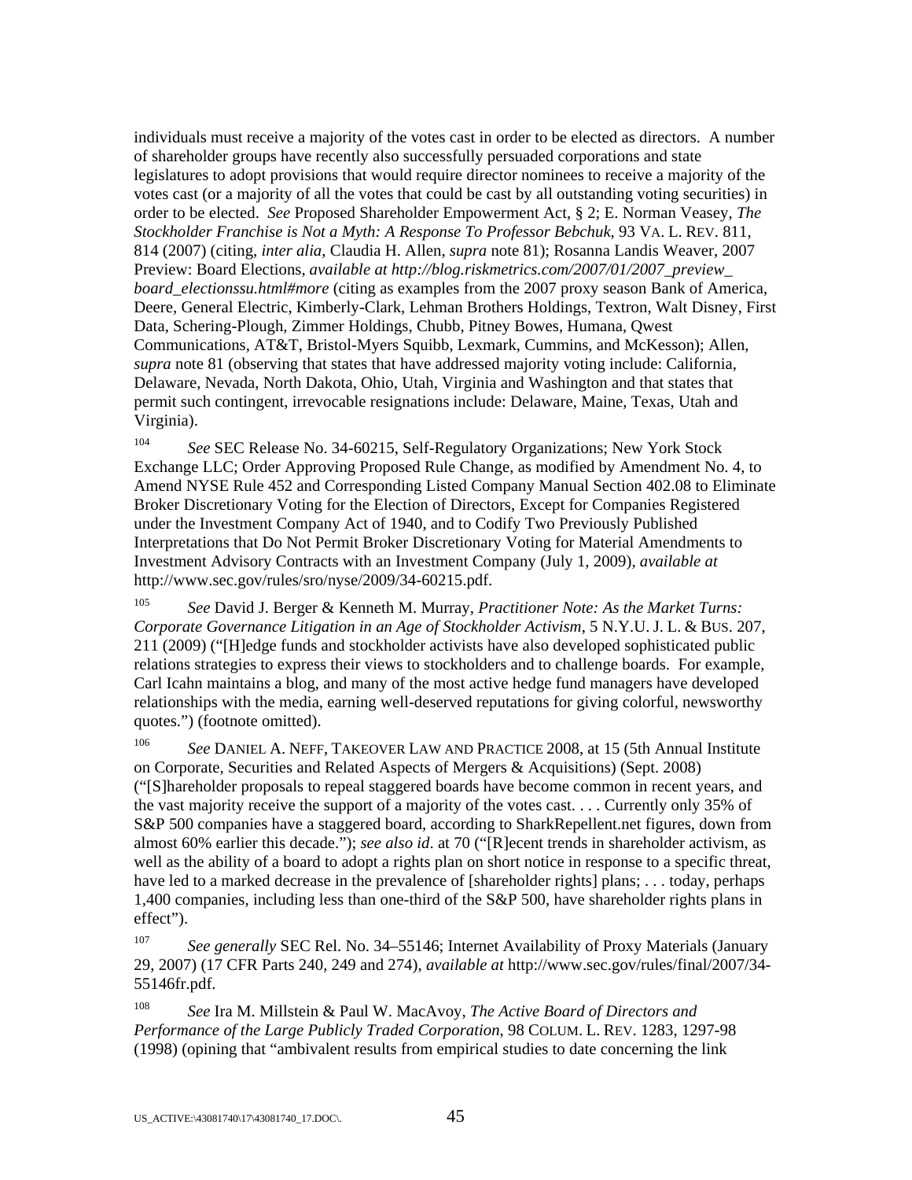individuals must receive a majority of the votes cast in order to be elected as directors. A number of shareholder groups have recently also successfully persuaded corporations and state legislatures to adopt provisions that would require director nominees to receive a majority of the votes cast (or a majority of all the votes that could be cast by all outstanding voting securities) in order to be elected. *See* Proposed Shareholder Empowerment Act, § 2; E. Norman Veasey, *The Stockholder Franchise is Not a Myth: A Response To Professor Bebchuk*, 93 VA. L. REV. 811, 814 (2007) (citing, *inter alia*, Claudia H. Allen, *supra* note 81); Rosanna Landis Weaver, 2007 Preview: Board Elections, *available at http://blog.riskmetrics.com/2007/01/2007_preview_board_electionssu.html#more* (citing as examples from the 2007 proxy season Bank of America, Deere, General Electric, Kimberly-Clark, Lehman Brothers Holdings, Textron, Walt Disney, First Data, Schering-Plough, Zimmer Holdings, Chubb, Pitney Bowes, Humana, Qwest Communications, AT&T, Bristol-Myers Squibb, Lexmark, Cummins, and McKesson); Allen, *supra* note 81 (observing that states that have addressed majority voting include: California, Delaware, Nevada, North Dakota, Ohio, Utah, Virginia and Washington and that states that permit such contingent, irrevocable resignations include: Delaware, Maine, Texas, Utah and Virginia).

[104] *See* SEC Release No. 34-60215, Self-Regulatory Organizations; New York Stock Exchange LLC; Order Approving Proposed Rule Change, as modified by Amendment No. 4, to Amend NYSE Rule 452 and Corresponding Listed Company Manual Section 402.08 to Eliminate Broker Discretionary Voting for the Election of Directors, Except for Companies Registered under the Investment Company Act of 1940, and to Codify Two Previously Published Interpretations that Do Not Permit Broker Discretionary Voting for Material Amendments to Investment Advisory Contracts with an Investment Company (July 1, 2009), *available at* http://www.sec.gov/rules/sro/nyse/2009/34-60215.pdf.

[105] *See* David J. Berger & Kenneth M. Murray, *Practitioner Note: As the Market Turns: Corporate Governance Litigation in an Age of Stockholder Activism*, 5 N.Y.U. J. L. & BUS. 207, 211 (2009) ("[H]edge funds and stockholder activists have also developed sophisticated public relations strategies to express their views to stockholders and to challenge boards. For example, Carl Icahn maintains a blog, and many of the most active hedge fund managers have developed relationships with the media, earning well-deserved reputations for giving colorful, newsworthy quotes.") (footnote omitted).

[106] *See* DANIEL A. NEFF, TAKEOVER LAW AND PRACTICE 2008, at 15 (5th Annual Institute on Corporate, Securities and Related Aspects of Mergers & Acquisitions) (Sept. 2008) ("[S]hareholder proposals to repeal staggered boards have become common in recent years, and the vast majority receive the support of a majority of the votes cast. . . . Currently only 35% of S&P 500 companies have a staggered board, according to SharkRepellent.net figures, down from almost 60% earlier this decade."); *see also id*. at 70 ("[R]ecent trends in shareholder activism, as well as the ability of a board to adopt a rights plan on short notice in response to a specific threat, have led to a marked decrease in the prevalence of [shareholder rights] plans; . . . today, perhaps 1,400 companies, including less than one-third of the S&P 500, have shareholder rights plans in effect").

[107] *See generally* SEC Rel. No. 34–55146; Internet Availability of Proxy Materials (January 29, 2007) (17 CFR Parts 240, 249 and 274), *available at* http://www.sec.gov/rules/final/2007/34-55146fr.pdf.

[108] *See* Ira M. Millstein & Paul W. MacAvoy, *The Active Board of Directors and Performance of the Large Publicly Traded Corporation*, 98 COLUM. L. REV. 1283, 1297-98 (1998) (opining that "ambivalent results from empirical studies to date concerning the link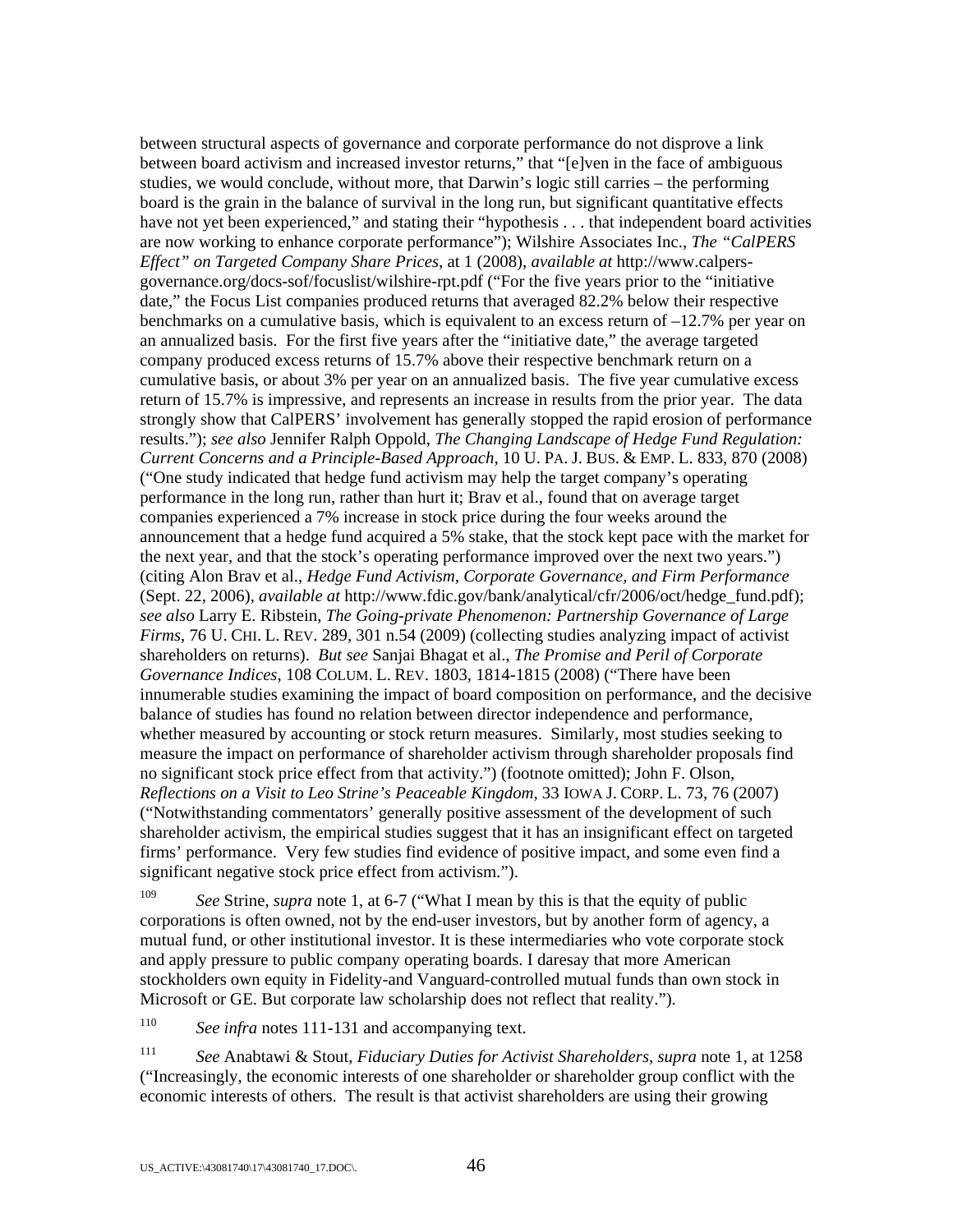between structural aspects of governance and corporate performance do not disprove a link between board activism and increased investor returns," that "[e]ven in the face of ambiguous studies, we would conclude, without more, that Darwin's logic still carries – the performing board is the grain in the balance of survival in the long run, but significant quantitative effects have not yet been experienced," and stating their "hypothesis . . . that independent board activities are now working to enhance corporate performance"); Wilshire Associates Inc., *The "CalPERS Effect" on Targeted Company Share Prices*, at 1 (2008), *available at* http://www.calpers-governance.org/docs-sof/focuslist/wilshire-rpt.pdf ("For the five years prior to the "initiative date," the Focus List companies produced returns that averaged 82.2% below their respective benchmarks on a cumulative basis, which is equivalent to an excess return of –12.7% per year on an annualized basis. For the first five years after the "initiative date," the average targeted company produced excess returns of 15.7% above their respective benchmark return on a cumulative basis, or about 3% per year on an annualized basis. The five year cumulative excess return of 15.7% is impressive, and represents an increase in results from the prior year. The data strongly show that CalPERS' involvement has generally stopped the rapid erosion of performance results."); *see also* Jennifer Ralph Oppold, *The Changing Landscape of Hedge Fund Regulation: Current Concerns and a Principle-Based Approach*, 10 U. PA. J. BUS. & EMP. L. 833, 870 (2008) ("One study indicated that hedge fund activism may help the target company's operating performance in the long run, rather than hurt it; Brav et al., found that on average target companies experienced a 7% increase in stock price during the four weeks around the announcement that a hedge fund acquired a 5% stake, that the stock kept pace with the market for the next year, and that the stock's operating performance improved over the next two years.") (citing Alon Brav et al., *Hedge Fund Activism, Corporate Governance, and Firm Performance* (Sept. 22, 2006), *available at* http://www.fdic.gov/bank/analytical/cfr/2006/oct/hedge_fund.pdf); *see also* Larry E. Ribstein, *The Going-private Phenomenon: Partnership Governance of Large Firms*, 76 U. CHI. L. REV. 289, 301 n.54 (2009) (collecting studies analyzing impact of activist shareholders on returns). *But see* Sanjai Bhagat et al., *The Promise and Peril of Corporate Governance Indices*, 108 COLUM. L. REV. 1803, 1814-1815 (2008) ("There have been innumerable studies examining the impact of board composition on performance, and the decisive balance of studies has found no relation between director independence and performance, whether measured by accounting or stock return measures. Similarly, most studies seeking to measure the impact on performance of shareholder activism through shareholder proposals find no significant stock price effect from that activity.") (footnote omitted); John F. Olson, *Reflections on a Visit to Leo Strine's Peaceable Kingdom*, 33 IOWA J. CORP. L. 73, 76 (2007) ("Notwithstanding commentators' generally positive assessment of the development of such shareholder activism, the empirical studies suggest that it has an insignificant effect on targeted firms' performance. Very few studies find evidence of positive impact, and some even find a significant negative stock price effect from activism.").

[109] *See* Strine, *supra* note 1, at 6-7 ("What I mean by this is that the equity of public corporations is often owned, not by the end-user investors, but by another form of agency, a mutual fund, or other institutional investor. It is these intermediaries who vote corporate stock and apply pressure to public company operating boards. I daresay that more American stockholders own equity in Fidelity-and Vanguard-controlled mutual funds than own stock in Microsoft or GE. But corporate law scholarship does not reflect that reality.").

[110] *See infra* notes 111-131 and accompanying text.

[111] *See* Anabtawi & Stout, *Fiduciary Duties for Activist Shareholders*, *supra* note 1, at 1258 ("Increasingly, the economic interests of one shareholder or shareholder group conflict with the economic interests of others. The result is that activist shareholders are using their growing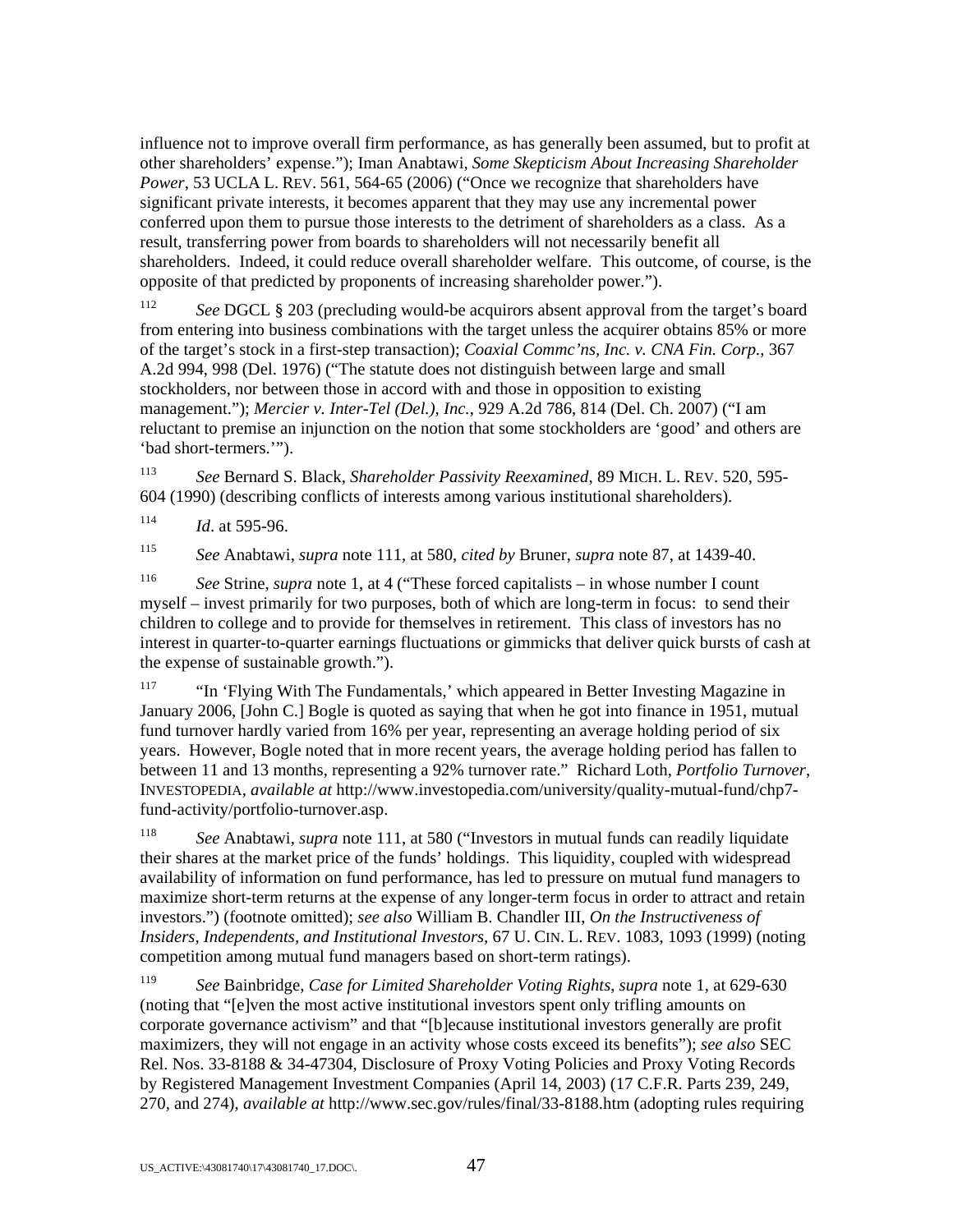influence not to improve overall firm performance, as has generally been assumed, but to profit at other shareholders' expense."); Iman Anabtawi, *Some Skepticism About Increasing Shareholder Power*, 53 UCLA L. REV. 561, 564-65 (2006) ("Once we recognize that shareholders have significant private interests, it becomes apparent that they may use any incremental power conferred upon them to pursue those interests to the detriment of shareholders as a class. As a result, transferring power from boards to shareholders will not necessarily benefit all shareholders. Indeed, it could reduce overall shareholder welfare. This outcome, of course, is the opposite of that predicted by proponents of increasing shareholder power.").

[112] *See* DGCL § 203 (precluding would-be acquirors absent approval from the target's board from entering into business combinations with the target unless the acquirer obtains 85% or more of the target's stock in a first-step transaction); *Coaxial Commc'ns, Inc. v. CNA Fin. Corp.*, 367 A.2d 994, 998 (Del. 1976) ("The statute does not distinguish between large and small stockholders, nor between those in accord with and those in opposition to existing management."); *Mercier v. Inter-Tel (Del.), Inc.*, 929 A.2d 786, 814 (Del. Ch. 2007) ("I am reluctant to premise an injunction on the notion that some stockholders are 'good' and others are 'bad short-termers.'").

[113] *See* Bernard S. Black, *Shareholder Passivity Reexamined*, 89 MICH. L. REV. 520, 595-604 (1990) (describing conflicts of interests among various institutional shareholders).

[114] *Id*. at 595-96.

[115] *See* Anabtawi, *supra* note 111, at 580, *cited by* Bruner, *supra* note 87, at 1439-40.

[116] *See* Strine, *supra* note 1, at 4 ("These forced capitalists – in whose number I count myself – invest primarily for two purposes, both of which are long-term in focus: to send their children to college and to provide for themselves in retirement. This class of investors has no interest in quarter-to-quarter earnings fluctuations or gimmicks that deliver quick bursts of cash at the expense of sustainable growth.").

[117] "In 'Flying With The Fundamentals,' which appeared in Better Investing Magazine in January 2006, [John C.] Bogle is quoted as saying that when he got into finance in 1951, mutual fund turnover hardly varied from 16% per year, representing an average holding period of six years. However, Bogle noted that in more recent years, the average holding period has fallen to between 11 and 13 months, representing a 92% turnover rate." Richard Loth, *Portfolio Turnover*, INVESTOPEDIA, *available at* http://www.investopedia.com/university/quality-mutual-fund/chp7-fund-activity/portfolio-turnover.asp.

[118] *See* Anabtawi, *supra* note 111, at 580 ("Investors in mutual funds can readily liquidate their shares at the market price of the funds' holdings. This liquidity, coupled with widespread availability of information on fund performance, has led to pressure on mutual fund managers to maximize short-term returns at the expense of any longer-term focus in order to attract and retain investors.") (footnote omitted); *see also* William B. Chandler III, *On the Instructiveness of Insiders, Independents, and Institutional Investors*, 67 U. CIN. L. REV. 1083, 1093 (1999) (noting competition among mutual fund managers based on short-term ratings).

[119] *See* Bainbridge, *Case for Limited Shareholder Voting Rights*, *supra* note 1, at 629-630 (noting that "[e]ven the most active institutional investors spent only trifling amounts on corporate governance activism" and that "[b]ecause institutional investors generally are profit maximizers, they will not engage in an activity whose costs exceed its benefits"); *see also* SEC Rel. Nos. 33-8188 & 34-47304, Disclosure of Proxy Voting Policies and Proxy Voting Records by Registered Management Investment Companies (April 14, 2003) (17 C.F.R. Parts 239, 249, 270, and 274), *available at* http://www.sec.gov/rules/final/33-8188.htm (adopting rules requiring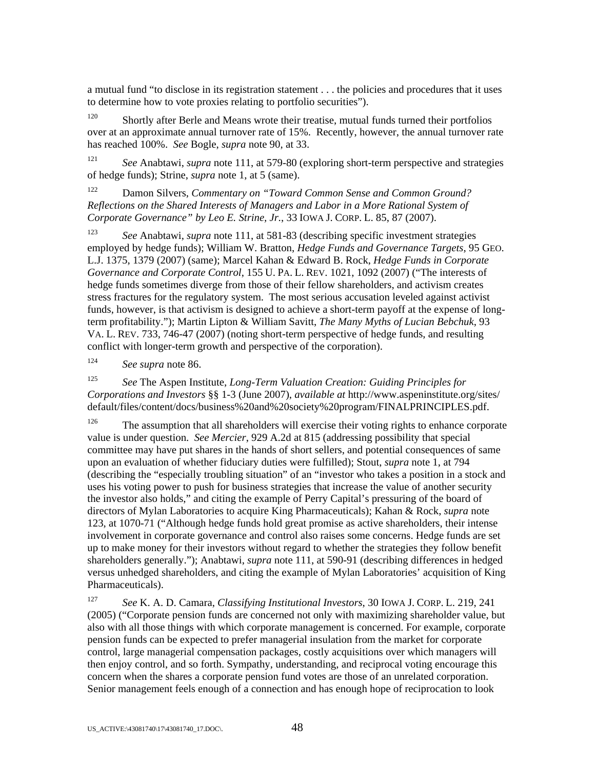a mutual fund "to disclose in its registration statement . . . the policies and procedures that it uses to determine how to vote proxies relating to portfolio securities").

[120] Shortly after Berle and Means wrote their treatise, mutual funds turned their portfolios over at an approximate annual turnover rate of 15%. Recently, however, the annual turnover rate has reached 100%. *See* Bogle, *supra* note 90, at 33.

[121] *See* Anabtawi, *supra* note 111, at 579-80 (exploring short-term perspective and strategies of hedge funds); Strine, *supra* note 1, at 5 (same).

[122] Damon Silvers, *Commentary on "Toward Common Sense and Common Ground? Reflections on the Shared Interests of Managers and Labor in a More Rational System of Corporate Governance" by Leo E. Strine, Jr.*, 33 IOWA J. CORP. L. 85, 87 (2007).

[123] *See* Anabtawi, *supra* note 111, at 581-83 (describing specific investment strategies employed by hedge funds); William W. Bratton, *Hedge Funds and Governance Targets*, 95 GEO. L.J. 1375, 1379 (2007) (same); Marcel Kahan & Edward B. Rock, *Hedge Funds in Corporate Governance and Corporate Control*, 155 U. PA. L. REV. 1021, 1092 (2007) ("The interests of hedge funds sometimes diverge from those of their fellow shareholders, and activism creates stress fractures for the regulatory system. The most serious accusation leveled against activist funds, however, is that activism is designed to achieve a short-term payoff at the expense of long-term profitability."); Martin Lipton & William Savitt, *The Many Myths of Lucian Bebchuk*, 93 VA. L. REV. 733, 746-47 (2007) (noting short-term perspective of hedge funds, and resulting conflict with longer-term growth and perspective of the corporation).

[124] *See supra* note 86.

[125] *See* The Aspen Institute, *Long-Term Valuation Creation: Guiding Principles for Corporations and Investors* §§ 1-3 (June 2007), *available at* http://www.aspeninstitute.org/sites/default/files/content/docs/business%20and%20society%20program/FINALPRINCIPLES.pdf.

[126] The assumption that all shareholders will exercise their voting rights to enhance corporate value is under question. *See Mercier*, 929 A.2d at 815 (addressing possibility that special committee may have put shares in the hands of short sellers, and potential consequences of same upon an evaluation of whether fiduciary duties were fulfilled); Stout, *supra* note 1, at 794 (describing the "especially troubling situation" of an "investor who takes a position in a stock and uses his voting power to push for business strategies that increase the value of another security the investor also holds," and citing the example of Perry Capital's pressuring of the board of directors of Mylan Laboratories to acquire King Pharmaceuticals); Kahan & Rock, *supra* note 123, at 1070-71 ("Although hedge funds hold great promise as active shareholders, their intense involvement in corporate governance and control also raises some concerns. Hedge funds are set up to make money for their investors without regard to whether the strategies they follow benefit shareholders generally."); Anabtawi, *supra* note 111, at 590-91 (describing differences in hedged versus unhedged shareholders, and citing the example of Mylan Laboratories' acquisition of King Pharmaceuticals).

[127] *See* K. A. D. Camara, *Classifying Institutional Investors*, 30 IOWA J. CORP. L. 219, 241 (2005) ("Corporate pension funds are concerned not only with maximizing shareholder value, but also with all those things with which corporate management is concerned. For example, corporate pension funds can be expected to prefer managerial insulation from the market for corporate control, large managerial compensation packages, costly acquisitions over which managers will then enjoy control, and so forth. Sympathy, understanding, and reciprocal voting encourage this concern when the shares a corporate pension fund votes are those of an unrelated corporation. Senior management feels enough of a connection and has enough hope of reciprocation to look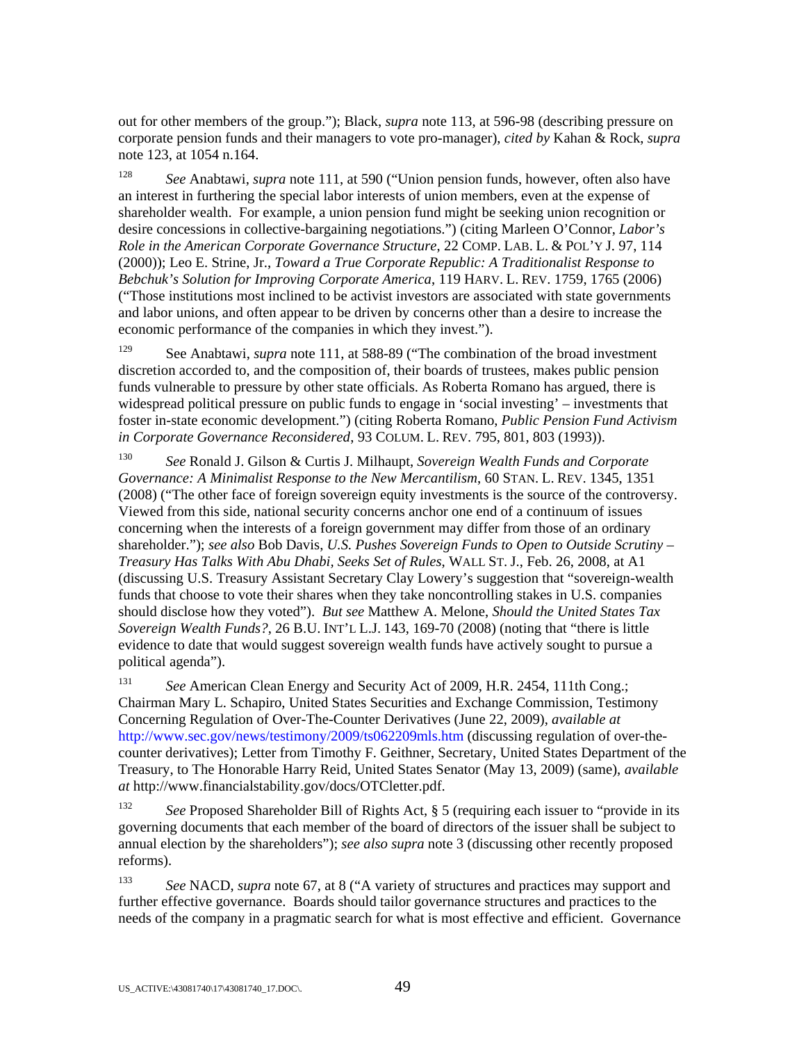out for other members of the group."); Black, *supra* note 113, at 596-98 (describing pressure on corporate pension funds and their managers to vote pro-manager), *cited by* Kahan & Rock, *supra* note 123, at 1054 n.164.

[128] *See* Anabtawi, *supra* note 111, at 590 ("Union pension funds, however, often also have an interest in furthering the special labor interests of union members, even at the expense of shareholder wealth. For example, a union pension fund might be seeking union recognition or desire concessions in collective-bargaining negotiations.") (citing Marleen O'Connor, *Labor's Role in the American Corporate Governance Structure*, 22 COMP. LAB. L. & POL'Y J. 97, 114 (2000)); Leo E. Strine, Jr., *Toward a True Corporate Republic: A Traditionalist Response to Bebchuk's Solution for Improving Corporate America*, 119 HARV. L. REV. 1759, 1765 (2006) ("Those institutions most inclined to be activist investors are associated with state governments and labor unions, and often appear to be driven by concerns other than a desire to increase the economic performance of the companies in which they invest.").

[129] See Anabtawi, *supra* note 111, at 588-89 ("The combination of the broad investment discretion accorded to, and the composition of, their boards of trustees, makes public pension funds vulnerable to pressure by other state officials. As Roberta Romano has argued, there is widespread political pressure on public funds to engage in 'social investing' – investments that foster in-state economic development.") (citing Roberta Romano, *Public Pension Fund Activism in Corporate Governance Reconsidered*, 93 COLUM. L. REV. 795, 801, 803 (1993)).

[130] *See* Ronald J. Gilson & Curtis J. Milhaupt, *Sovereign Wealth Funds and Corporate Governance: A Minimalist Response to the New Mercantilism*, 60 STAN. L. REV. 1345, 1351 (2008) ("The other face of foreign sovereign equity investments is the source of the controversy. Viewed from this side, national security concerns anchor one end of a continuum of issues concerning when the interests of a foreign government may differ from those of an ordinary shareholder."); *see also* Bob Davis, *U.S. Pushes Sovereign Funds to Open to Outside Scrutiny – Treasury Has Talks With Abu Dhabi, Seeks Set of Rules*, WALL ST. J., Feb. 26, 2008, at A1 (discussing U.S. Treasury Assistant Secretary Clay Lowery's suggestion that "sovereign-wealth funds that choose to vote their shares when they take noncontrolling stakes in U.S. companies should disclose how they voted"). *But see* Matthew A. Melone, *Should the United States Tax Sovereign Wealth Funds?*, 26 B.U. INT'L L.J. 143, 169-70 (2008) (noting that "there is little evidence to date that would suggest sovereign wealth funds have actively sought to pursue a political agenda").

[131] *See* American Clean Energy and Security Act of 2009, H.R. 2454, 111th Cong.; Chairman Mary L. Schapiro, United States Securities and Exchange Commission, Testimony Concerning Regulation of Over-The-Counter Derivatives (June 22, 2009), *available at* http://www.sec.gov/news/testimony/2009/ts062209mls.htm (discussing regulation of over-the-counter derivatives); Letter from Timothy F. Geithner, Secretary, United States Department of the Treasury, to The Honorable Harry Reid, United States Senator (May 13, 2009) (same), *available at* http://www.financialstability.gov/docs/OTCletter.pdf.

[132] *See* Proposed Shareholder Bill of Rights Act, § 5 (requiring each issuer to "provide in its governing documents that each member of the board of directors of the issuer shall be subject to annual election by the shareholders"); *see also supra* note 3 (discussing other recently proposed reforms).

[133] *See* NACD, *supra* note 67, at 8 ("A variety of structures and practices may support and further effective governance. Boards should tailor governance structures and practices to the needs of the company in a pragmatic search for what is most effective and efficient. Governance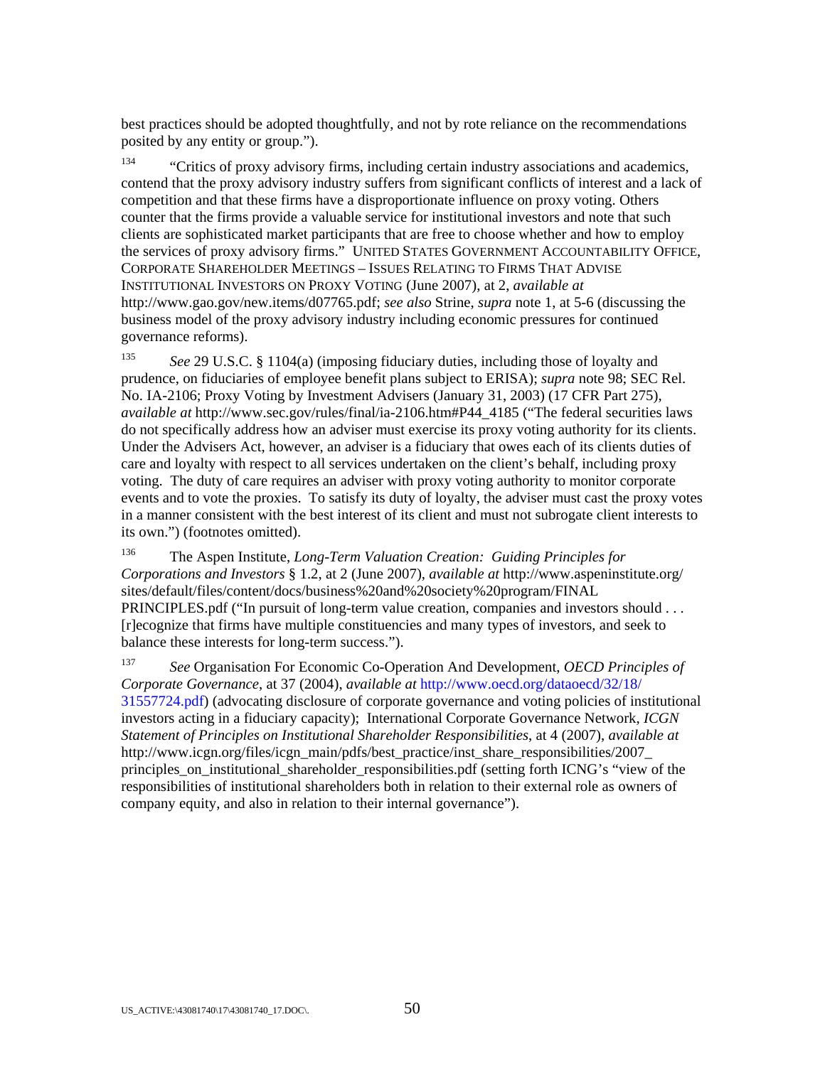best practices should be adopted thoughtfully, and not by rote reliance on the recommendations posited by any entity or group.").

[134] "Critics of proxy advisory firms, including certain industry associations and academics, contend that the proxy advisory industry suffers from significant conflicts of interest and a lack of competition and that these firms have a disproportionate influence on proxy voting. Others counter that the firms provide a valuable service for institutional investors and note that such clients are sophisticated market participants that are free to choose whether and how to employ the services of proxy advisory firms." UNITED STATES GOVERNMENT ACCOUNTABILITY OFFICE, CORPORATE SHAREHOLDER MEETINGS – ISSUES RELATING TO FIRMS THAT ADVISE INSTITUTIONAL INVESTORS ON PROXY VOTING (June 2007), at 2, *available at* http://www.gao.gov/new.items/d07765.pdf; *see also* Strine, *supra* note 1, at 5-6 (discussing the business model of the proxy advisory industry including economic pressures for continued governance reforms).

[135] *See* 29 U.S.C. § 1104(a) (imposing fiduciary duties, including those of loyalty and prudence, on fiduciaries of employee benefit plans subject to ERISA); *supra* note 98; SEC Rel. No. IA-2106; Proxy Voting by Investment Advisers (January 31, 2003) (17 CFR Part 275), *available at* http://www.sec.gov/rules/final/ia-2106.htm#P44_4185 ("The federal securities laws do not specifically address how an adviser must exercise its proxy voting authority for its clients. Under the Advisers Act, however, an adviser is a fiduciary that owes each of its clients duties of care and loyalty with respect to all services undertaken on the client's behalf, including proxy voting. The duty of care requires an adviser with proxy voting authority to monitor corporate events and to vote the proxies. To satisfy its duty of loyalty, the adviser must cast the proxy votes in a manner consistent with the best interest of its client and must not subrogate client interests to its own.") (footnotes omitted).

[136] The Aspen Institute, *Long-Term Valuation Creation: Guiding Principles for Corporations and Investors* § 1.2, at 2 (June 2007), *available at* http://www.aspeninstitute.org/sites/default/files/content/docs/business%20and%20society%20program/FINAL PRINCIPLES.pdf ("In pursuit of long-term value creation, companies and investors should . . . [r]ecognize that firms have multiple constituencies and many types of investors, and seek to balance these interests for long-term success.").

[137] *See* Organisation For Economic Co-Operation And Development, *OECD Principles of Corporate Governance*, at 37 (2004), *available at* http://www.oecd.org/dataoecd/32/18/31557724.pdf) (advocating disclosure of corporate governance and voting policies of institutional investors acting in a fiduciary capacity); International Corporate Governance Network, *ICGN Statement of Principles on Institutional Shareholder Responsibilities*, at 4 (2007), *available at* http://www.icgn.org/files/icgn_main/pdfs/best_practice/inst_share_responsibilities/2007_principles_on_institutional_shareholder_responsibilities.pdf (setting forth ICNG's "view of the responsibilities of institutional shareholders both in relation to their external role as owners of company equity, and also in relation to their internal governance").